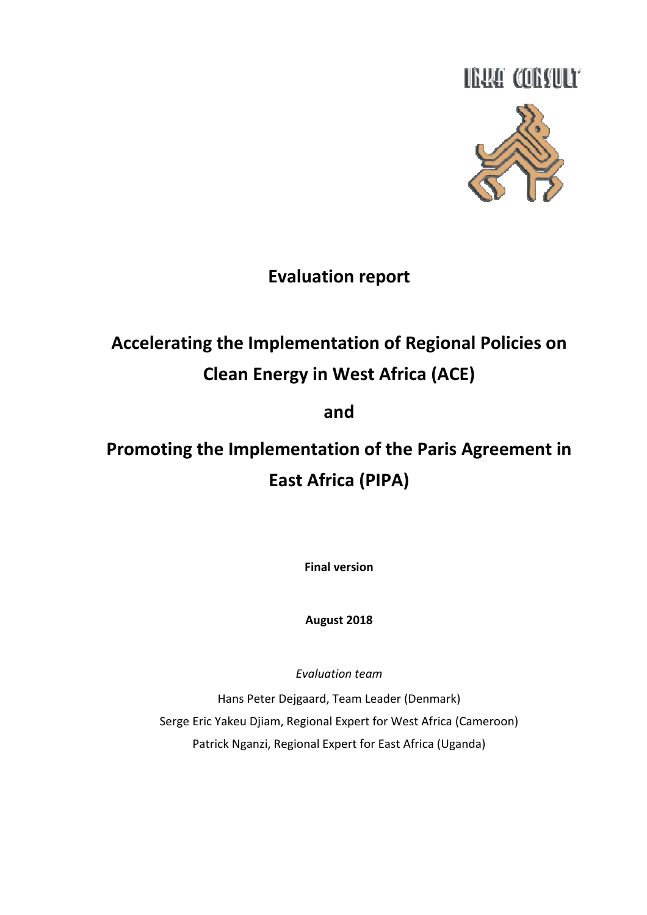INKA CONSULT

# Evaluation report

# Accelerating the Implementation of Regional Policies on Clean Energy in West Africa (ACE)

# and

# Promoting the Implementation of the Paris Agreement in East Africa (PIPA)

**Final version**

**August 2018**

*Evaluation team*

Hans Peter Dejgaard, Team Leader (Denmark)

Serge Eric Yakeu Djiam, Regional Expert for West Africa (Cameroon)

Patrick Nganzi, Regional Expert for East Africa (Uganda)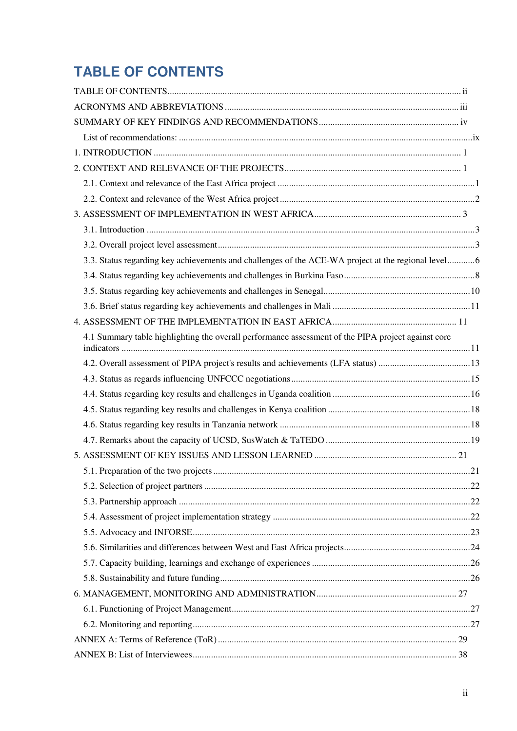# TABLE OF CONTENTS

TABLE OF CONTENTS ........ ii

ACRONYMS AND ABBREVIATIONS ........ iii

SUMMARY OF KEY FINDINGS AND RECOMMENDATIONS ........ iv

- List of recommendations: ........ ix

1. INTRODUCTION ........ 1

2. CONTEXT AND RELEVANCE OF THE PROJECTS ........ 1
   - 2.1. Context and relevance of the East Africa project ........ 1
   - 2.2. Context and relevance of the West Africa project ........ 2

3. ASSESSMENT OF IMPLEMENTATION IN WEST AFRICA ........ 3
   - 3.1. Introduction ........ 3
   - 3.2. Overall project level assessment ........ 3
   - 3.3. Status regarding key achievements and challenges of the ACE-WA project at the regional level ........ 6
   - 3.4. Status regarding key achievements and challenges in Burkina Faso ........ 8
   - 3.5. Status regarding key achievements and challenges in Senegal ........ 10
   - 3.6. Brief status regarding key achievements and challenges in Mali ........ 11

4. ASSESSMENT OF THE IMPLEMENTATION IN EAST AFRICA ........ 11
   - 4.1 Summary table highlighting the overall performance assessment of the PIPA project against core indicators ........ 11
   - 4.2. Overall assessment of PIPA project's results and achievements (LFA status) ........ 13
   - 4.3. Status as regards influencing UNFCCC negotiations ........ 15
   - 4.4. Status regarding key results and challenges in Uganda coalition ........ 16
   - 4.5. Status regarding key results and challenges in Kenya coalition ........ 18
   - 4.6. Status regarding key results in Tanzania network ........ 18
   - 4.7. Remarks about the capacity of UCSD, SusWatch & TaTEDO ........ 19

5. ASSESSMENT OF KEY ISSUES AND LESSON LEARNED ........ 21
   - 5.1. Preparation of the two projects ........ 21
   - 5.2. Selection of project partners ........ 22
   - 5.3. Partnership approach ........ 22
   - 5.4. Assessment of project implementation strategy ........ 22
   - 5.5. Advocacy and INFORSE ........ 23
   - 5.6. Similarities and differences between West and East Africa projects ........ 24
   - 5.7. Capacity building, learnings and exchange of experiences ........ 26
   - 5.8. Sustainability and future funding ........ 26

6. MANAGEMENT, MONITORING AND ADMINISTRATION ........ 27
   - 6.1. Functioning of Project Management ........ 27
   - 6.2. Monitoring and reporting ........ 27

ANNEX A: Terms of Reference (ToR) ........ 29

ANNEX B: List of Interviewees ........ 38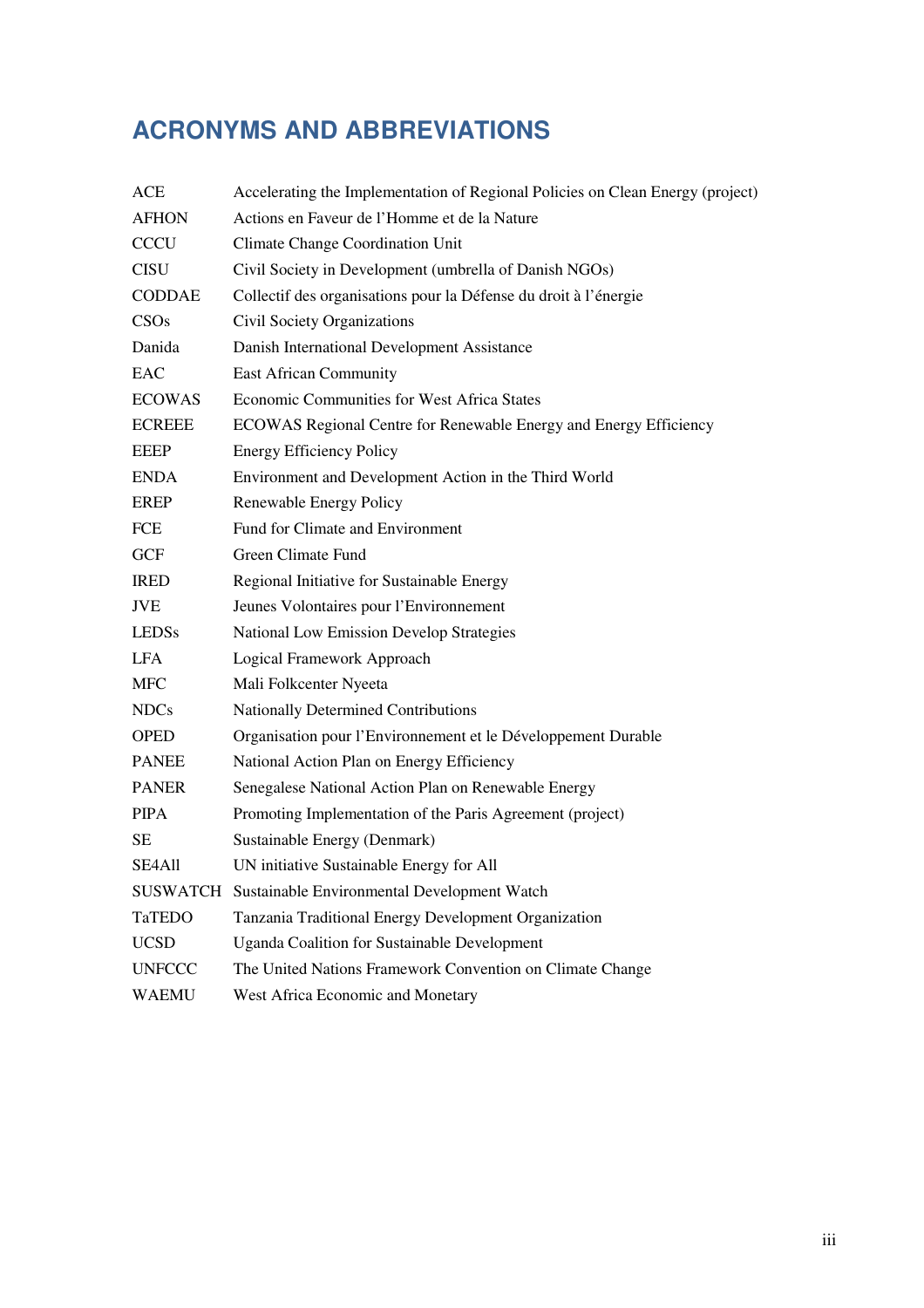# ACRONYMS AND ABBREVIATIONS

| | |
|---|---|
| ACE | Accelerating the Implementation of Regional Policies on Clean Energy (project) |
| AFHON | Actions en Faveur de l'Homme et de la Nature |
| CCCU | Climate Change Coordination Unit |
| CISU | Civil Society in Development (umbrella of Danish NGOs) |
| CODDAE | Collectif des organisations pour la Défense du droit à l'énergie |
| CSOs | Civil Society Organizations |
| Danida | Danish International Development Assistance |
| EAC | East African Community |
| ECOWAS | Economic Communities for West Africa States |
| ECREEE | ECOWAS Regional Centre for Renewable Energy and Energy Efficiency |
| EEEP | Energy Efficiency Policy |
| ENDA | Environment and Development Action in the Third World |
| EREP | Renewable Energy Policy |
| FCE | Fund for Climate and Environment |
| GCF | Green Climate Fund |
| IRED | Regional Initiative for Sustainable Energy |
| JVE | Jeunes Volontaires pour l'Environnement |
| LEDSs | National Low Emission Develop Strategies |
| LFA | Logical Framework Approach |
| MFC | Mali Folkcenter Nyeeta |
| NDCs | Nationally Determined Contributions |
| OPED | Organisation pour l'Environnement et le Développement Durable |
| PANEE | National Action Plan on Energy Efficiency |
| PANER | Senegalese National Action Plan on Renewable Energy |
| PIPA | Promoting Implementation of the Paris Agreement (project) |
| SE | Sustainable Energy (Denmark) |
| SE4All | UN initiative Sustainable Energy for All |
| SUSWATCH | Sustainable Environmental Development Watch |
| TaTEDO | Tanzania Traditional Energy Development Organization |
| UCSD | Uganda Coalition for Sustainable Development |
| UNFCCC | The United Nations Framework Convention on Climate Change |
| WAEMU | West Africa Economic and Monetary |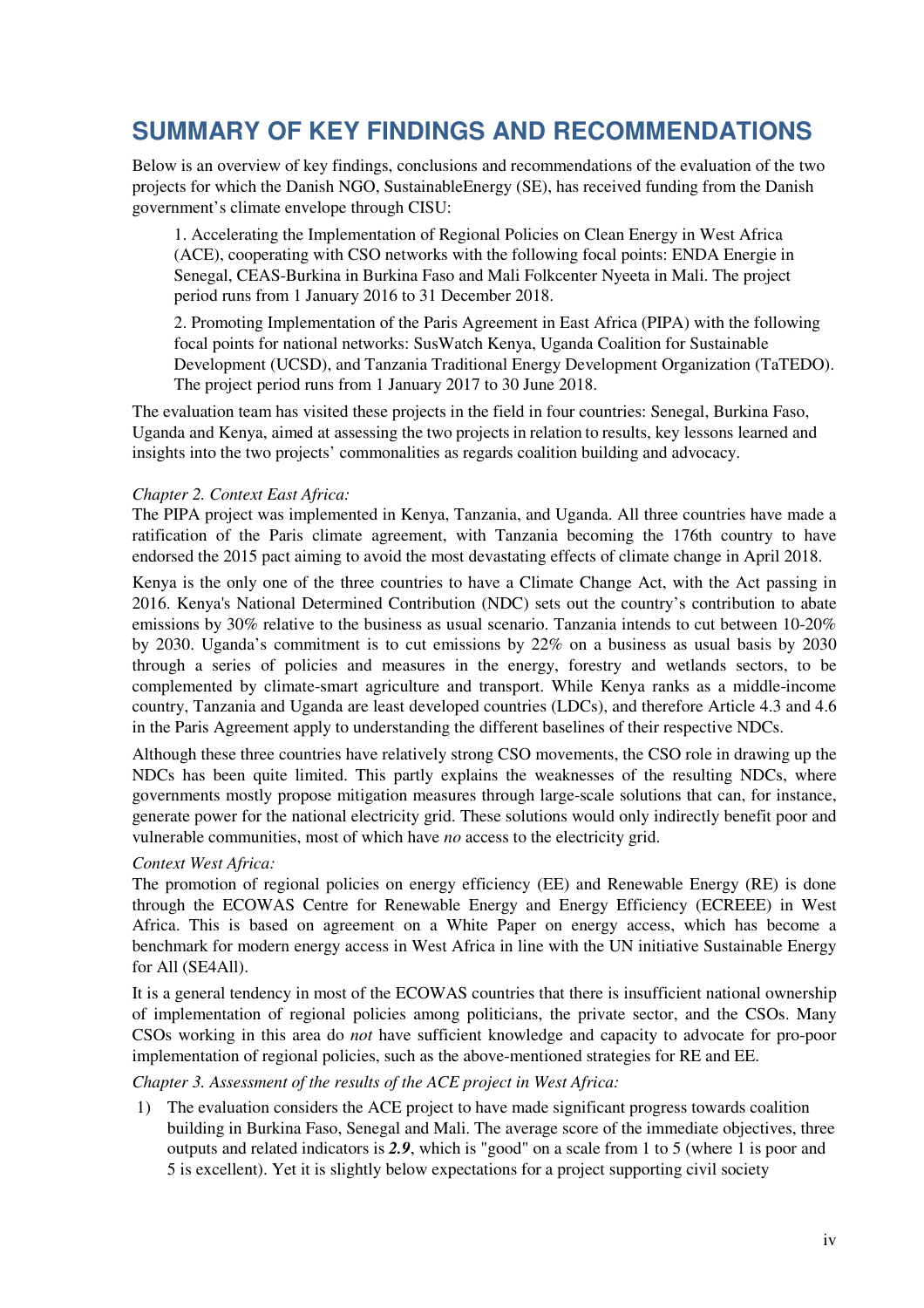# SUMMARY OF KEY FINDINGS AND RECOMMENDATIONS

Below is an overview of key findings, conclusions and recommendations of the evaluation of the two projects for which the Danish NGO, SustainableEnergy (SE), has received funding from the Danish government's climate envelope through CISU:

> 1. Accelerating the Implementation of Regional Policies on Clean Energy in West Africa (ACE), cooperating with CSO networks with the following focal points: ENDA Energie in Senegal, CEAS-Burkina in Burkina Faso and Mali Folkcenter Nyeeta in Mali. The project period runs from 1 January 2016 to 31 December 2018.
>
> 2. Promoting Implementation of the Paris Agreement in East Africa (PIPA) with the following focal points for national networks: SusWatch Kenya, Uganda Coalition for Sustainable Development (UCSD), and Tanzania Traditional Energy Development Organization (TaTEDO). The project period runs from 1 January 2017 to 30 June 2018.

The evaluation team has visited these projects in the field in four countries: Senegal, Burkina Faso, Uganda and Kenya, aimed at assessing the two projects in relation to results, key lessons learned and insights into the two projects' commonalities as regards coalition building and advocacy.

*Chapter 2. Context East Africa:*

The PIPA project was implemented in Kenya, Tanzania, and Uganda. All three countries have made a ratification of the Paris climate agreement, with Tanzania becoming the 176th country to have endorsed the 2015 pact aiming to avoid the most devastating effects of climate change in April 2018.

Kenya is the only one of the three countries to have a Climate Change Act, with the Act passing in 2016. Kenya's National Determined Contribution (NDC) sets out the country's contribution to abate emissions by 30% relative to the business as usual scenario. Tanzania intends to cut between 10-20% by 2030. Uganda's commitment is to cut emissions by 22% on a business as usual basis by 2030 through a series of policies and measures in the energy, forestry and wetlands sectors, to be complemented by climate-smart agriculture and transport. While Kenya ranks as a middle-income country, Tanzania and Uganda are least developed countries (LDCs), and therefore Article 4.3 and 4.6 in the Paris Agreement apply to understanding the different baselines of their respective NDCs.

Although these three countries have relatively strong CSO movements, the CSO role in drawing up the NDCs has been quite limited. This partly explains the weaknesses of the resulting NDCs, where governments mostly propose mitigation measures through large-scale solutions that can, for instance, generate power for the national electricity grid. These solutions would only indirectly benefit poor and vulnerable communities, most of which have *no* access to the electricity grid.

*Context West Africa:*

The promotion of regional policies on energy efficiency (EE) and Renewable Energy (RE) is done through the ECOWAS Centre for Renewable Energy and Energy Efficiency (ECREEE) in West Africa. This is based on agreement on a White Paper on energy access, which has become a benchmark for modern energy access in West Africa in line with the UN initiative Sustainable Energy for All (SE4All).

It is a general tendency in most of the ECOWAS countries that there is insufficient national ownership of implementation of regional policies among politicians, the private sector, and the CSOs. Many CSOs working in this area do *not* have sufficient knowledge and capacity to advocate for pro-poor implementation of regional policies, such as the above-mentioned strategies for RE and EE.

*Chapter 3. Assessment of the results of the ACE project in West Africa:*

1) The evaluation considers the ACE project to have made significant progress towards coalition building in Burkina Faso, Senegal and Mali. The average score of the immediate objectives, three outputs and related indicators is ***2.9***, which is "good" on a scale from 1 to 5 (where 1 is poor and 5 is excellent). Yet it is slightly below expectations for a project supporting civil society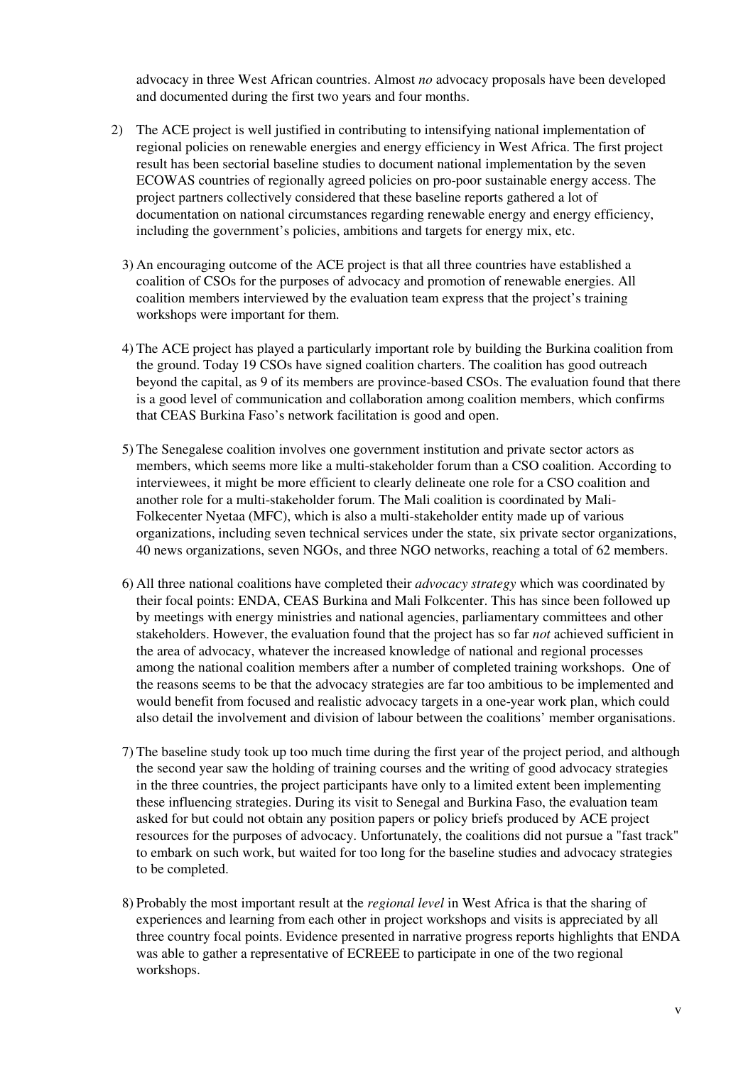advocacy in three West African countries. Almost *no* advocacy proposals have been developed and documented during the first two years and four months.

2) The ACE project is well justified in contributing to intensifying national implementation of regional policies on renewable energies and energy efficiency in West Africa. The first project result has been sectorial baseline studies to document national implementation by the seven ECOWAS countries of regionally agreed policies on pro-poor sustainable energy access. The project partners collectively considered that these baseline reports gathered a lot of documentation on national circumstances regarding renewable energy and energy efficiency, including the government's policies, ambitions and targets for energy mix, etc.

3) An encouraging outcome of the ACE project is that all three countries have established a coalition of CSOs for the purposes of advocacy and promotion of renewable energies. All coalition members interviewed by the evaluation team express that the project's training workshops were important for them.

4) The ACE project has played a particularly important role by building the Burkina coalition from the ground. Today 19 CSOs have signed coalition charters. The coalition has good outreach beyond the capital, as 9 of its members are province-based CSOs. The evaluation found that there is a good level of communication and collaboration among coalition members, which confirms that CEAS Burkina Faso's network facilitation is good and open.

5) The Senegalese coalition involves one government institution and private sector actors as members, which seems more like a multi-stakeholder forum than a CSO coalition. According to interviewees, it might be more efficient to clearly delineate one role for a CSO coalition and another role for a multi-stakeholder forum. The Mali coalition is coordinated by Mali-Folkecenter Nyetaa (MFC), which is also a multi-stakeholder entity made up of various organizations, including seven technical services under the state, six private sector organizations, 40 news organizations, seven NGOs, and three NGO networks, reaching a total of 62 members.

6) All three national coalitions have completed their *advocacy strategy* which was coordinated by their focal points: ENDA, CEAS Burkina and Mali Folkcenter. This has since been followed up by meetings with energy ministries and national agencies, parliamentary committees and other stakeholders. However, the evaluation found that the project has so far *not* achieved sufficient in the area of advocacy, whatever the increased knowledge of national and regional processes among the national coalition members after a number of completed training workshops. One of the reasons seems to be that the advocacy strategies are far too ambitious to be implemented and would benefit from focused and realistic advocacy targets in a one-year work plan, which could also detail the involvement and division of labour between the coalitions' member organisations.

7) The baseline study took up too much time during the first year of the project period, and although the second year saw the holding of training courses and the writing of good advocacy strategies in the three countries, the project participants have only to a limited extent been implementing these influencing strategies. During its visit to Senegal and Burkina Faso, the evaluation team asked for but could not obtain any position papers or policy briefs produced by ACE project resources for the purposes of advocacy. Unfortunately, the coalitions did not pursue a "fast track" to embark on such work, but waited for too long for the baseline studies and advocacy strategies to be completed.

8) Probably the most important result at the *regional level* in West Africa is that the sharing of experiences and learning from each other in project workshops and visits is appreciated by all three country focal points. Evidence presented in narrative progress reports highlights that ENDA was able to gather a representative of ECREEE to participate in one of the two regional workshops.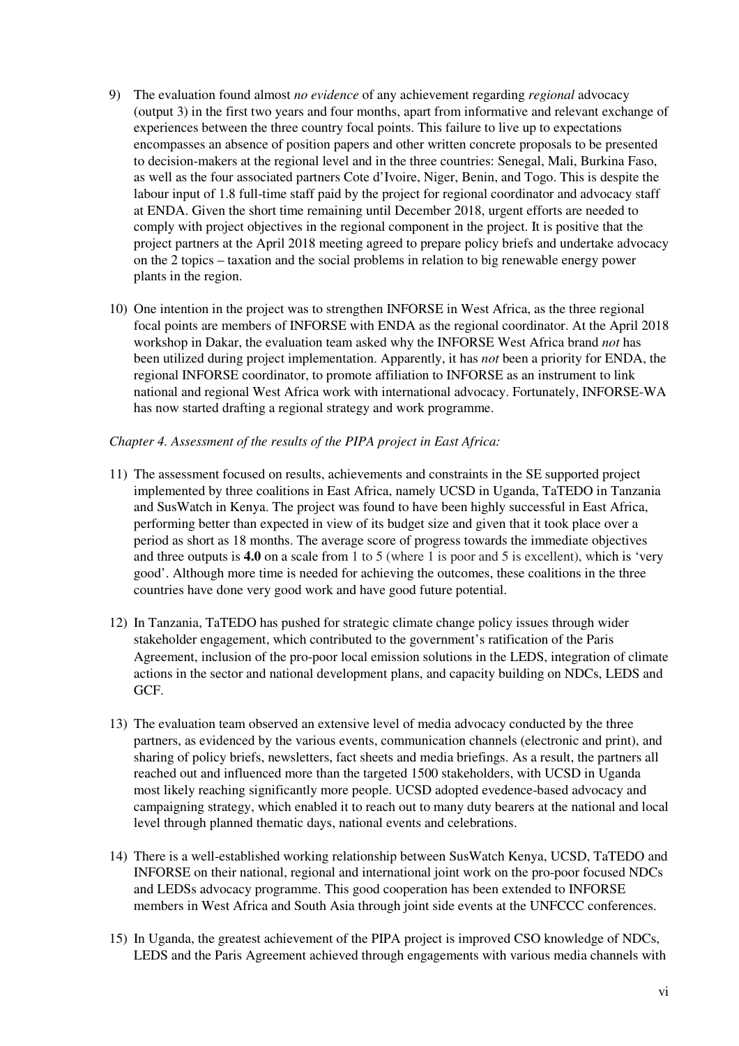9) The evaluation found almost *no evidence* of any achievement regarding *regional* advocacy (output 3) in the first two years and four months, apart from informative and relevant exchange of experiences between the three country focal points. This failure to live up to expectations encompasses an absence of position papers and other written concrete proposals to be presented to decision-makers at the regional level and in the three countries: Senegal, Mali, Burkina Faso, as well as the four associated partners Cote d'Ivoire, Niger, Benin, and Togo. This is despite the labour input of 1.8 full-time staff paid by the project for regional coordinator and advocacy staff at ENDA. Given the short time remaining until December 2018, urgent efforts are needed to comply with project objectives in the regional component in the project. It is positive that the project partners at the April 2018 meeting agreed to prepare policy briefs and undertake advocacy on the 2 topics – taxation and the social problems in relation to big renewable energy power plants in the region.

10) One intention in the project was to strengthen INFORSE in West Africa, as the three regional focal points are members of INFORSE with ENDA as the regional coordinator. At the April 2018 workshop in Dakar, the evaluation team asked why the INFORSE West Africa brand *not* has been utilized during project implementation. Apparently, it has *not* been a priority for ENDA, the regional INFORSE coordinator, to promote affiliation to INFORSE as an instrument to link national and regional West Africa work with international advocacy. Fortunately, INFORSE-WA has now started drafting a regional strategy and work programme.

*Chapter 4. Assessment of the results of the PIPA project in East Africa:*

11) The assessment focused on results, achievements and constraints in the SE supported project implemented by three coalitions in East Africa, namely UCSD in Uganda, TaTEDO in Tanzania and SusWatch in Kenya. The project was found to have been highly successful in East Africa, performing better than expected in view of its budget size and given that it took place over a period as short as 18 months. The average score of progress towards the immediate objectives and three outputs is **4.0** on a scale from 1 to 5 (where 1 is poor and 5 is excellent), which is 'very good'. Although more time is needed for achieving the outcomes, these coalitions in the three countries have done very good work and have good future potential.

12) In Tanzania, TaTEDO has pushed for strategic climate change policy issues through wider stakeholder engagement, which contributed to the government's ratification of the Paris Agreement, inclusion of the pro-poor local emission solutions in the LEDS, integration of climate actions in the sector and national development plans, and capacity building on NDCs, LEDS and GCF.

13) The evaluation team observed an extensive level of media advocacy conducted by the three partners, as evidenced by the various events, communication channels (electronic and print), and sharing of policy briefs, newsletters, fact sheets and media briefings. As a result, the partners all reached out and influenced more than the targeted 1500 stakeholders, with UCSD in Uganda most likely reaching significantly more people. UCSD adopted evedence-based advocacy and campaigning strategy, which enabled it to reach out to many duty bearers at the national and local level through planned thematic days, national events and celebrations.

14) There is a well-established working relationship between SusWatch Kenya, UCSD, TaTEDO and INFORSE on their national, regional and international joint work on the pro-poor focused NDCs and LEDSs advocacy programme. This good cooperation has been extended to INFORSE members in West Africa and South Asia through joint side events at the UNFCCC conferences.

15) In Uganda, the greatest achievement of the PIPA project is improved CSO knowledge of NDCs, LEDS and the Paris Agreement achieved through engagements with various media channels with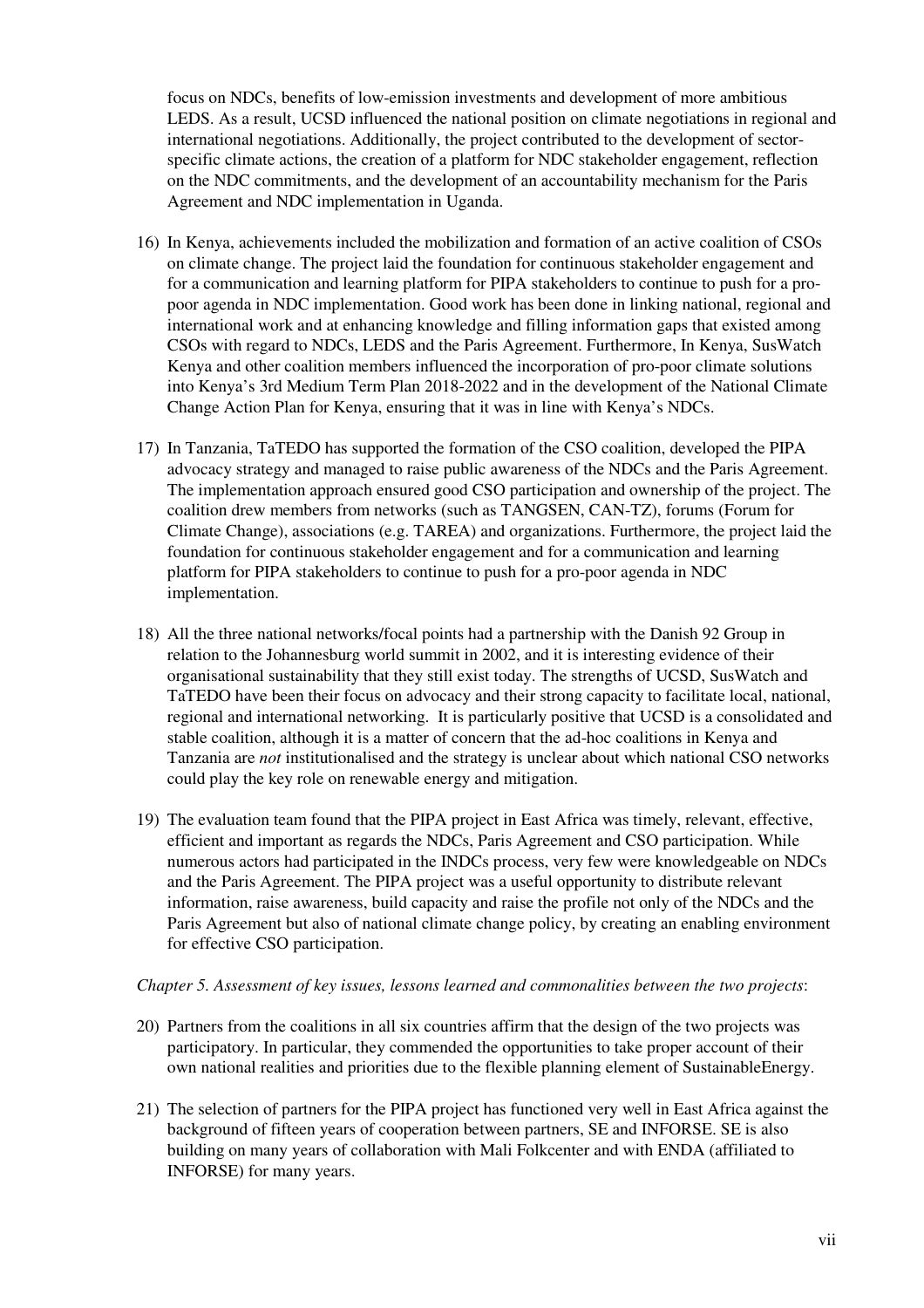focus on NDCs, benefits of low-emission investments and development of more ambitious LEDS. As a result, UCSD influenced the national position on climate negotiations in regional and international negotiations. Additionally, the project contributed to the development of sector-specific climate actions, the creation of a platform for NDC stakeholder engagement, reflection on the NDC commitments, and the development of an accountability mechanism for the Paris Agreement and NDC implementation in Uganda.

16) In Kenya, achievements included the mobilization and formation of an active coalition of CSOs on climate change. The project laid the foundation for continuous stakeholder engagement and for a communication and learning platform for PIPA stakeholders to continue to push for a pro-poor agenda in NDC implementation. Good work has been done in linking national, regional and international work and at enhancing knowledge and filling information gaps that existed among CSOs with regard to NDCs, LEDS and the Paris Agreement. Furthermore, In Kenya, SusWatch Kenya and other coalition members influenced the incorporation of pro-poor climate solutions into Kenya's 3rd Medium Term Plan 2018-2022 and in the development of the National Climate Change Action Plan for Kenya, ensuring that it was in line with Kenya's NDCs.

17) In Tanzania, TaTEDO has supported the formation of the CSO coalition, developed the PIPA advocacy strategy and managed to raise public awareness of the NDCs and the Paris Agreement. The implementation approach ensured good CSO participation and ownership of the project. The coalition drew members from networks (such as TANGSEN, CAN-TZ), forums (Forum for Climate Change), associations (e.g. TAREA) and organizations. Furthermore, the project laid the foundation for continuous stakeholder engagement and for a communication and learning platform for PIPA stakeholders to continue to push for a pro-poor agenda in NDC implementation.

18) All the three national networks/focal points had a partnership with the Danish 92 Group in relation to the Johannesburg world summit in 2002, and it is interesting evidence of their organisational sustainability that they still exist today. The strengths of UCSD, SusWatch and TaTEDO have been their focus on advocacy and their strong capacity to facilitate local, national, regional and international networking. It is particularly positive that UCSD is a consolidated and stable coalition, although it is a matter of concern that the ad-hoc coalitions in Kenya and Tanzania are *not* institutionalised and the strategy is unclear about which national CSO networks could play the key role on renewable energy and mitigation.

19) The evaluation team found that the PIPA project in East Africa was timely, relevant, effective, efficient and important as regards the NDCs, Paris Agreement and CSO participation. While numerous actors had participated in the INDCs process, very few were knowledgeable on NDCs and the Paris Agreement. The PIPA project was a useful opportunity to distribute relevant information, raise awareness, build capacity and raise the profile not only of the NDCs and the Paris Agreement but also of national climate change policy, by creating an enabling environment for effective CSO participation.

*Chapter 5. Assessment of key issues, lessons learned and commonalities between the two projects*:

20) Partners from the coalitions in all six countries affirm that the design of the two projects was participatory. In particular, they commended the opportunities to take proper account of their own national realities and priorities due to the flexible planning element of SustainableEnergy.

21) The selection of partners for the PIPA project has functioned very well in East Africa against the background of fifteen years of cooperation between partners, SE and INFORSE. SE is also building on many years of collaboration with Mali Folkcenter and with ENDA (affiliated to INFORSE) for many years.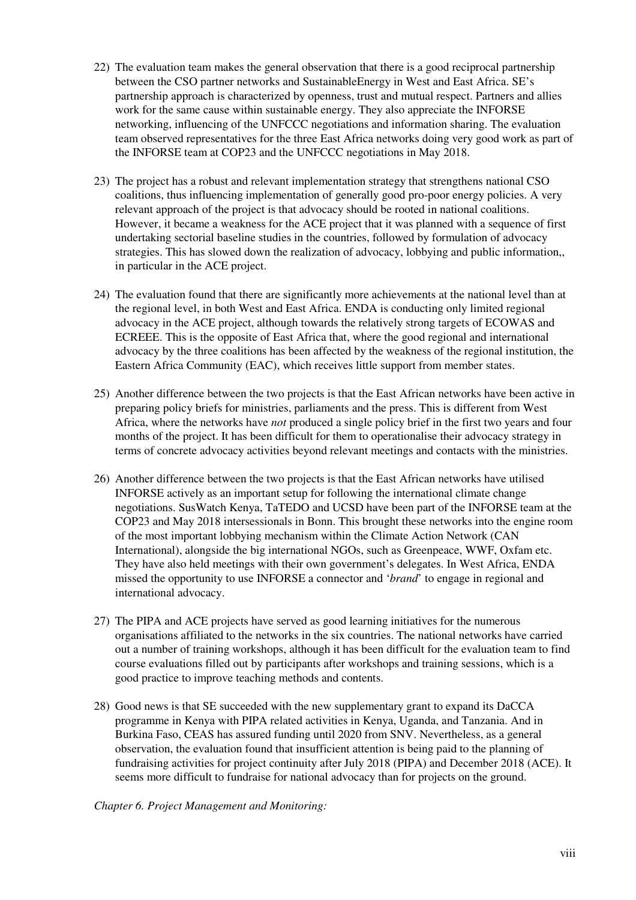22) The evaluation team makes the general observation that there is a good reciprocal partnership between the CSO partner networks and SustainableEnergy in West and East Africa. SE's partnership approach is characterized by openness, trust and mutual respect. Partners and allies work for the same cause within sustainable energy. They also appreciate the INFORSE networking, influencing of the UNFCCC negotiations and information sharing. The evaluation team observed representatives for the three East Africa networks doing very good work as part of the INFORSE team at COP23 and the UNFCCC negotiations in May 2018.

23) The project has a robust and relevant implementation strategy that strengthens national CSO coalitions, thus influencing implementation of generally good pro-poor energy policies. A very relevant approach of the project is that advocacy should be rooted in national coalitions. However, it became a weakness for the ACE project that it was planned with a sequence of first undertaking sectorial baseline studies in the countries, followed by formulation of advocacy strategies. This has slowed down the realization of advocacy, lobbying and public information,, in particular in the ACE project.

24) The evaluation found that there are significantly more achievements at the national level than at the regional level, in both West and East Africa. ENDA is conducting only limited regional advocacy in the ACE project, although towards the relatively strong targets of ECOWAS and ECREEE. This is the opposite of East Africa that, where the good regional and international advocacy by the three coalitions has been affected by the weakness of the regional institution, the Eastern Africa Community (EAC), which receives little support from member states.

25) Another difference between the two projects is that the East African networks have been active in preparing policy briefs for ministries, parliaments and the press. This is different from West Africa, where the networks have *not* produced a single policy brief in the first two years and four months of the project. It has been difficult for them to operationalise their advocacy strategy in terms of concrete advocacy activities beyond relevant meetings and contacts with the ministries.

26) Another difference between the two projects is that the East African networks have utilised INFORSE actively as an important setup for following the international climate change negotiations. SusWatch Kenya, TaTEDO and UCSD have been part of the INFORSE team at the COP23 and May 2018 intersessionals in Bonn. This brought these networks into the engine room of the most important lobbying mechanism within the Climate Action Network (CAN International), alongside the big international NGOs, such as Greenpeace, WWF, Oxfam etc. They have also held meetings with their own government's delegates. In West Africa, ENDA missed the opportunity to use INFORSE a connector and '*brand*' to engage in regional and international advocacy.

27) The PIPA and ACE projects have served as good learning initiatives for the numerous organisations affiliated to the networks in the six countries. The national networks have carried out a number of training workshops, although it has been difficult for the evaluation team to find course evaluations filled out by participants after workshops and training sessions, which is a good practice to improve teaching methods and contents.

28) Good news is that SE succeeded with the new supplementary grant to expand its DaCCA programme in Kenya with PIPA related activities in Kenya, Uganda, and Tanzania. And in Burkina Faso, CEAS has assured funding until 2020 from SNV. Nevertheless, as a general observation, the evaluation found that insufficient attention is being paid to the planning of fundraising activities for project continuity after July 2018 (PIPA) and December 2018 (ACE). It seems more difficult to fundraise for national advocacy than for projects on the ground.

*Chapter 6. Project Management and Monitoring:*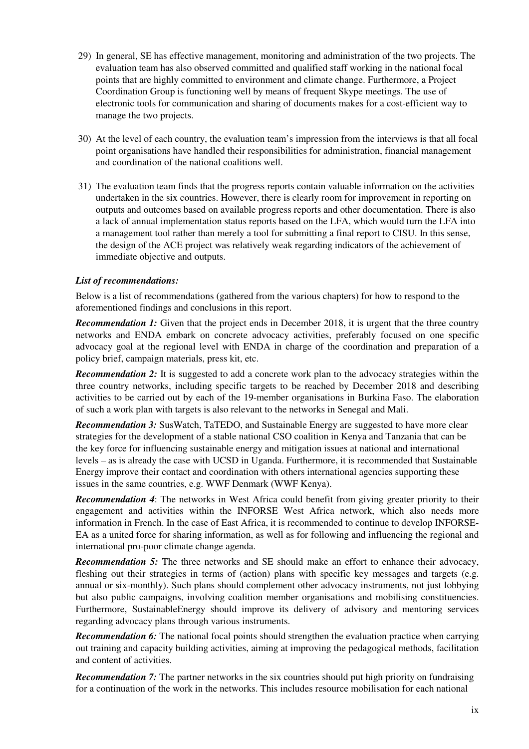29) In general, SE has effective management, monitoring and administration of the two projects. The evaluation team has also observed committed and qualified staff working in the national focal points that are highly committed to environment and climate change. Furthermore, a Project Coordination Group is functioning well by means of frequent Skype meetings. The use of electronic tools for communication and sharing of documents makes for a cost-efficient way to manage the two projects.

30) At the level of each country, the evaluation team's impression from the interviews is that all focal point organisations have handled their responsibilities for administration, financial management and coordination of the national coalitions well.

31) The evaluation team finds that the progress reports contain valuable information on the activities undertaken in the six countries. However, there is clearly room for improvement in reporting on outputs and outcomes based on available progress reports and other documentation. There is also a lack of annual implementation status reports based on the LFA, which would turn the LFA into a management tool rather than merely a tool for submitting a final report to CISU. In this sense, the design of the ACE project was relatively weak regarding indicators of the achievement of immediate objective and outputs.

***List of recommendations:***

Below is a list of recommendations (gathered from the various chapters) for how to respond to the aforementioned findings and conclusions in this report.

***Recommendation 1:*** Given that the project ends in December 2018, it is urgent that the three country networks and ENDA embark on concrete advocacy activities, preferably focused on one specific advocacy goal at the regional level with ENDA in charge of the coordination and preparation of a policy brief, campaign materials, press kit, etc.

***Recommendation 2:*** It is suggested to add a concrete work plan to the advocacy strategies within the three country networks, including specific targets to be reached by December 2018 and describing activities to be carried out by each of the 19-member organisations in Burkina Faso. The elaboration of such a work plan with targets is also relevant to the networks in Senegal and Mali.

***Recommendation 3:*** SusWatch, TaTEDO, and Sustainable Energy are suggested to have more clear strategies for the development of a stable national CSO coalition in Kenya and Tanzania that can be the key force for influencing sustainable energy and mitigation issues at national and international levels – as is already the case with UCSD in Uganda. Furthermore, it is recommended that Sustainable Energy improve their contact and coordination with others international agencies supporting these issues in the same countries, e.g. WWF Denmark (WWF Kenya).

***Recommendation 4***: The networks in West Africa could benefit from giving greater priority to their engagement and activities within the INFORSE West Africa network, which also needs more information in French. In the case of East Africa, it is recommended to continue to develop INFORSE-EA as a united force for sharing information, as well as for following and influencing the regional and international pro-poor climate change agenda.

***Recommendation 5:*** The three networks and SE should make an effort to enhance their advocacy, fleshing out their strategies in terms of (action) plans with specific key messages and targets (e.g. annual or six-monthly). Such plans should complement other advocacy instruments, not just lobbying but also public campaigns, involving coalition member organisations and mobilising constituencies. Furthermore, SustainableEnergy should improve its delivery of advisory and mentoring services regarding advocacy plans through various instruments.

***Recommendation 6:*** The national focal points should strengthen the evaluation practice when carrying out training and capacity building activities, aiming at improving the pedagogical methods, facilitation and content of activities.

***Recommendation 7:*** The partner networks in the six countries should put high priority on fundraising for a continuation of the work in the networks. This includes resource mobilisation for each national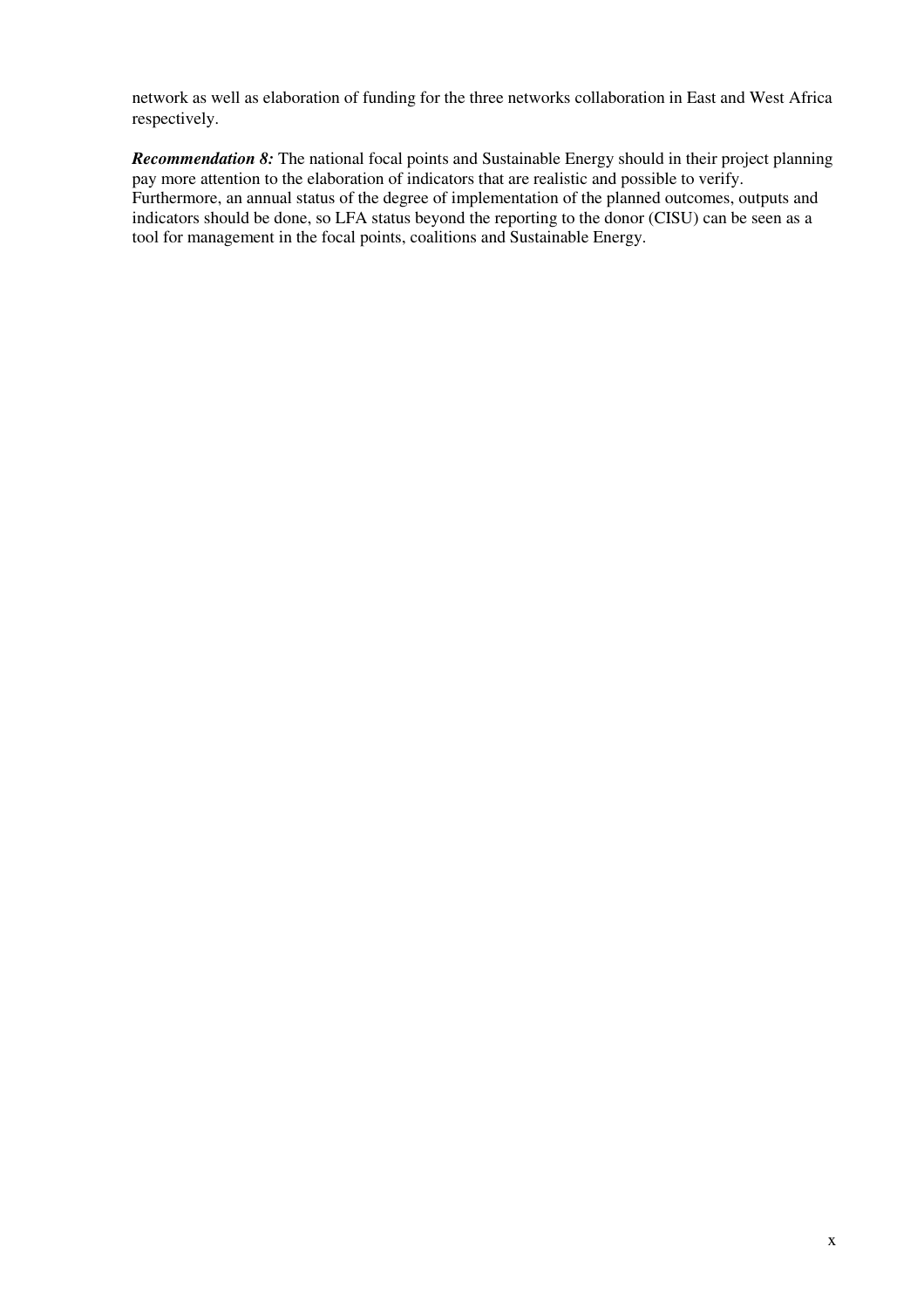network as well as elaboration of funding for the three networks collaboration in East and West Africa respectively.

***Recommendation 8:*** The national focal points and Sustainable Energy should in their project planning pay more attention to the elaboration of indicators that are realistic and possible to verify. Furthermore, an annual status of the degree of implementation of the planned outcomes, outputs and indicators should be done, so LFA status beyond the reporting to the donor (CISU) can be seen as a tool for management in the focal points, coalitions and Sustainable Energy.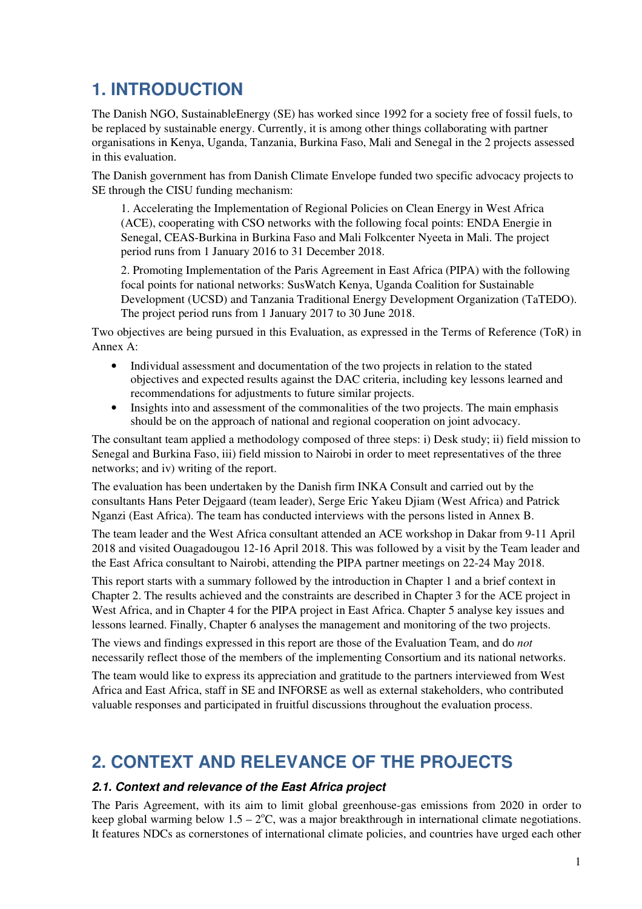# 1. INTRODUCTION

The Danish NGO, SustainableEnergy (SE) has worked since 1992 for a society free of fossil fuels, to be replaced by sustainable energy. Currently, it is among other things collaborating with partner organisations in Kenya, Uganda, Tanzania, Burkina Faso, Mali and Senegal in the 2 projects assessed in this evaluation.

The Danish government has from Danish Climate Envelope funded two specific advocacy projects to SE through the CISU funding mechanism:

1. Accelerating the Implementation of Regional Policies on Clean Energy in West Africa (ACE), cooperating with CSO networks with the following focal points: ENDA Energie in Senegal, CEAS-Burkina in Burkina Faso and Mali Folkcenter Nyeeta in Mali. The project period runs from 1 January 2016 to 31 December 2018.
2. Promoting Implementation of the Paris Agreement in East Africa (PIPA) with the following focal points for national networks: SusWatch Kenya, Uganda Coalition for Sustainable Development (UCSD) and Tanzania Traditional Energy Development Organization (TaTEDO). The project period runs from 1 January 2017 to 30 June 2018.

Two objectives are being pursued in this Evaluation, as expressed in the Terms of Reference (ToR) in Annex A:

- Individual assessment and documentation of the two projects in relation to the stated objectives and expected results against the DAC criteria, including key lessons learned and recommendations for adjustments to future similar projects.
- Insights into and assessment of the commonalities of the two projects. The main emphasis should be on the approach of national and regional cooperation on joint advocacy.

The consultant team applied a methodology composed of three steps: i) Desk study; ii) field mission to Senegal and Burkina Faso, iii) field mission to Nairobi in order to meet representatives of the three networks; and iv) writing of the report.

The evaluation has been undertaken by the Danish firm INKA Consult and carried out by the consultants Hans Peter Dejgaard (team leader), Serge Eric Yakeu Djiam (West Africa) and Patrick Nganzi (East Africa). The team has conducted interviews with the persons listed in Annex B.

The team leader and the West Africa consultant attended an ACE workshop in Dakar from 9-11 April 2018 and visited Ouagadougou 12-16 April 2018. This was followed by a visit by the Team leader and the East Africa consultant to Nairobi, attending the PIPA partner meetings on 22-24 May 2018.

This report starts with a summary followed by the introduction in Chapter 1 and a brief context in Chapter 2. The results achieved and the constraints are described in Chapter 3 for the ACE project in West Africa, and in Chapter 4 for the PIPA project in East Africa. Chapter 5 analyse key issues and lessons learned. Finally, Chapter 6 analyses the management and monitoring of the two projects.

The views and findings expressed in this report are those of the Evaluation Team, and do *not* necessarily reflect those of the members of the implementing Consortium and its national networks.

The team would like to express its appreciation and gratitude to the partners interviewed from West Africa and East Africa, staff in SE and INFORSE as well as external stakeholders, who contributed valuable responses and participated in fruitful discussions throughout the evaluation process.

# 2. CONTEXT AND RELEVANCE OF THE PROJECTS

## *2.1. Context and relevance of the East Africa project*

The Paris Agreement, with its aim to limit global greenhouse-gas emissions from 2020 in order to keep global warming below 1.5 – 2°C, was a major breakthrough in international climate negotiations. It features NDCs as cornerstones of international climate policies, and countries have urged each other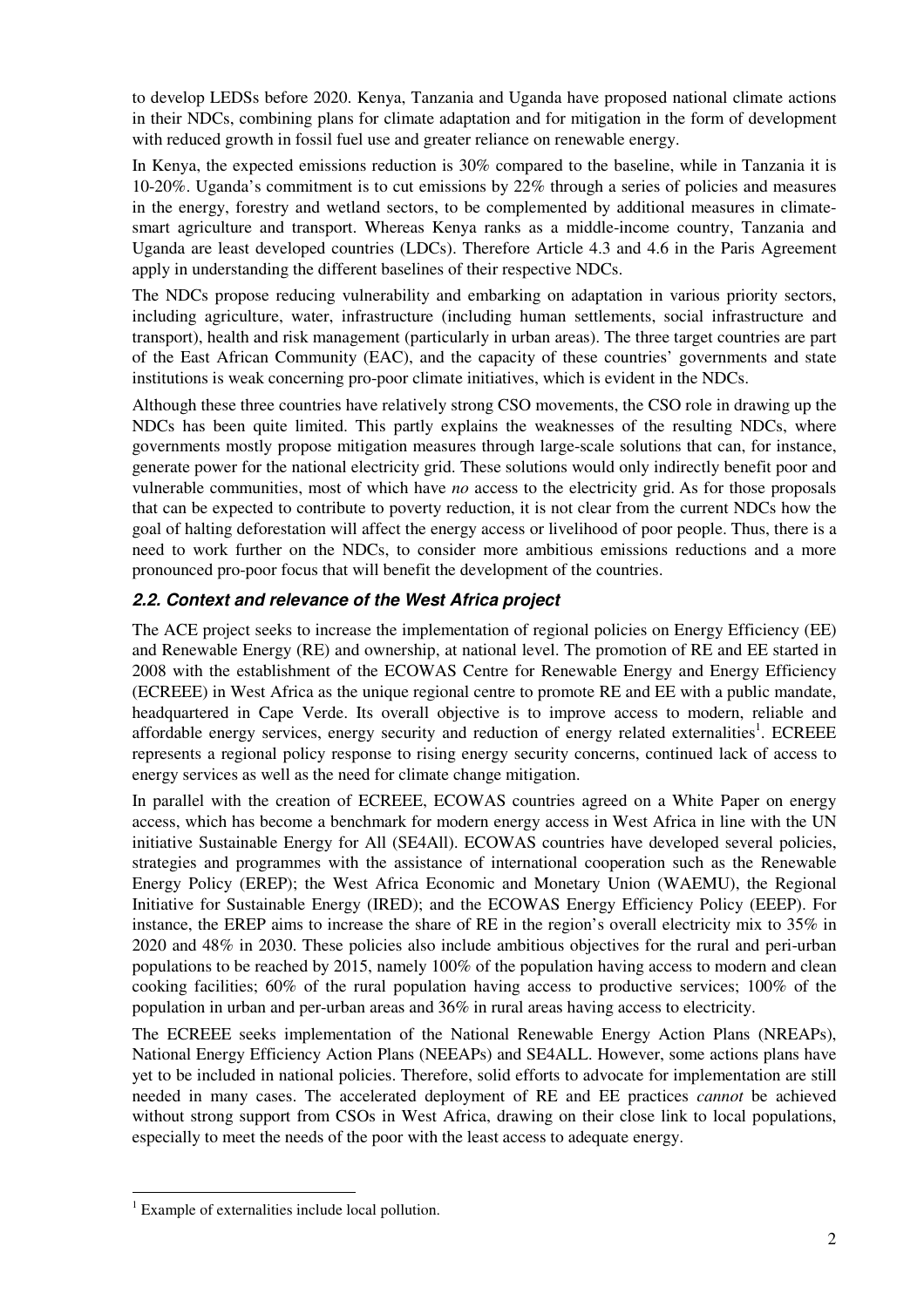to develop LEDSs before 2020. Kenya, Tanzania and Uganda have proposed national climate actions in their NDCs, combining plans for climate adaptation and for mitigation in the form of development with reduced growth in fossil fuel use and greater reliance on renewable energy.

In Kenya, the expected emissions reduction is 30% compared to the baseline, while in Tanzania it is 10-20%. Uganda's commitment is to cut emissions by 22% through a series of policies and measures in the energy, forestry and wetland sectors, to be complemented by additional measures in climate-smart agriculture and transport. Whereas Kenya ranks as a middle-income country, Tanzania and Uganda are least developed countries (LDCs). Therefore Article 4.3 and 4.6 in the Paris Agreement apply in understanding the different baselines of their respective NDCs.

The NDCs propose reducing vulnerability and embarking on adaptation in various priority sectors, including agriculture, water, infrastructure (including human settlements, social infrastructure and transport), health and risk management (particularly in urban areas). The three target countries are part of the East African Community (EAC), and the capacity of these countries' governments and state institutions is weak concerning pro-poor climate initiatives, which is evident in the NDCs.

Although these three countries have relatively strong CSO movements, the CSO role in drawing up the NDCs has been quite limited. This partly explains the weaknesses of the resulting NDCs, where governments mostly propose mitigation measures through large-scale solutions that can, for instance, generate power for the national electricity grid. These solutions would only indirectly benefit poor and vulnerable communities, most of which have *no* access to the electricity grid. As for those proposals that can be expected to contribute to poverty reduction, it is not clear from the current NDCs how the goal of halting deforestation will affect the energy access or livelihood of poor people. Thus, there is a need to work further on the NDCs, to consider more ambitious emissions reductions and a more pronounced pro-poor focus that will benefit the development of the countries.

### *2.2. Context and relevance of the West Africa project*

The ACE project seeks to increase the implementation of regional policies on Energy Efficiency (EE) and Renewable Energy (RE) and ownership, at national level. The promotion of RE and EE started in 2008 with the establishment of the ECOWAS Centre for Renewable Energy and Energy Efficiency (ECREEE) in West Africa as the unique regional centre to promote RE and EE with a public mandate, headquartered in Cape Verde. Its overall objective is to improve access to modern, reliable and affordable energy services, energy security and reduction of energy related externalities[1]. ECREEE represents a regional policy response to rising energy security concerns, continued lack of access to energy services as well as the need for climate change mitigation.

In parallel with the creation of ECREEE, ECOWAS countries agreed on a White Paper on energy access, which has become a benchmark for modern energy access in West Africa in line with the UN initiative Sustainable Energy for All (SE4All). ECOWAS countries have developed several policies, strategies and programmes with the assistance of international cooperation such as the Renewable Energy Policy (EREP); the West Africa Economic and Monetary Union (WAEMU), the Regional Initiative for Sustainable Energy (IRED); and the ECOWAS Energy Efficiency Policy (EEEP). For instance, the EREP aims to increase the share of RE in the region's overall electricity mix to 35% in 2020 and 48% in 2030. These policies also include ambitious objectives for the rural and peri-urban populations to be reached by 2015, namely 100% of the population having access to modern and clean cooking facilities; 60% of the rural population having access to productive services; 100% of the population in urban and per-urban areas and 36% in rural areas having access to electricity.

The ECREEE seeks implementation of the National Renewable Energy Action Plans (NREAPs), National Energy Efficiency Action Plans (NEEAPs) and SE4ALL. However, some actions plans have yet to be included in national policies. Therefore, solid efforts to advocate for implementation are still needed in many cases. The accelerated deployment of RE and EE practices *cannot* be achieved without strong support from CSOs in West Africa, drawing on their close link to local populations, especially to meet the needs of the poor with the least access to adequate energy.

[1] Example of externalities include local pollution.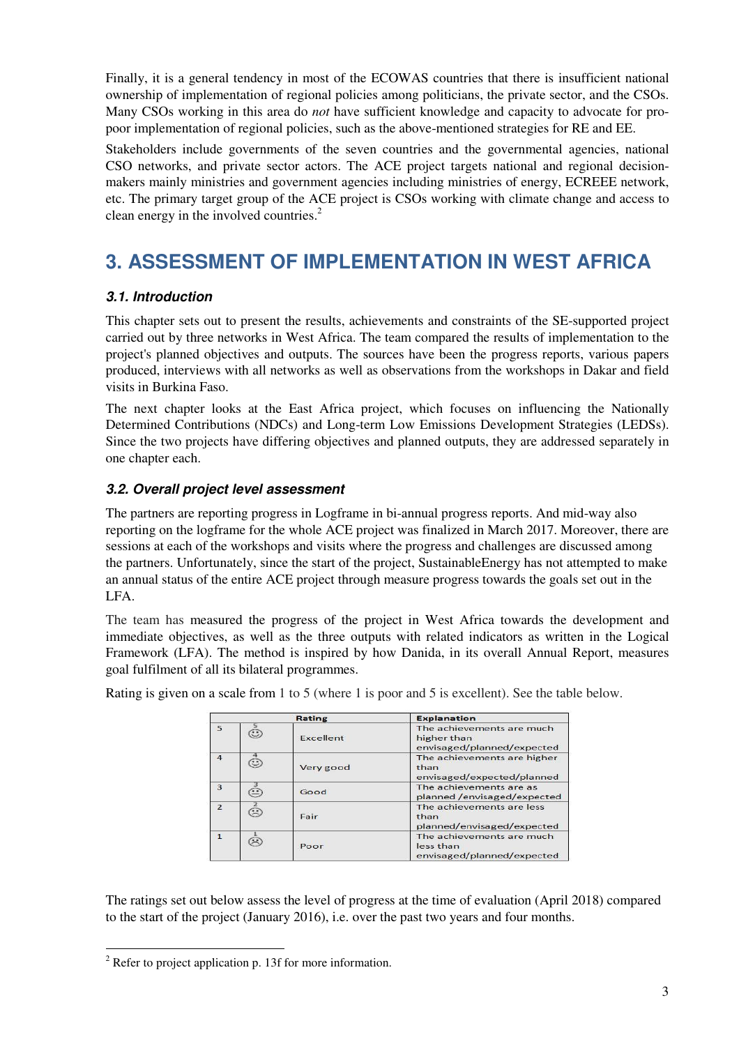Finally, it is a general tendency in most of the ECOWAS countries that there is insufficient national ownership of implementation of regional policies among politicians, the private sector, and the CSOs. Many CSOs working in this area do *not* have sufficient knowledge and capacity to advocate for pro-poor implementation of regional policies, such as the above-mentioned strategies for RE and EE.

Stakeholders include governments of the seven countries and the governmental agencies, national CSO networks, and private sector actors. The ACE project targets national and regional decision-makers mainly ministries and government agencies including ministries of energy, ECREEE network, etc. The primary target group of the ACE project is CSOs working with climate change and access to clean energy in the involved countries.[2]

# 3. ASSESSMENT OF IMPLEMENTATION IN WEST AFRICA

### *3.1. Introduction*

This chapter sets out to present the results, achievements and constraints of the SE-supported project carried out by three networks in West Africa. The team compared the results of implementation to the project's planned objectives and outputs. The sources have been the progress reports, various papers produced, interviews with all networks as well as observations from the workshops in Dakar and field visits in Burkina Faso.

The next chapter looks at the East Africa project, which focuses on influencing the Nationally Determined Contributions (NDCs) and Long-term Low Emissions Development Strategies (LEDSs). Since the two projects have differing objectives and planned outputs, they are addressed separately in one chapter each.

### *3.2. Overall project level assessment*

The partners are reporting progress in Logframe in bi-annual progress reports. And mid-way also reporting on the logframe for the whole ACE project was finalized in March 2017. Moreover, there are sessions at each of the workshops and visits where the progress and challenges are discussed among the partners. Unfortunately, since the start of the project, SustainableEnergy has not attempted to make an annual status of the entire ACE project through measure progress towards the goals set out in the LFA.

The team has measured the progress of the project in West Africa towards the development and immediate objectives, as well as the three outputs with related indicators as written in the Logical Framework (LFA). The method is inspired by how Danida, in its overall Annual Report, measures goal fulfilment of all its bilateral programmes.

Rating is given on a scale from 1 to 5 (where 1 is poor and 5 is excellent). See the table below.

| Rating | | | Explanation |
|---|---|---|---|
| 5 | ☺ | Excellent | The achievements are much higher than envisaged/planned/expected |
| 4 | ☺ | Very good | The achievements are higher than envisaged/expected/planned |
| 3 | 😐 | Good | The achievements are as planned /envisaged/expected |
| 2 | 😐 | Fair | The achievements are less than planned/envisaged/expected |
| 1 | ☹ | Poor | The achievements are much less than envisaged/planned/expected |

The ratings set out below assess the level of progress at the time of evaluation (April 2018) compared to the start of the project (January 2016), i.e. over the past two years and four months.

[2] Refer to project application p. 13f for more information.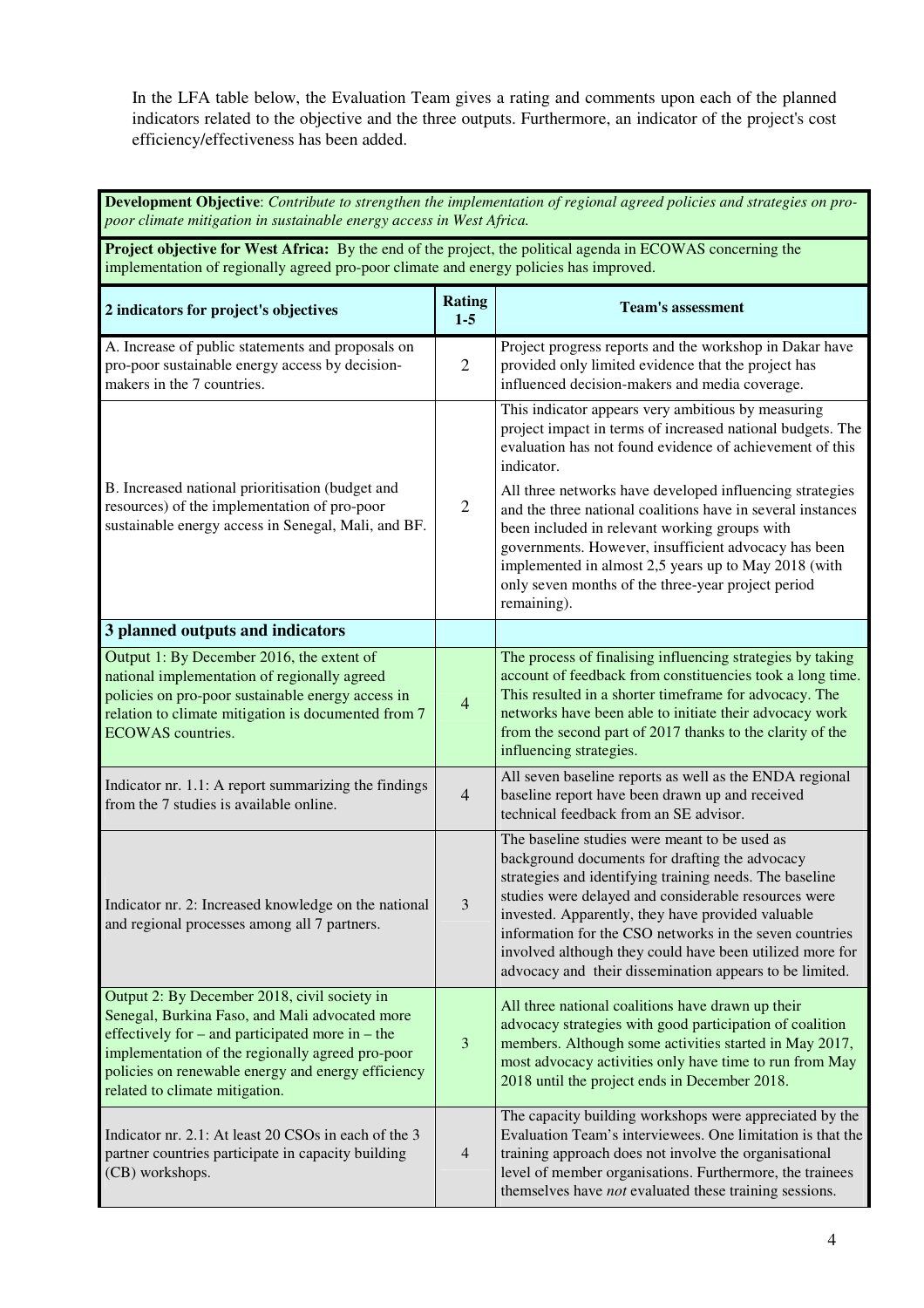In the LFA table below, the Evaluation Team gives a rating and comments upon each of the planned indicators related to the objective and the three outputs. Furthermore, an indicator of the project's cost efficiency/effectiveness has been added.

| **Development Objective**: *Contribute to strengthen the implementation of regional agreed policies and strategies on pro-poor climate mitigation in sustainable energy access in West Africa.* | | |
|---|---|---|
| **Project objective for West Africa:** By the end of the project, the political agenda in ECOWAS concerning the implementation of regionally agreed pro-poor climate and energy policies has improved. | | |
| **2 indicators for project's objectives** | **Rating 1-5** | **Team's assessment** |
| A. Increase of public statements and proposals on pro-poor sustainable energy access by decision-makers in the 7 countries. | 2 | Project progress reports and the workshop in Dakar have provided only limited evidence that the project has influenced decision-makers and media coverage. |
| B. Increased national prioritisation (budget and resources) of the implementation of pro-poor sustainable energy access in Senegal, Mali, and BF. | 2 | This indicator appears very ambitious by measuring project impact in terms of increased national budgets. The evaluation has not found evidence of achievement of this indicator.<br><br>All three networks have developed influencing strategies and the three national coalitions have in several instances been included in relevant working groups with governments. However, insufficient advocacy has been implemented in almost 2,5 years up to May 2018 (with only seven months of the three-year project period remaining). |
| **3 planned outputs and indicators** | | |
| Output 1: By December 2016, the extent of national implementation of regionally agreed policies on pro-poor sustainable energy access in relation to climate mitigation is documented from 7 ECOWAS countries. | 4 | The process of finalising influencing strategies by taking account of feedback from constituencies took a long time. This resulted in a shorter timeframe for advocacy. The networks have been able to initiate their advocacy work from the second part of 2017 thanks to the clarity of the influencing strategies. |
| Indicator nr. 1.1: A report summarizing the findings from the 7 studies is available online. | 4 | All seven baseline reports as well as the ENDA regional baseline report have been drawn up and received technical feedback from an SE advisor. |
| Indicator nr. 2: Increased knowledge on the national and regional processes among all 7 partners. | 3 | The baseline studies were meant to be used as background documents for drafting the advocacy strategies and identifying training needs. The baseline studies were delayed and considerable resources were invested. Apparently, they have provided valuable information for the CSO networks in the seven countries involved although they could have been utilized more for advocacy and their dissemination appears to be limited. |
| Output 2: By December 2018, civil society in Senegal, Burkina Faso, and Mali advocated more effectively for – and participated more in – the implementation of the regionally agreed pro-poor policies on renewable energy and energy efficiency related to climate mitigation. | 3 | All three national coalitions have drawn up their advocacy strategies with good participation of coalition members. Although some activities started in May 2017, most advocacy activities only have time to run from May 2018 until the project ends in December 2018. |
| Indicator nr. 2.1: At least 20 CSOs in each of the 3 partner countries participate in capacity building (CB) workshops. | 4 | The capacity building workshops were appreciated by the Evaluation Team's interviewees. One limitation is that the training approach does not involve the organisational level of member organisations. Furthermore, the trainees themselves have *not* evaluated these training sessions. |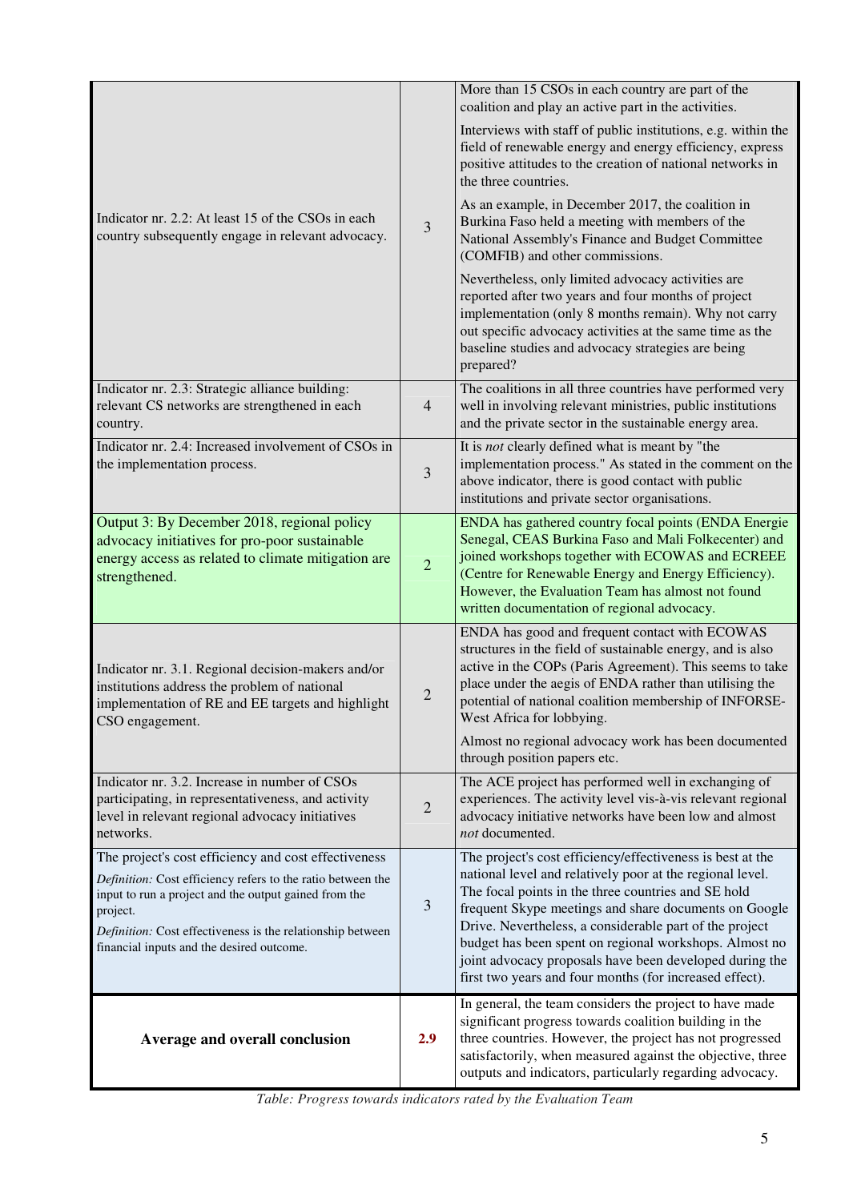| | | |
|---|---|---|
| Indicator nr. 2.2: At least 15 of the CSOs in each country subsequently engage in relevant advocacy. | 3 | More than 15 CSOs in each country are part of the coalition and play an active part in the activities.<br><br>Interviews with staff of public institutions, e.g. within the field of renewable energy and energy efficiency, express positive attitudes to the creation of national networks in the three countries.<br><br>As an example, in December 2017, the coalition in Burkina Faso held a meeting with members of the National Assembly's Finance and Budget Committee (COMFIB) and other commissions.<br><br>Nevertheless, only limited advocacy activities are reported after two years and four months of project implementation (only 8 months remain). Why not carry out specific advocacy activities at the same time as the baseline studies and advocacy strategies are being prepared? |
| Indicator nr. 2.3: Strategic alliance building: relevant CS networks are strengthened in each country. | 4 | The coalitions in all three countries have performed very well in involving relevant ministries, public institutions and the private sector in the sustainable energy area. |
| Indicator nr. 2.4: Increased involvement of CSOs in the implementation process. | 3 | It is *not* clearly defined what is meant by "the implementation process." As stated in the comment on the above indicator, there is good contact with public institutions and private sector organisations. |
| Output 3: By December 2018, regional policy advocacy initiatives for pro-poor sustainable energy access as related to climate mitigation are strengthened. | 2 | ENDA has gathered country focal points (ENDA Energie Senegal, CEAS Burkina Faso and Mali Folkecenter) and joined workshops together with ECOWAS and ECREEE (Centre for Renewable Energy and Energy Efficiency). However, the Evaluation Team has almost not found written documentation of regional advocacy. |
| Indicator nr. 3.1. Regional decision-makers and/or institutions address the problem of national implementation of RE and EE targets and highlight CSO engagement. | 2 | ENDA has good and frequent contact with ECOWAS structures in the field of sustainable energy, and is also active in the COPs (Paris Agreement). This seems to take place under the aegis of ENDA rather than utilising the potential of national coalition membership of INFORSE-West Africa for lobbying.<br><br>Almost no regional advocacy work has been documented through position papers etc. |
| Indicator nr. 3.2. Increase in number of CSOs participating, in representativeness, and activity level in relevant regional advocacy initiatives networks. | 2 | The ACE project has performed well in exchanging of experiences. The activity level vis-à-vis relevant regional advocacy initiative networks have been low and almost *not* documented. |
| The project's cost efficiency and cost effectiveness<br><br>*Definition:* Cost efficiency refers to the ratio between the input to run a project and the output gained from the project.<br><br>*Definition:* Cost effectiveness is the relationship between financial inputs and the desired outcome. | 3 | The project's cost efficiency/effectiveness is best at the national level and relatively poor at the regional level. The focal points in the three countries and SE hold frequent Skype meetings and share documents on Google Drive. Nevertheless, a considerable part of the project budget has been spent on regional workshops. Almost no joint advocacy proposals have been developed during the first two years and four months (for increased effect). |
| **Average and overall conclusion** | **2.9** | In general, the team considers the project to have made significant progress towards coalition building in the three countries. However, the project has not progressed satisfactorily, when measured against the objective, three outputs and indicators, particularly regarding advocacy. |

*Table: Progress towards indicators rated by the Evaluation Team*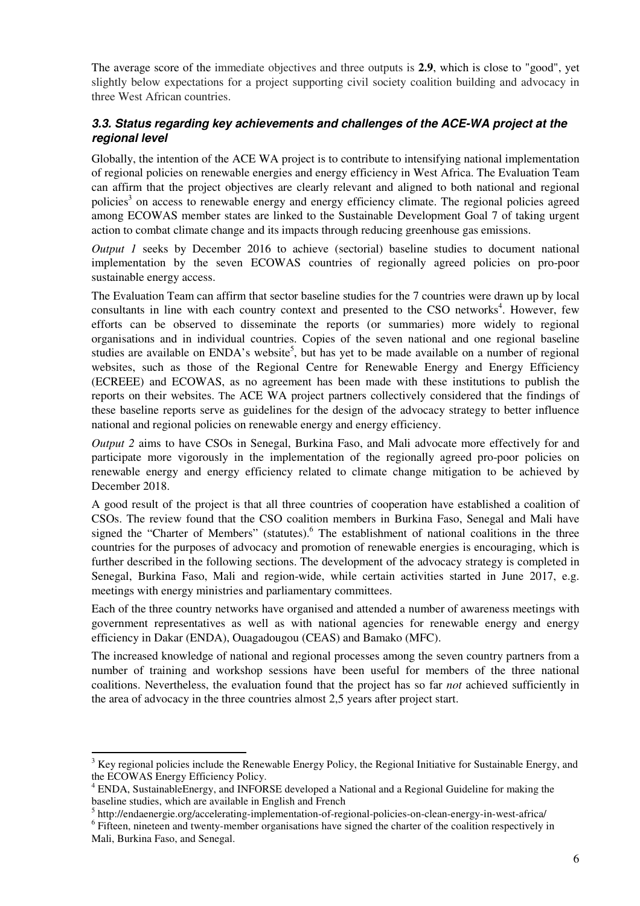The average score of the immediate objectives and three outputs is **2.9**, which is close to "good", yet slightly below expectations for a project supporting civil society coalition building and advocacy in three West African countries.

### *3.3. Status regarding key achievements and challenges of the ACE-WA project at the regional level*

Globally, the intention of the ACE WA project is to contribute to intensifying national implementation of regional policies on renewable energies and energy efficiency in West Africa. The Evaluation Team can affirm that the project objectives are clearly relevant and aligned to both national and regional policies[3] on access to renewable energy and energy efficiency climate. The regional policies agreed among ECOWAS member states are linked to the Sustainable Development Goal 7 of taking urgent action to combat climate change and its impacts through reducing greenhouse gas emissions.

*Output 1* seeks by December 2016 to achieve (sectorial) baseline studies to document national implementation by the seven ECOWAS countries of regionally agreed policies on pro-poor sustainable energy access.

The Evaluation Team can affirm that sector baseline studies for the 7 countries were drawn up by local consultants in line with each country context and presented to the CSO networks[4]. However, few efforts can be observed to disseminate the reports (or summaries) more widely to regional organisations and in individual countries. Copies of the seven national and one regional baseline studies are available on ENDA's website[5], but has yet to be made available on a number of regional websites, such as those of the Regional Centre for Renewable Energy and Energy Efficiency (ECREEE) and ECOWAS, as no agreement has been made with these institutions to publish the reports on their websites. The ACE WA project partners collectively considered that the findings of these baseline reports serve as guidelines for the design of the advocacy strategy to better influence national and regional policies on renewable energy and energy efficiency.

*Output 2* aims to have CSOs in Senegal, Burkina Faso, and Mali advocate more effectively for and participate more vigorously in the implementation of the regionally agreed pro-poor policies on renewable energy and energy efficiency related to climate change mitigation to be achieved by December 2018.

A good result of the project is that all three countries of cooperation have established a coalition of CSOs. The review found that the CSO coalition members in Burkina Faso, Senegal and Mali have signed the "Charter of Members" (statutes).[6] The establishment of national coalitions in the three countries for the purposes of advocacy and promotion of renewable energies is encouraging, which is further described in the following sections. The development of the advocacy strategy is completed in Senegal, Burkina Faso, Mali and region-wide, while certain activities started in June 2017, e.g. meetings with energy ministries and parliamentary committees.

Each of the three country networks have organised and attended a number of awareness meetings with government representatives as well as with national agencies for renewable energy and energy efficiency in Dakar (ENDA), Ouagadougou (CEAS) and Bamako (MFC).

The increased knowledge of national and regional processes among the seven country partners from a number of training and workshop sessions have been useful for members of the three national coalitions. Nevertheless, the evaluation found that the project has so far *not* achieved sufficiently in the area of advocacy in the three countries almost 2,5 years after project start.

---

[3] Key regional policies include the Renewable Energy Policy, the Regional Initiative for Sustainable Energy, and the ECOWAS Energy Efficiency Policy.

[4] ENDA, SustainableEnergy, and INFORSE developed a National and a Regional Guideline for making the baseline studies, which are available in English and French

[5] http://endaenergie.org/accelerating-implementation-of-regional-policies-on-clean-energy-in-west-africa/

[6] Fifteen, nineteen and twenty-member organisations have signed the charter of the coalition respectively in Mali, Burkina Faso, and Senegal.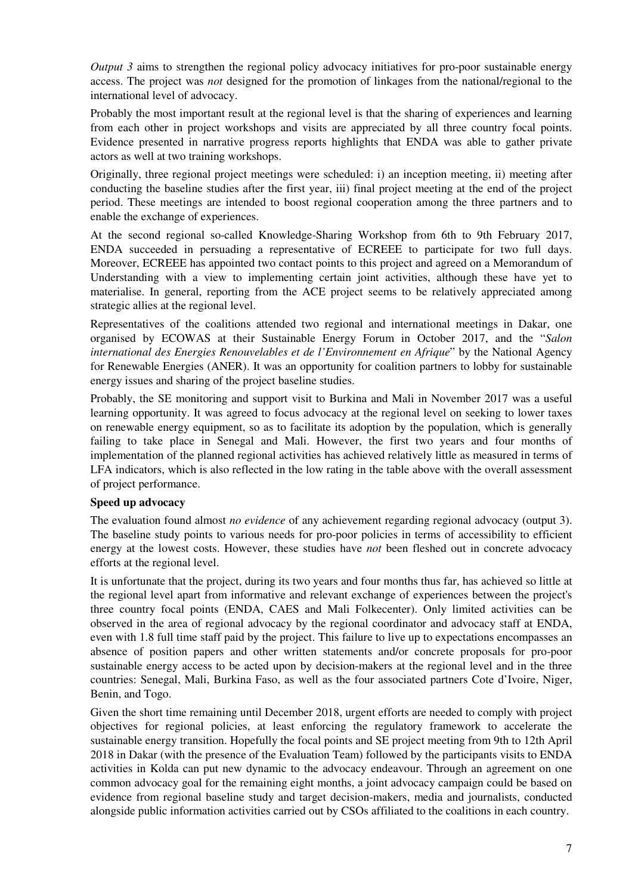*Output 3* aims to strengthen the regional policy advocacy initiatives for pro-poor sustainable energy access. The project was *not* designed for the promotion of linkages from the national/regional to the international level of advocacy.

Probably the most important result at the regional level is that the sharing of experiences and learning from each other in project workshops and visits are appreciated by all three country focal points. Evidence presented in narrative progress reports highlights that ENDA was able to gather private actors as well at two training workshops.

Originally, three regional project meetings were scheduled: i) an inception meeting, ii) meeting after conducting the baseline studies after the first year, iii) final project meeting at the end of the project period. These meetings are intended to boost regional cooperation among the three partners and to enable the exchange of experiences.

At the second regional so-called Knowledge-Sharing Workshop from 6th to 9th February 2017, ENDA succeeded in persuading a representative of ECREEE to participate for two full days. Moreover, ECREEE has appointed two contact points to this project and agreed on a Memorandum of Understanding with a view to implementing certain joint activities, although these have yet to materialise. In general, reporting from the ACE project seems to be relatively appreciated among strategic allies at the regional level.

Representatives of the coalitions attended two regional and international meetings in Dakar, one organised by ECOWAS at their Sustainable Energy Forum in October 2017, and the "*Salon international des Energies Renouvelables et de l'Environnement en Afrique*" by the National Agency for Renewable Energies (ANER). It was an opportunity for coalition partners to lobby for sustainable energy issues and sharing of the project baseline studies.

Probably, the SE monitoring and support visit to Burkina and Mali in November 2017 was a useful learning opportunity. It was agreed to focus advocacy at the regional level on seeking to lower taxes on renewable energy equipment, so as to facilitate its adoption by the population, which is generally failing to take place in Senegal and Mali. However, the first two years and four months of implementation of the planned regional activities has achieved relatively little as measured in terms of LFA indicators, which is also reflected in the low rating in the table above with the overall assessment of project performance.

**Speed up advocacy**

The evaluation found almost *no evidence* of any achievement regarding regional advocacy (output 3). The baseline study points to various needs for pro-poor policies in terms of accessibility to efficient energy at the lowest costs. However, these studies have *not* been fleshed out in concrete advocacy efforts at the regional level.

It is unfortunate that the project, during its two years and four months thus far, has achieved so little at the regional level apart from informative and relevant exchange of experiences between the project's three country focal points (ENDA, CAES and Mali Folkecenter). Only limited activities can be observed in the area of regional advocacy by the regional coordinator and advocacy staff at ENDA, even with 1.8 full time staff paid by the project. This failure to live up to expectations encompasses an absence of position papers and other written statements and/or concrete proposals for pro-poor sustainable energy access to be acted upon by decision-makers at the regional level and in the three countries: Senegal, Mali, Burkina Faso, as well as the four associated partners Cote d'Ivoire, Niger, Benin, and Togo.

Given the short time remaining until December 2018, urgent efforts are needed to comply with project objectives for regional policies, at least enforcing the regulatory framework to accelerate the sustainable energy transition. Hopefully the focal points and SE project meeting from 9th to 12th April 2018 in Dakar (with the presence of the Evaluation Team) followed by the participants visits to ENDA activities in Kolda can put new dynamic to the advocacy endeavour. Through an agreement on one common advocacy goal for the remaining eight months, a joint advocacy campaign could be based on evidence from regional baseline study and target decision-makers, media and journalists, conducted alongside public information activities carried out by CSOs affiliated to the coalitions in each country.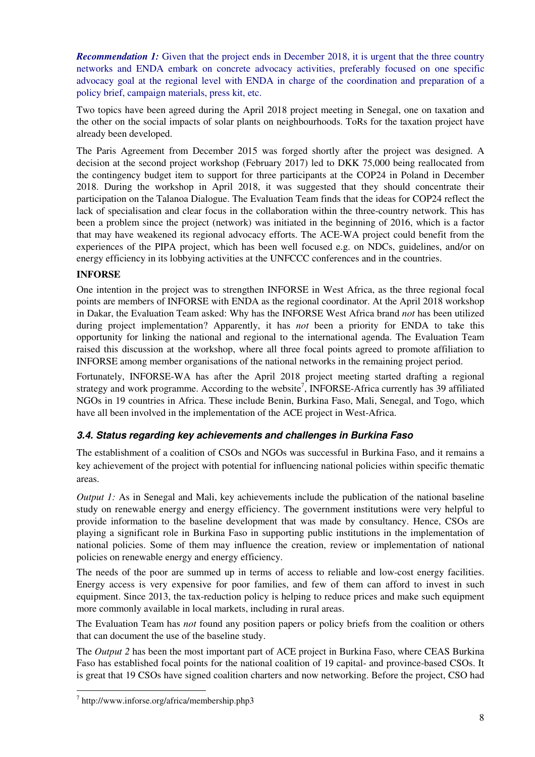***Recommendation 1:*** Given that the project ends in December 2018, it is urgent that the three country networks and ENDA embark on concrete advocacy activities, preferably focused on one specific advocacy goal at the regional level with ENDA in charge of the coordination and preparation of a policy brief, campaign materials, press kit, etc.

Two topics have been agreed during the April 2018 project meeting in Senegal, one on taxation and the other on the social impacts of solar plants on neighbourhoods. ToRs for the taxation project have already been developed.

The Paris Agreement from December 2015 was forged shortly after the project was designed. A decision at the second project workshop (February 2017) led to DKK 75,000 being reallocated from the contingency budget item to support for three participants at the COP24 in Poland in December 2018. During the workshop in April 2018, it was suggested that they should concentrate their participation on the Talanoa Dialogue. The Evaluation Team finds that the ideas for COP24 reflect the lack of specialisation and clear focus in the collaboration within the three-country network. This has been a problem since the project (network) was initiated in the beginning of 2016, which is a factor that may have weakened its regional advocacy efforts. The ACE-WA project could benefit from the experiences of the PIPA project, which has been well focused e.g. on NDCs, guidelines, and/or on energy efficiency in its lobbying activities at the UNFCCC conferences and in the countries.

**INFORSE**

One intention in the project was to strengthen INFORSE in West Africa, as the three regional focal points are members of INFORSE with ENDA as the regional coordinator. At the April 2018 workshop in Dakar, the Evaluation Team asked: Why has the INFORSE West Africa brand *not* has been utilized during project implementation? Apparently, it has *not* been a priority for ENDA to take this opportunity for linking the national and regional to the international agenda. The Evaluation Team raised this discussion at the workshop, where all three focal points agreed to promote affiliation to INFORSE among member organisations of the national networks in the remaining project period.

Fortunately, INFORSE-WA has after the April 2018 project meeting started drafting a regional strategy and work programme. According to the website[7], INFORSE-Africa currently has 39 affiliated NGOs in 19 countries in Africa. These include Benin, Burkina Faso, Mali, Senegal, and Togo, which have all been involved in the implementation of the ACE project in West-Africa.

### 3.4. Status regarding key achievements and challenges in Burkina Faso

The establishment of a coalition of CSOs and NGOs was successful in Burkina Faso, and it remains a key achievement of the project with potential for influencing national policies within specific thematic areas.

*Output 1:* As in Senegal and Mali, key achievements include the publication of the national baseline study on renewable energy and energy efficiency. The government institutions were very helpful to provide information to the baseline development that was made by consultancy. Hence, CSOs are playing a significant role in Burkina Faso in supporting public institutions in the implementation of national policies. Some of them may influence the creation, review or implementation of national policies on renewable energy and energy efficiency.

The needs of the poor are summed up in terms of access to reliable and low-cost energy facilities. Energy access is very expensive for poor families, and few of them can afford to invest in such equipment. Since 2013, the tax-reduction policy is helping to reduce prices and make such equipment more commonly available in local markets, including in rural areas.

The Evaluation Team has *not* found any position papers or policy briefs from the coalition or others that can document the use of the baseline study.

The *Output 2* has been the most important part of ACE project in Burkina Faso, where CEAS Burkina Faso has established focal points for the national coalition of 19 capital- and province-based CSOs. It is great that 19 CSOs have signed coalition charters and now networking. Before the project, CSO had

[7] http://www.inforse.org/africa/membership.php3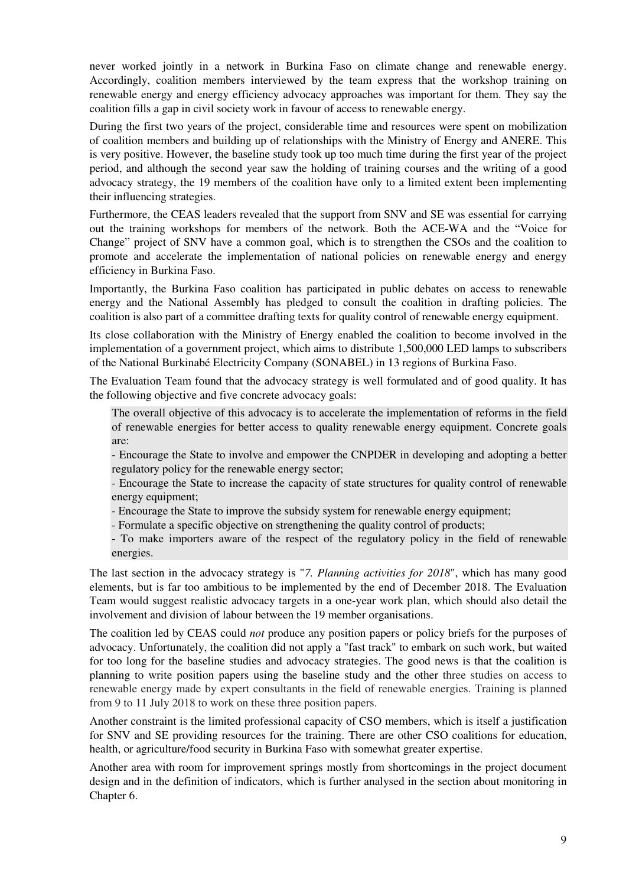never worked jointly in a network in Burkina Faso on climate change and renewable energy. Accordingly, coalition members interviewed by the team express that the workshop training on renewable energy and energy efficiency advocacy approaches was important for them. They say the coalition fills a gap in civil society work in favour of access to renewable energy.

During the first two years of the project, considerable time and resources were spent on mobilization of coalition members and building up of relationships with the Ministry of Energy and ANERE. This is very positive. However, the baseline study took up too much time during the first year of the project period, and although the second year saw the holding of training courses and the writing of a good advocacy strategy, the 19 members of the coalition have only to a limited extent been implementing their influencing strategies.

Furthermore, the CEAS leaders revealed that the support from SNV and SE was essential for carrying out the training workshops for members of the network. Both the ACE-WA and the "Voice for Change" project of SNV have a common goal, which is to strengthen the CSOs and the coalition to promote and accelerate the implementation of national policies on renewable energy and energy efficiency in Burkina Faso.

Importantly, the Burkina Faso coalition has participated in public debates on access to renewable energy and the National Assembly has pledged to consult the coalition in drafting policies. The coalition is also part of a committee drafting texts for quality control of renewable energy equipment.

Its close collaboration with the Ministry of Energy enabled the coalition to become involved in the implementation of a government project, which aims to distribute 1,500,000 LED lamps to subscribers of the National Burkinabé Electricity Company (SONABEL) in 13 regions of Burkina Faso.

The Evaluation Team found that the advocacy strategy is well formulated and of good quality. It has the following objective and five concrete advocacy goals:

> The overall objective of this advocacy is to accelerate the implementation of reforms in the field of renewable energies for better access to quality renewable energy equipment. Concrete goals are:
>
> - Encourage the State to involve and empower the CNPDER in developing and adopting a better regulatory policy for the renewable energy sector;
> - Encourage the State to increase the capacity of state structures for quality control of renewable energy equipment;
> - Encourage the State to improve the subsidy system for renewable energy equipment;
> - Formulate a specific objective on strengthening the quality control of products;
> - To make importers aware of the respect of the regulatory policy in the field of renewable energies.

The last section in the advocacy strategy is "*7. Planning activities for 2018*", which has many good elements, but is far too ambitious to be implemented by the end of December 2018. The Evaluation Team would suggest realistic advocacy targets in a one-year work plan, which should also detail the involvement and division of labour between the 19 member organisations.

The coalition led by CEAS could *not* produce any position papers or policy briefs for the purposes of advocacy. Unfortunately, the coalition did not apply a "fast track" to embark on such work, but waited for too long for the baseline studies and advocacy strategies. The good news is that the coalition is planning to write position papers using the baseline study and the other three studies on access to renewable energy made by expert consultants in the field of renewable energies. Training is planned from 9 to 11 July 2018 to work on these three position papers.

Another constraint is the limited professional capacity of CSO members, which is itself a justification for SNV and SE providing resources for the training. There are other CSO coalitions for education, health, or agriculture/food security in Burkina Faso with somewhat greater expertise.

Another area with room for improvement springs mostly from shortcomings in the project document design and in the definition of indicators, which is further analysed in the section about monitoring in Chapter 6.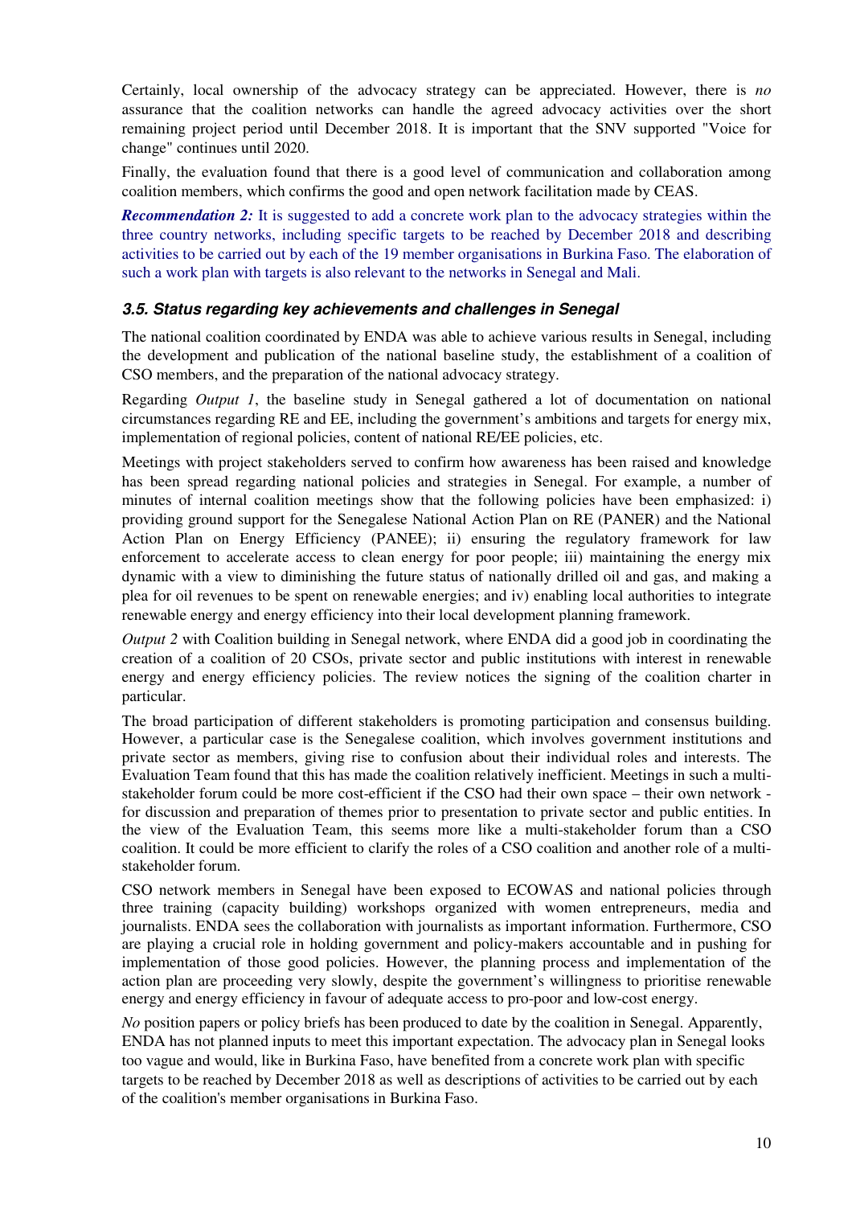Certainly, local ownership of the advocacy strategy can be appreciated. However, there is *no* assurance that the coalition networks can handle the agreed advocacy activities over the short remaining project period until December 2018. It is important that the SNV supported "Voice for change" continues until 2020.

Finally, the evaluation found that there is a good level of communication and collaboration among coalition members, which confirms the good and open network facilitation made by CEAS.

***Recommendation 2:*** It is suggested to add a concrete work plan to the advocacy strategies within the three country networks, including specific targets to be reached by December 2018 and describing activities to be carried out by each of the 19 member organisations in Burkina Faso. The elaboration of such a work plan with targets is also relevant to the networks in Senegal and Mali.

### 3.5. Status regarding key achievements and challenges in Senegal

The national coalition coordinated by ENDA was able to achieve various results in Senegal, including the development and publication of the national baseline study, the establishment of a coalition of CSO members, and the preparation of the national advocacy strategy.

Regarding *Output 1*, the baseline study in Senegal gathered a lot of documentation on national circumstances regarding RE and EE, including the government's ambitions and targets for energy mix, implementation of regional policies, content of national RE/EE policies, etc.

Meetings with project stakeholders served to confirm how awareness has been raised and knowledge has been spread regarding national policies and strategies in Senegal. For example, a number of minutes of internal coalition meetings show that the following policies have been emphasized: i) providing ground support for the Senegalese National Action Plan on RE (PANER) and the National Action Plan on Energy Efficiency (PANEE); ii) ensuring the regulatory framework for law enforcement to accelerate access to clean energy for poor people; iii) maintaining the energy mix dynamic with a view to diminishing the future status of nationally drilled oil and gas, and making a plea for oil revenues to be spent on renewable energies; and iv) enabling local authorities to integrate renewable energy and energy efficiency into their local development planning framework.

*Output 2* with Coalition building in Senegal network, where ENDA did a good job in coordinating the creation of a coalition of 20 CSOs, private sector and public institutions with interest in renewable energy and energy efficiency policies. The review notices the signing of the coalition charter in particular.

The broad participation of different stakeholders is promoting participation and consensus building. However, a particular case is the Senegalese coalition, which involves government institutions and private sector as members, giving rise to confusion about their individual roles and interests. The Evaluation Team found that this has made the coalition relatively inefficient. Meetings in such a multi-stakeholder forum could be more cost-efficient if the CSO had their own space – their own network - for discussion and preparation of themes prior to presentation to private sector and public entities. In the view of the Evaluation Team, this seems more like a multi-stakeholder forum than a CSO coalition. It could be more efficient to clarify the roles of a CSO coalition and another role of a multi-stakeholder forum.

CSO network members in Senegal have been exposed to ECOWAS and national policies through three training (capacity building) workshops organized with women entrepreneurs, media and journalists. ENDA sees the collaboration with journalists as important information. Furthermore, CSO are playing a crucial role in holding government and policy-makers accountable and in pushing for implementation of those good policies. However, the planning process and implementation of the action plan are proceeding very slowly, despite the government's willingness to prioritise renewable energy and energy efficiency in favour of adequate access to pro-poor and low-cost energy.

*No* position papers or policy briefs has been produced to date by the coalition in Senegal. Apparently, ENDA has not planned inputs to meet this important expectation. The advocacy plan in Senegal looks too vague and would, like in Burkina Faso, have benefited from a concrete work plan with specific targets to be reached by December 2018 as well as descriptions of activities to be carried out by each of the coalition's member organisations in Burkina Faso.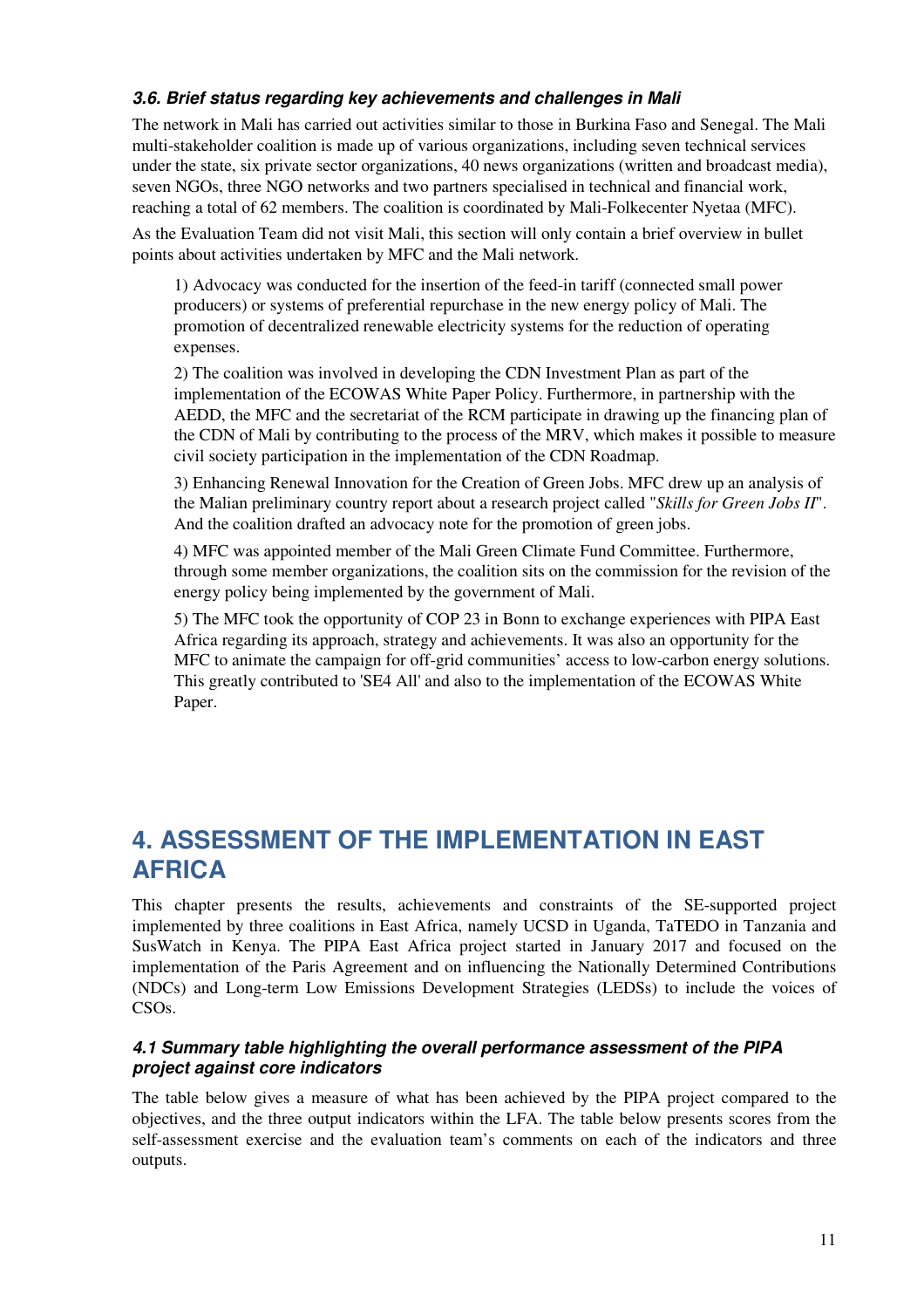### *3.6. Brief status regarding key achievements and challenges in Mali*

The network in Mali has carried out activities similar to those in Burkina Faso and Senegal. The Mali multi-stakeholder coalition is made up of various organizations, including seven technical services under the state, six private sector organizations, 40 news organizations (written and broadcast media), seven NGOs, three NGO networks and two partners specialised in technical and financial work, reaching a total of 62 members. The coalition is coordinated by Mali-Folkecenter Nyetaa (MFC).

As the Evaluation Team did not visit Mali, this section will only contain a brief overview in bullet points about activities undertaken by MFC and the Mali network.

1) Advocacy was conducted for the insertion of the feed-in tariff (connected small power producers) or systems of preferential repurchase in the new energy policy of Mali. The promotion of decentralized renewable electricity systems for the reduction of operating expenses.

2) The coalition was involved in developing the CDN Investment Plan as part of the implementation of the ECOWAS White Paper Policy. Furthermore, in partnership with the AEDD, the MFC and the secretariat of the RCM participate in drawing up the financing plan of the CDN of Mali by contributing to the process of the MRV, which makes it possible to measure civil society participation in the implementation of the CDN Roadmap.

3) Enhancing Renewal Innovation for the Creation of Green Jobs. MFC drew up an analysis of the Malian preliminary country report about a research project called "*Skills for Green Jobs II*". And the coalition drafted an advocacy note for the promotion of green jobs.

4) MFC was appointed member of the Mali Green Climate Fund Committee. Furthermore, through some member organizations, the coalition sits on the commission for the revision of the energy policy being implemented by the government of Mali.

5) The MFC took the opportunity of COP 23 in Bonn to exchange experiences with PIPA East Africa regarding its approach, strategy and achievements. It was also an opportunity for the MFC to animate the campaign for off-grid communities' access to low-carbon energy solutions. This greatly contributed to 'SE4 All' and also to the implementation of the ECOWAS White Paper.

# 4. ASSESSMENT OF THE IMPLEMENTATION IN EAST AFRICA

This chapter presents the results, achievements and constraints of the SE-supported project implemented by three coalitions in East Africa, namely UCSD in Uganda, TaTEDO in Tanzania and SusWatch in Kenya. The PIPA East Africa project started in January 2017 and focused on the implementation of the Paris Agreement and on influencing the Nationally Determined Contributions (NDCs) and Long-term Low Emissions Development Strategies (LEDSs) to include the voices of CSOs.

### *4.1 Summary table highlighting the overall performance assessment of the PIPA project against core indicators*

The table below gives a measure of what has been achieved by the PIPA project compared to the objectives, and the three output indicators within the LFA. The table below presents scores from the self-assessment exercise and the evaluation team's comments on each of the indicators and three outputs.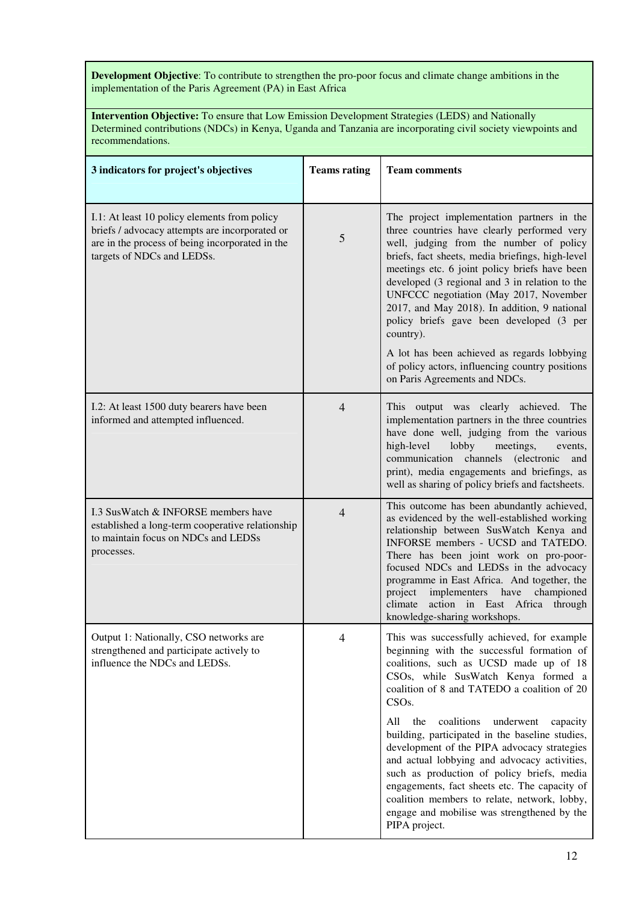| **Development Objective**: To contribute to strengthen the pro-poor focus and climate change ambitions in the implementation of the Paris Agreement (PA) in East Africa | | |
|---|---|---|
| **Intervention Objective:** To ensure that Low Emission Development Strategies (LEDS) and Nationally Determined contributions (NDCs) in Kenya, Uganda and Tanzania are incorporating civil society viewpoints and recommendations. | | |
| **3 indicators for project's objectives** | **Teams rating** | **Team comments** |
| I.1: At least 10 policy elements from policy briefs / advocacy attempts are incorporated or are in the process of being incorporated in the targets of NDCs and LEDSs. | 5 | The project implementation partners in the three countries have clearly performed very well, judging from the number of policy briefs, fact sheets, media briefings, high-level meetings etc. 6 joint policy briefs have been developed (3 regional and 3 in relation to the UNFCCC negotiation (May 2017, November 2017, and May 2018). In addition, 9 national policy briefs gave been developed (3 per country).<br><br>A lot has been achieved as regards lobbying of policy actors, influencing country positions on Paris Agreements and NDCs. |
| I.2: At least 1500 duty bearers have been informed and attempted influenced. | 4 | This output was clearly achieved. The implementation partners in the three countries have done well, judging from the various high-level lobby meetings, events, communication channels (electronic and print), media engagements and briefings, as well as sharing of policy briefs and factsheets. |
| I.3 SusWatch & INFORSE members have established a long-term cooperative relationship to maintain focus on NDCs and LEDSs processes. | 4 | This outcome has been abundantly achieved, as evidenced by the well-established working relationship between SusWatch Kenya and INFORSE members - UCSD and TATEDO. There has been joint work on pro-poor-focused NDCs and LEDSs in the advocacy programme in East Africa. And together, the project implementers have championed climate action in East Africa through knowledge-sharing workshops. |
| Output 1: Nationally, CSO networks are strengthened and participate actively to influence the NDCs and LEDSs. | 4 | This was successfully achieved, for example beginning with the successful formation of coalitions, such as UCSD made up of 18 CSOs, while SusWatch Kenya formed a coalition of 8 and TATEDO a coalition of 20 CSOs.<br><br>All the coalitions underwent capacity building, participated in the baseline studies, development of the PIPA advocacy strategies and actual lobbying and advocacy activities, such as production of policy briefs, media engagements, fact sheets etc. The capacity of coalition members to relate, network, lobby, engage and mobilise was strengthened by the PIPA project. |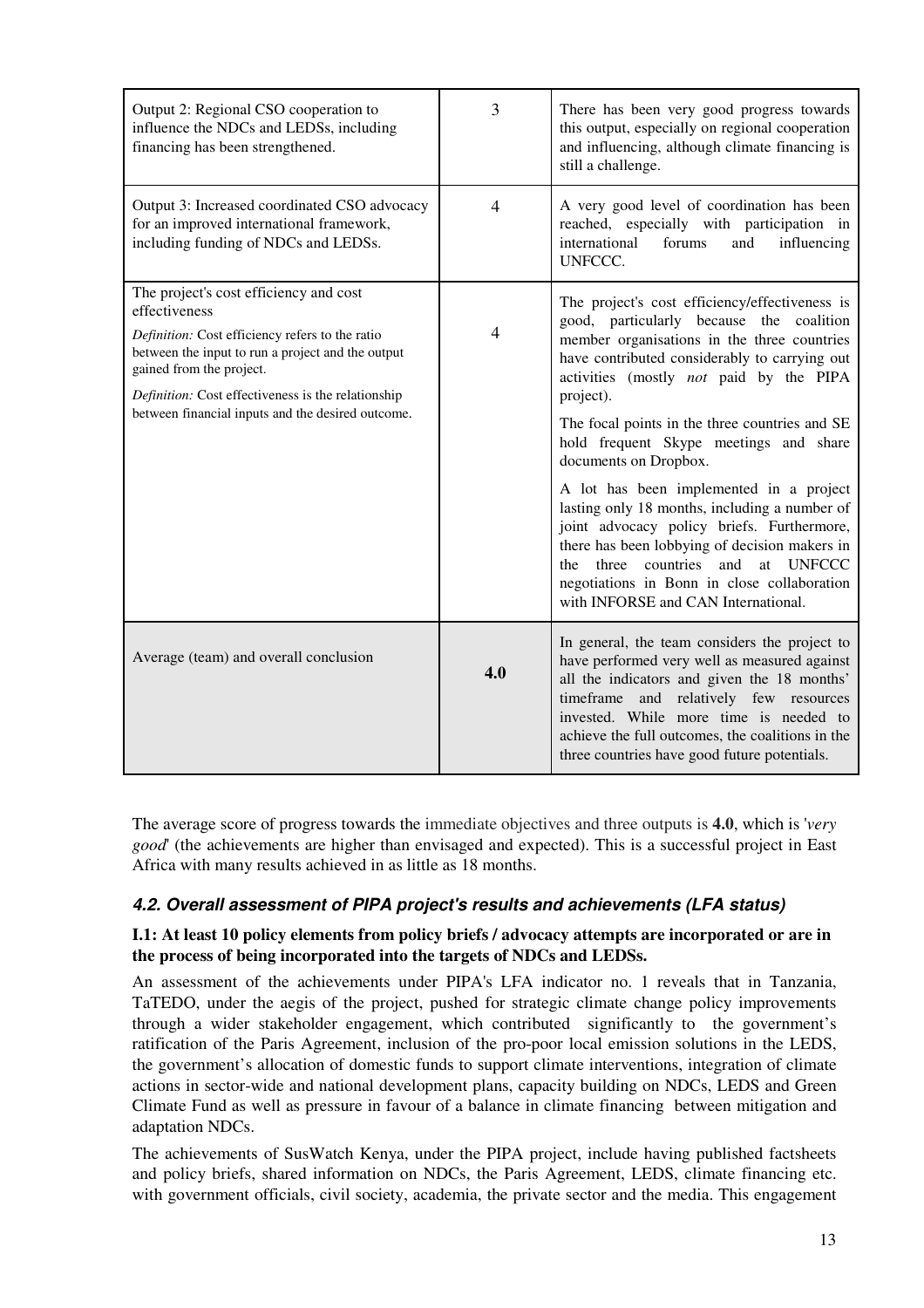| | | |
|---|---|---|
| Output 2: Regional CSO cooperation to influence the NDCs and LEDSs, including financing has been strengthened. | 3 | There has been very good progress towards this output, especially on regional cooperation and influencing, although climate financing is still a challenge. |
| Output 3: Increased coordinated CSO advocacy for an improved international framework, including funding of NDCs and LEDSs. | 4 | A very good level of coordination has been reached, especially with participation in international forums and influencing UNFCCC. |
| The project's cost efficiency and cost effectiveness<br>*Definition:* Cost efficiency refers to the ratio between the input to run a project and the output gained from the project.<br>*Definition:* Cost effectiveness is the relationship between financial inputs and the desired outcome. | 4 | The project's cost efficiency/effectiveness is good, particularly because the coalition member organisations in the three countries have contributed considerably to carrying out activities (mostly *not* paid by the PIPA project).<br>The focal points in the three countries and SE hold frequent Skype meetings and share documents on Dropbox.<br>A lot has been implemented in a project lasting only 18 months, including a number of joint advocacy policy briefs. Furthermore, there has been lobbying of decision makers in the three countries and at UNFCCC negotiations in Bonn in close collaboration with INFORSE and CAN International. |
| Average (team) and overall conclusion | **4.0** | In general, the team considers the project to have performed very well as measured against all the indicators and given the 18 months' timeframe and relatively few resources invested. While more time is needed to achieve the full outcomes, the coalitions in the three countries have good future potentials. |

The average score of progress towards the immediate objectives and three outputs is **4.0**, which is '*very good*' (the achievements are higher than envisaged and expected). This is a successful project in East Africa with many results achieved in as little as 18 months.

### *4.2. Overall assessment of PIPA project's results and achievements (LFA status)*

**I.1: At least 10 policy elements from policy briefs / advocacy attempts are incorporated or are in the process of being incorporated into the targets of NDCs and LEDSs.**

An assessment of the achievements under PIPA's LFA indicator no. 1 reveals that in Tanzania, TaTEDO, under the aegis of the project, pushed for strategic climate change policy improvements through a wider stakeholder engagement, which contributed significantly to the government's ratification of the Paris Agreement, inclusion of the pro-poor local emission solutions in the LEDS, the government's allocation of domestic funds to support climate interventions, integration of climate actions in sector-wide and national development plans, capacity building on NDCs, LEDS and Green Climate Fund as well as pressure in favour of a balance in climate financing between mitigation and adaptation NDCs.

The achievements of SusWatch Kenya, under the PIPA project, include having published factsheets and policy briefs, shared information on NDCs, the Paris Agreement, LEDS, climate financing etc. with government officials, civil society, academia, the private sector and the media. This engagement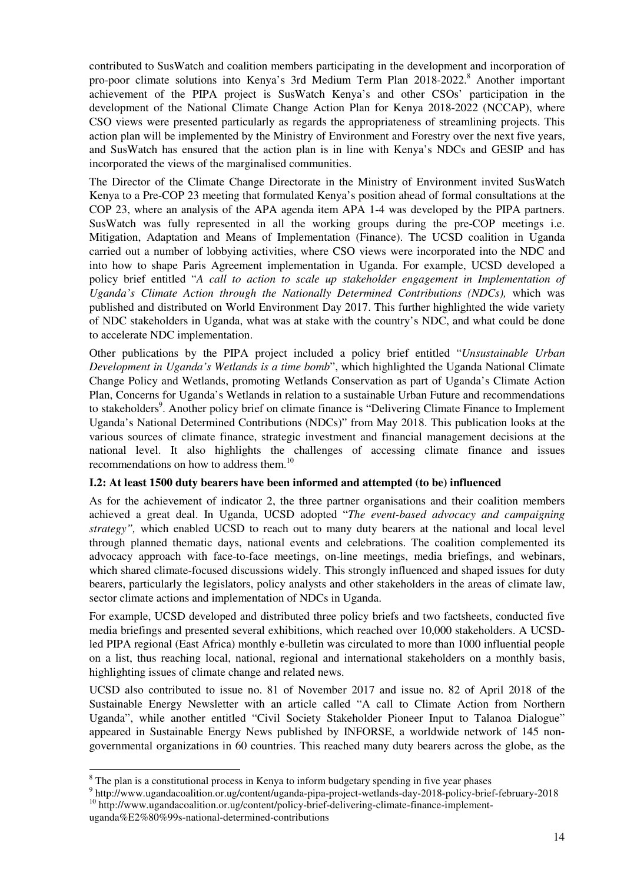contributed to SusWatch and coalition members participating in the development and incorporation of pro-poor climate solutions into Kenya's 3rd Medium Term Plan 2018-2022.[8] Another important achievement of the PIPA project is SusWatch Kenya's and other CSOs' participation in the development of the National Climate Change Action Plan for Kenya 2018-2022 (NCCAP), where CSO views were presented particularly as regards the appropriateness of streamlining projects. This action plan will be implemented by the Ministry of Environment and Forestry over the next five years, and SusWatch has ensured that the action plan is in line with Kenya's NDCs and GESIP and has incorporated the views of the marginalised communities.

The Director of the Climate Change Directorate in the Ministry of Environment invited SusWatch Kenya to a Pre-COP 23 meeting that formulated Kenya's position ahead of formal consultations at the COP 23, where an analysis of the APA agenda item APA 1-4 was developed by the PIPA partners. SusWatch was fully represented in all the working groups during the pre-COP meetings i.e. Mitigation, Adaptation and Means of Implementation (Finance). The UCSD coalition in Uganda carried out a number of lobbying activities, where CSO views were incorporated into the NDC and into how to shape Paris Agreement implementation in Uganda. For example, UCSD developed a policy brief entitled "*A call to action to scale up stakeholder engagement in Implementation of Uganda's Climate Action through the Nationally Determined Contributions (NDCs),* which was published and distributed on World Environment Day 2017. This further highlighted the wide variety of NDC stakeholders in Uganda, what was at stake with the country's NDC, and what could be done to accelerate NDC implementation.

Other publications by the PIPA project included a policy brief entitled "*Unsustainable Urban Development in Uganda's Wetlands is a time bomb*", which highlighted the Uganda National Climate Change Policy and Wetlands, promoting Wetlands Conservation as part of Uganda's Climate Action Plan, Concerns for Uganda's Wetlands in relation to a sustainable Urban Future and recommendations to stakeholders[9]. Another policy brief on climate finance is "Delivering Climate Finance to Implement Uganda's National Determined Contributions (NDCs)" from May 2018. This publication looks at the various sources of climate finance, strategic investment and financial management decisions at the national level. It also highlights the challenges of accessing climate finance and issues recommendations on how to address them.[10]

**I.2: At least 1500 duty bearers have been informed and attempted (to be) influenced**

As for the achievement of indicator 2, the three partner organisations and their coalition members achieved a great deal. In Uganda, UCSD adopted "*The event-based advocacy and campaigning strategy",* which enabled UCSD to reach out to many duty bearers at the national and local level through planned thematic days, national events and celebrations. The coalition complemented its advocacy approach with face-to-face meetings, on-line meetings, media briefings, and webinars, which shared climate-focused discussions widely. This strongly influenced and shaped issues for duty bearers, particularly the legislators, policy analysts and other stakeholders in the areas of climate law, sector climate actions and implementation of NDCs in Uganda.

For example, UCSD developed and distributed three policy briefs and two factsheets, conducted five media briefings and presented several exhibitions, which reached over 10,000 stakeholders. A UCSD-led PIPA regional (East Africa) monthly e-bulletin was circulated to more than 1000 influential people on a list, thus reaching local, national, regional and international stakeholders on a monthly basis, highlighting issues of climate change and related news.

UCSD also contributed to issue no. 81 of November 2017 and issue no. 82 of April 2018 of the Sustainable Energy Newsletter with an article called "A call to Climate Action from Northern Uganda", while another entitled "Civil Society Stakeholder Pioneer Input to Talanoa Dialogue" appeared in Sustainable Energy News published by INFORSE, a worldwide network of 145 non-governmental organizations in 60 countries. This reached many duty bearers across the globe, as the

---

[8] The plan is a constitutional process in Kenya to inform budgetary spending in five year phases

[9] http://www.ugandacoalition.or.ug/content/uganda-pipa-project-wetlands-day-2018-policy-brief-february-2018

[10] http://www.ugandacoalition.or.ug/content/policy-brief-delivering-climate-finance-implement-uganda%E2%80%99s-national-determined-contributions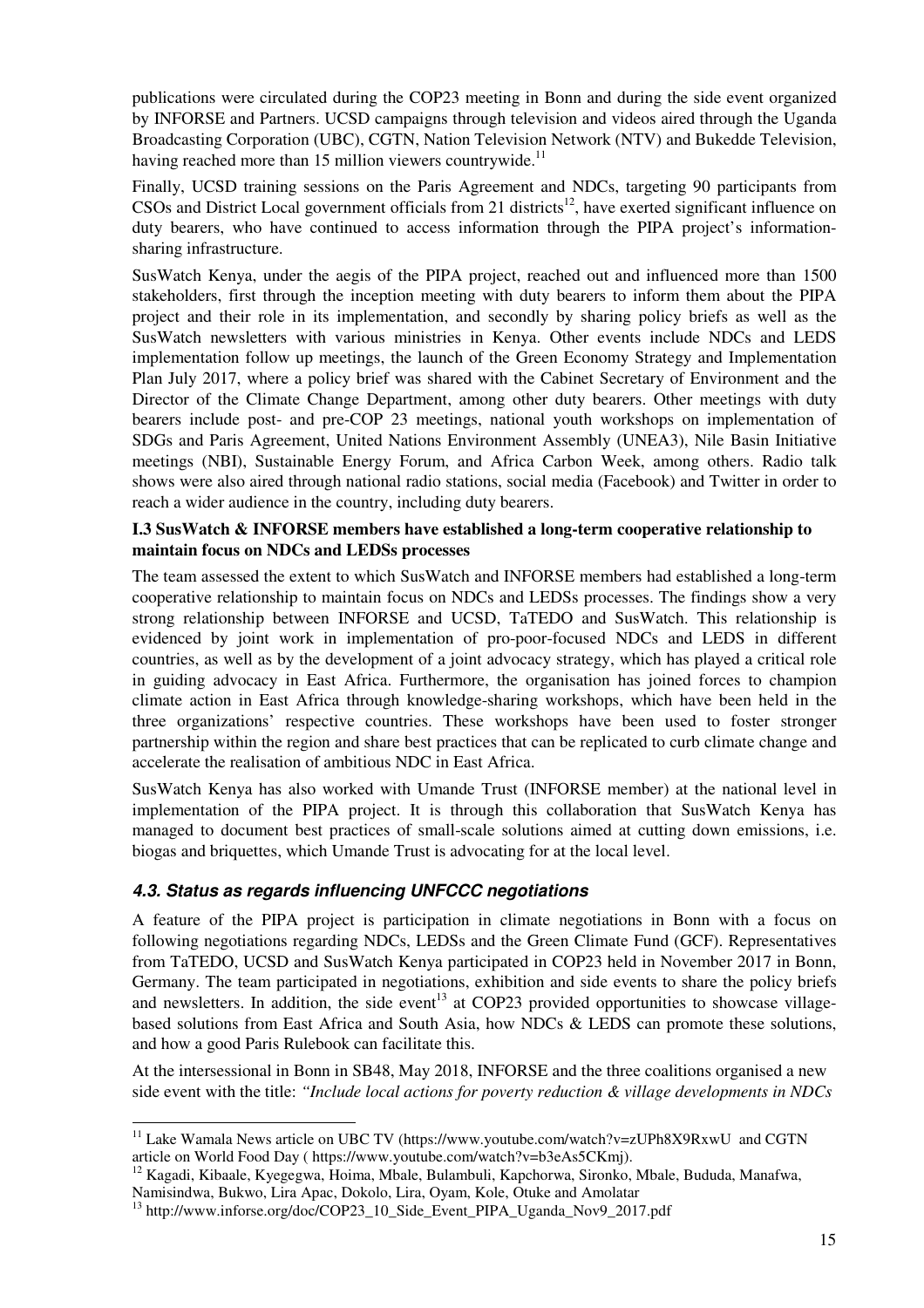publications were circulated during the COP23 meeting in Bonn and during the side event organized by INFORSE and Partners. UCSD campaigns through television and videos aired through the Uganda Broadcasting Corporation (UBC), CGTN, Nation Television Network (NTV) and Bukedde Television, having reached more than 15 million viewers countrywide.[11]

Finally, UCSD training sessions on the Paris Agreement and NDCs, targeting 90 participants from CSOs and District Local government officials from 21 districts[12], have exerted significant influence on duty bearers, who have continued to access information through the PIPA project's information-sharing infrastructure.

SusWatch Kenya, under the aegis of the PIPA project, reached out and influenced more than 1500 stakeholders, first through the inception meeting with duty bearers to inform them about the PIPA project and their role in its implementation, and secondly by sharing policy briefs as well as the SusWatch newsletters with various ministries in Kenya. Other events include NDCs and LEDS implementation follow up meetings, the launch of the Green Economy Strategy and Implementation Plan July 2017, where a policy brief was shared with the Cabinet Secretary of Environment and the Director of the Climate Change Department, among other duty bearers. Other meetings with duty bearers include post- and pre-COP 23 meetings, national youth workshops on implementation of SDGs and Paris Agreement, United Nations Environment Assembly (UNEA3), Nile Basin Initiative meetings (NBI), Sustainable Energy Forum, and Africa Carbon Week, among others. Radio talk shows were also aired through national radio stations, social media (Facebook) and Twitter in order to reach a wider audience in the country, including duty bearers.

**I.3 SusWatch & INFORSE members have established a long-term cooperative relationship to maintain focus on NDCs and LEDSs processes**

The team assessed the extent to which SusWatch and INFORSE members had established a long-term cooperative relationship to maintain focus on NDCs and LEDSs processes. The findings show a very strong relationship between INFORSE and UCSD, TaTEDO and SusWatch. This relationship is evidenced by joint work in implementation of pro-poor-focused NDCs and LEDS in different countries, as well as by the development of a joint advocacy strategy, which has played a critical role in guiding advocacy in East Africa. Furthermore, the organisation has joined forces to champion climate action in East Africa through knowledge-sharing workshops, which have been held in the three organizations' respective countries. These workshops have been used to foster stronger partnership within the region and share best practices that can be replicated to curb climate change and accelerate the realisation of ambitious NDC in East Africa.

SusWatch Kenya has also worked with Umande Trust (INFORSE member) at the national level in implementation of the PIPA project. It is through this collaboration that SusWatch Kenya has managed to document best practices of small-scale solutions aimed at cutting down emissions, i.e. biogas and briquettes, which Umande Trust is advocating for at the local level.

### *4.3. Status as regards influencing UNFCCC negotiations*

A feature of the PIPA project is participation in climate negotiations in Bonn with a focus on following negotiations regarding NDCs, LEDSs and the Green Climate Fund (GCF). Representatives from TaTEDO, UCSD and SusWatch Kenya participated in COP23 held in November 2017 in Bonn, Germany. The team participated in negotiations, exhibition and side events to share the policy briefs and newsletters. In addition, the side event[13] at COP23 provided opportunities to showcase village-based solutions from East Africa and South Asia, how NDCs & LEDS can promote these solutions, and how a good Paris Rulebook can facilitate this.

At the intersessional in Bonn in SB48, May 2018, INFORSE and the three coalitions organised a new side event with the title: *"Include local actions for poverty reduction & village developments in NDCs*

---

[11] Lake Wamala News article on UBC TV (https://www.youtube.com/watch?v=zUPh8X9RxwU and CGTN article on World Food Day ( https://www.youtube.com/watch?v=b3eAs5CKmj).

[12] Kagadi, Kibaale, Kyegegwa, Hoima, Mbale, Bulambuli, Kapchorwa, Sironko, Mbale, Bududa, Manafwa, Namisindwa, Bukwo, Lira Apac, Dokolo, Lira, Oyam, Kole, Otuke and Amolatar

[13] http://www.inforse.org/doc/COP23_10_Side_Event_PIPA_Uganda_Nov9_2017.pdf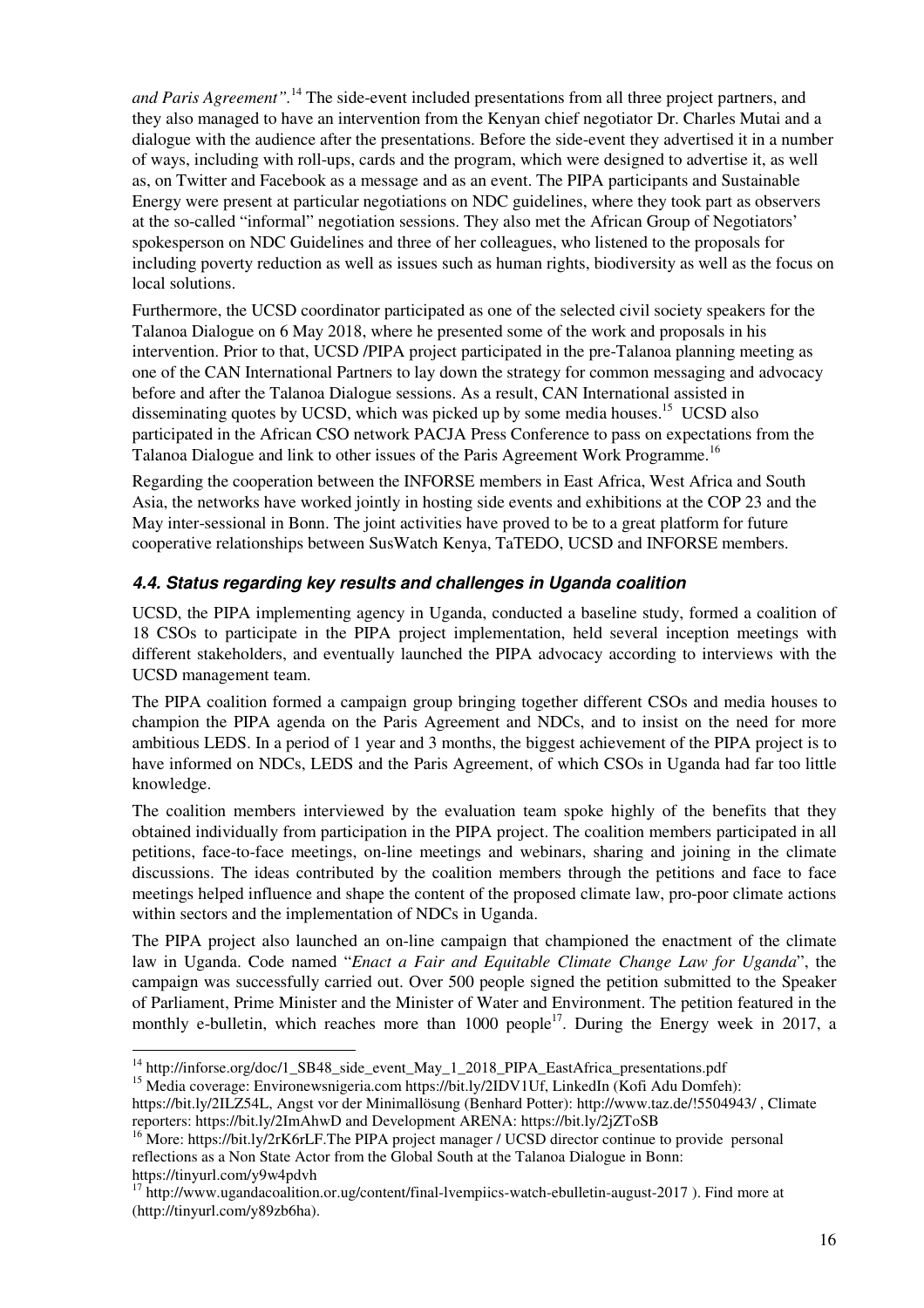*and Paris Agreement"*.[14] The side-event included presentations from all three project partners, and they also managed to have an intervention from the Kenyan chief negotiator Dr. Charles Mutai and a dialogue with the audience after the presentations. Before the side-event they advertised it in a number of ways, including with roll-ups, cards and the program, which were designed to advertise it, as well as, on Twitter and Facebook as a message and as an event. The PIPA participants and Sustainable Energy were present at particular negotiations on NDC guidelines, where they took part as observers at the so-called "informal" negotiation sessions. They also met the African Group of Negotiators' spokesperson on NDC Guidelines and three of her colleagues, who listened to the proposals for including poverty reduction as well as issues such as human rights, biodiversity as well as the focus on local solutions.

Furthermore, the UCSD coordinator participated as one of the selected civil society speakers for the Talanoa Dialogue on 6 May 2018, where he presented some of the work and proposals in his intervention. Prior to that, UCSD /PIPA project participated in the pre-Talanoa planning meeting as one of the CAN International Partners to lay down the strategy for common messaging and advocacy before and after the Talanoa Dialogue sessions. As a result, CAN International assisted in disseminating quotes by UCSD, which was picked up by some media houses.[15] UCSD also participated in the African CSO network PACJA Press Conference to pass on expectations from the Talanoa Dialogue and link to other issues of the Paris Agreement Work Programme.[16]

Regarding the cooperation between the INFORSE members in East Africa, West Africa and South Asia, the networks have worked jointly in hosting side events and exhibitions at the COP 23 and the May inter-sessional in Bonn. The joint activities have proved to be to a great platform for future cooperative relationships between SusWatch Kenya, TaTEDO, UCSD and INFORSE members.

### *4.4. Status regarding key results and challenges in Uganda coalition*

UCSD, the PIPA implementing agency in Uganda, conducted a baseline study, formed a coalition of 18 CSOs to participate in the PIPA project implementation, held several inception meetings with different stakeholders, and eventually launched the PIPA advocacy according to interviews with the UCSD management team.

The PIPA coalition formed a campaign group bringing together different CSOs and media houses to champion the PIPA agenda on the Paris Agreement and NDCs, and to insist on the need for more ambitious LEDS. In a period of 1 year and 3 months, the biggest achievement of the PIPA project is to have informed on NDCs, LEDS and the Paris Agreement, of which CSOs in Uganda had far too little knowledge.

The coalition members interviewed by the evaluation team spoke highly of the benefits that they obtained individually from participation in the PIPA project. The coalition members participated in all petitions, face-to-face meetings, on-line meetings and webinars, sharing and joining in the climate discussions. The ideas contributed by the coalition members through the petitions and face to face meetings helped influence and shape the content of the proposed climate law, pro-poor climate actions within sectors and the implementation of NDCs in Uganda.

The PIPA project also launched an on-line campaign that championed the enactment of the climate law in Uganda. Code named "*Enact a Fair and Equitable Climate Change Law for Uganda*", the campaign was successfully carried out. Over 500 people signed the petition submitted to the Speaker of Parliament, Prime Minister and the Minister of Water and Environment. The petition featured in the monthly e-bulletin, which reaches more than 1000 people[17]. During the Energy week in 2017, a

---

[14] http://inforse.org/doc/1_SB48_side_event_May_1_2018_PIPA_EastAfrica_presentations.pdf

[15] Media coverage: Environewsnigeria.com https://bit.ly/2IDV1Uf, LinkedIn (Kofi Adu Domfeh): https://bit.ly/2ILZ54L, Angst vor der Minimallösung (Benhard Potter): http://www.taz.de/!5504943/ , Climate reporters: https://bit.ly/2ImAhwD and Development ARENA: https://bit.ly/2jZToSB

[16] More: https://bit.ly/2rK6rLF.The PIPA project manager / UCSD director continue to provide personal reflections as a Non State Actor from the Global South at the Talanoa Dialogue in Bonn: https://tinyurl.com/y9w4pdvh

[17] http://www.ugandacoalition.or.ug/content/final-lvempiics-watch-ebulletin-august-2017 ). Find more at (http://tinyurl.com/y89zb6ha).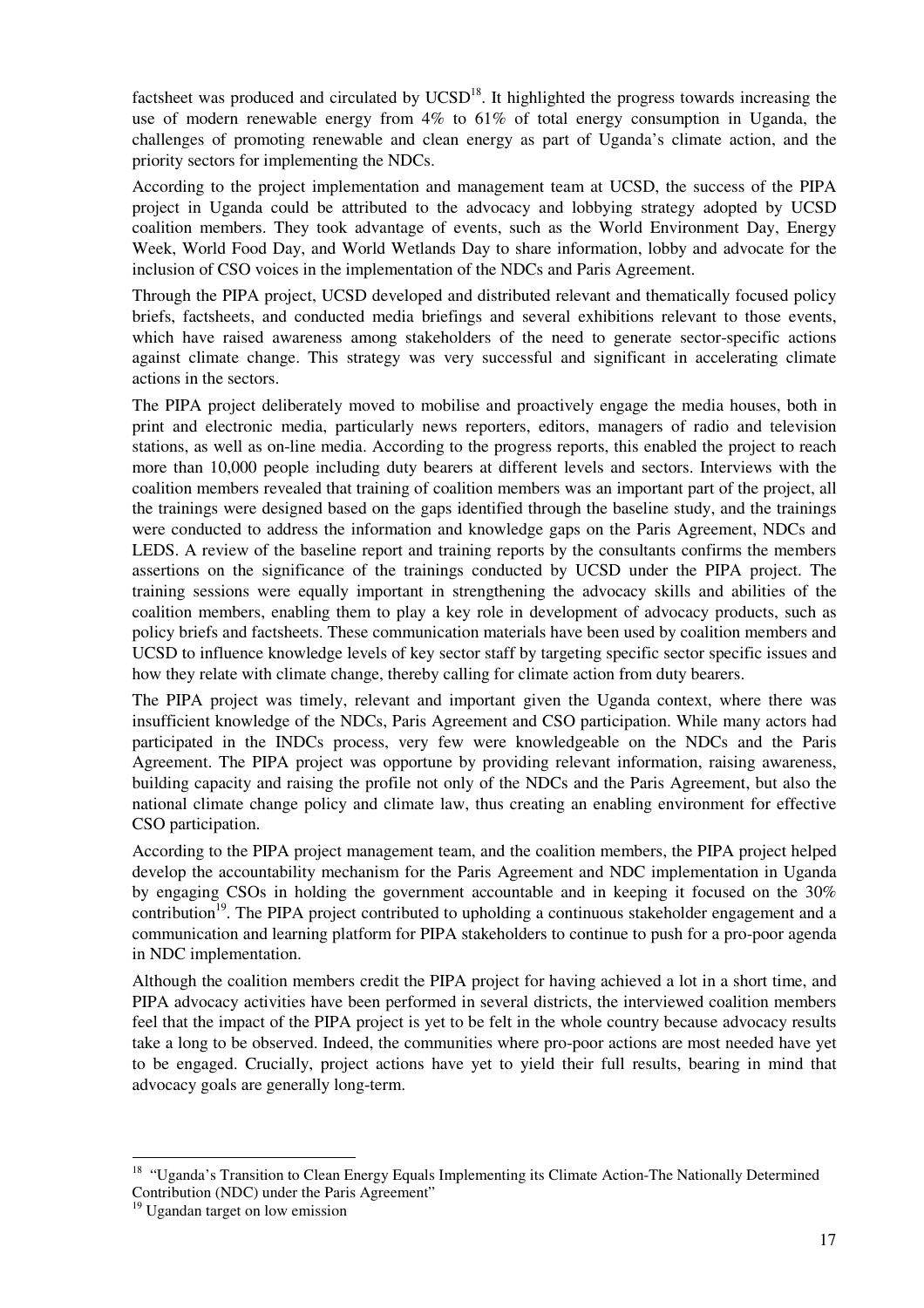factsheet was produced and circulated by UCSD[18]. It highlighted the progress towards increasing the use of modern renewable energy from 4% to 61% of total energy consumption in Uganda, the challenges of promoting renewable and clean energy as part of Uganda's climate action, and the priority sectors for implementing the NDCs.

According to the project implementation and management team at UCSD, the success of the PIPA project in Uganda could be attributed to the advocacy and lobbying strategy adopted by UCSD coalition members. They took advantage of events, such as the World Environment Day, Energy Week, World Food Day, and World Wetlands Day to share information, lobby and advocate for the inclusion of CSO voices in the implementation of the NDCs and Paris Agreement.

Through the PIPA project, UCSD developed and distributed relevant and thematically focused policy briefs, factsheets, and conducted media briefings and several exhibitions relevant to those events, which have raised awareness among stakeholders of the need to generate sector-specific actions against climate change. This strategy was very successful and significant in accelerating climate actions in the sectors.

The PIPA project deliberately moved to mobilise and proactively engage the media houses, both in print and electronic media, particularly news reporters, editors, managers of radio and television stations, as well as on-line media. According to the progress reports, this enabled the project to reach more than 10,000 people including duty bearers at different levels and sectors. Interviews with the coalition members revealed that training of coalition members was an important part of the project, all the trainings were designed based on the gaps identified through the baseline study, and the trainings were conducted to address the information and knowledge gaps on the Paris Agreement, NDCs and LEDS. A review of the baseline report and training reports by the consultants confirms the members assertions on the significance of the trainings conducted by UCSD under the PIPA project. The training sessions were equally important in strengthening the advocacy skills and abilities of the coalition members, enabling them to play a key role in development of advocacy products, such as policy briefs and factsheets. These communication materials have been used by coalition members and UCSD to influence knowledge levels of key sector staff by targeting specific sector specific issues and how they relate with climate change, thereby calling for climate action from duty bearers.

The PIPA project was timely, relevant and important given the Uganda context, where there was insufficient knowledge of the NDCs, Paris Agreement and CSO participation. While many actors had participated in the INDCs process, very few were knowledgeable on the NDCs and the Paris Agreement. The PIPA project was opportune by providing relevant information, raising awareness, building capacity and raising the profile not only of the NDCs and the Paris Agreement, but also the national climate change policy and climate law, thus creating an enabling environment for effective CSO participation.

According to the PIPA project management team, and the coalition members, the PIPA project helped develop the accountability mechanism for the Paris Agreement and NDC implementation in Uganda by engaging CSOs in holding the government accountable and in keeping it focused on the 30% contribution[19]. The PIPA project contributed to upholding a continuous stakeholder engagement and a communication and learning platform for PIPA stakeholders to continue to push for a pro-poor agenda in NDC implementation.

Although the coalition members credit the PIPA project for having achieved a lot in a short time, and PIPA advocacy activities have been performed in several districts, the interviewed coalition members feel that the impact of the PIPA project is yet to be felt in the whole country because advocacy results take a long to be observed. Indeed, the communities where pro-poor actions are most needed have yet to be engaged. Crucially, project actions have yet to yield their full results, bearing in mind that advocacy goals are generally long-term.

---

[18] "Uganda's Transition to Clean Energy Equals Implementing its Climate Action-The Nationally Determined Contribution (NDC) under the Paris Agreement"

[19] Ugandan target on low emission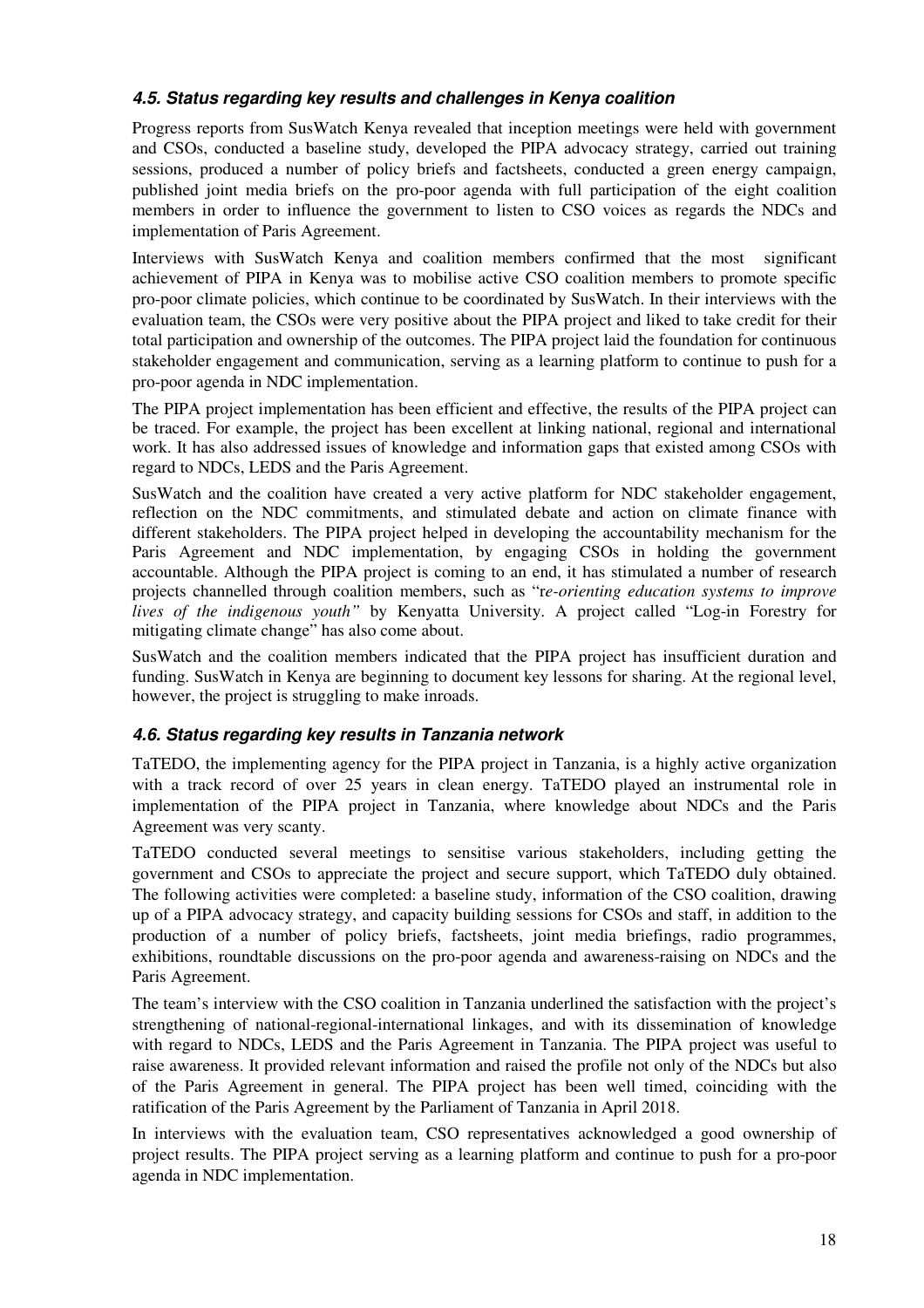### *4.5. Status regarding key results and challenges in Kenya coalition*

Progress reports from SusWatch Kenya revealed that inception meetings were held with government and CSOs, conducted a baseline study, developed the PIPA advocacy strategy, carried out training sessions, produced a number of policy briefs and factsheets, conducted a green energy campaign, published joint media briefs on the pro-poor agenda with full participation of the eight coalition members in order to influence the government to listen to CSO voices as regards the NDCs and implementation of Paris Agreement.

Interviews with SusWatch Kenya and coalition members confirmed that the most significant achievement of PIPA in Kenya was to mobilise active CSO coalition members to promote specific pro-poor climate policies, which continue to be coordinated by SusWatch. In their interviews with the evaluation team, the CSOs were very positive about the PIPA project and liked to take credit for their total participation and ownership of the outcomes. The PIPA project laid the foundation for continuous stakeholder engagement and communication, serving as a learning platform to continue to push for a pro-poor agenda in NDC implementation.

The PIPA project implementation has been efficient and effective, the results of the PIPA project can be traced. For example, the project has been excellent at linking national, regional and international work. It has also addressed issues of knowledge and information gaps that existed among CSOs with regard to NDCs, LEDS and the Paris Agreement.

SusWatch and the coalition have created a very active platform for NDC stakeholder engagement, reflection on the NDC commitments, and stimulated debate and action on climate finance with different stakeholders. The PIPA project helped in developing the accountability mechanism for the Paris Agreement and NDC implementation, by engaging CSOs in holding the government accountable. Although the PIPA project is coming to an end, it has stimulated a number of research projects channelled through coalition members, such as "r*e-orienting education systems to improve lives of the indigenous youth"* by Kenyatta University. A project called "Log-in Forestry for mitigating climate change" has also come about.

SusWatch and the coalition members indicated that the PIPA project has insufficient duration and funding. SusWatch in Kenya are beginning to document key lessons for sharing. At the regional level, however, the project is struggling to make inroads.

### *4.6. Status regarding key results in Tanzania network*

TaTEDO, the implementing agency for the PIPA project in Tanzania, is a highly active organization with a track record of over 25 years in clean energy. TaTEDO played an instrumental role in implementation of the PIPA project in Tanzania, where knowledge about NDCs and the Paris Agreement was very scanty.

TaTEDO conducted several meetings to sensitise various stakeholders, including getting the government and CSOs to appreciate the project and secure support, which TaTEDO duly obtained. The following activities were completed: a baseline study, information of the CSO coalition, drawing up of a PIPA advocacy strategy, and capacity building sessions for CSOs and staff, in addition to the production of a number of policy briefs, factsheets, joint media briefings, radio programmes, exhibitions, roundtable discussions on the pro-poor agenda and awareness-raising on NDCs and the Paris Agreement.

The team's interview with the CSO coalition in Tanzania underlined the satisfaction with the project's strengthening of national-regional-international linkages, and with its dissemination of knowledge with regard to NDCs, LEDS and the Paris Agreement in Tanzania. The PIPA project was useful to raise awareness. It provided relevant information and raised the profile not only of the NDCs but also of the Paris Agreement in general. The PIPA project has been well timed, coinciding with the ratification of the Paris Agreement by the Parliament of Tanzania in April 2018.

In interviews with the evaluation team, CSO representatives acknowledged a good ownership of project results. The PIPA project serving as a learning platform and continue to push for a pro-poor agenda in NDC implementation.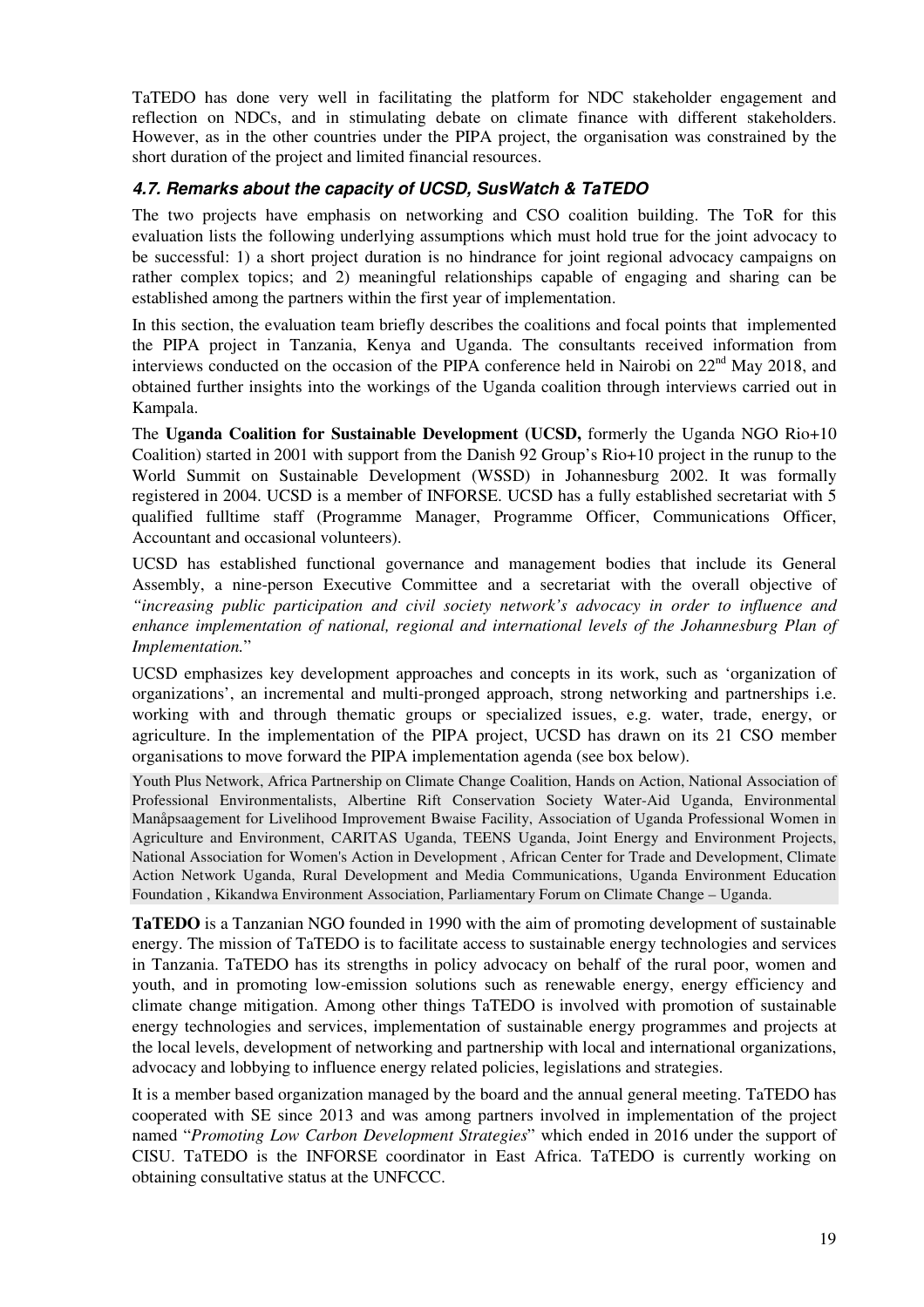TaTEDO has done very well in facilitating the platform for NDC stakeholder engagement and reflection on NDCs, and in stimulating debate on climate finance with different stakeholders. However, as in the other countries under the PIPA project, the organisation was constrained by the short duration of the project and limited financial resources.

### *4.7. Remarks about the capacity of UCSD, SusWatch & TaTEDO*

The two projects have emphasis on networking and CSO coalition building. The ToR for this evaluation lists the following underlying assumptions which must hold true for the joint advocacy to be successful: 1) a short project duration is no hindrance for joint regional advocacy campaigns on rather complex topics; and 2) meaningful relationships capable of engaging and sharing can be established among the partners within the first year of implementation.

In this section, the evaluation team briefly describes the coalitions and focal points that implemented the PIPA project in Tanzania, Kenya and Uganda. The consultants received information from interviews conducted on the occasion of the PIPA conference held in Nairobi on 22nd May 2018, and obtained further insights into the workings of the Uganda coalition through interviews carried out in Kampala.

The **Uganda Coalition for Sustainable Development (UCSD,** formerly the Uganda NGO Rio+10 Coalition) started in 2001 with support from the Danish 92 Group's Rio+10 project in the runup to the World Summit on Sustainable Development (WSSD) in Johannesburg 2002. It was formally registered in 2004. UCSD is a member of INFORSE. UCSD has a fully established secretariat with 5 qualified fulltime staff (Programme Manager, Programme Officer, Communications Officer, Accountant and occasional volunteers).

UCSD has established functional governance and management bodies that include its General Assembly, a nine-person Executive Committee and a secretariat with the overall objective of *"increasing public participation and civil society network's advocacy in order to influence and enhance implementation of national, regional and international levels of the Johannesburg Plan of Implementation.*"

UCSD emphasizes key development approaches and concepts in its work, such as 'organization of organizations', an incremental and multi-pronged approach, strong networking and partnerships i.e. working with and through thematic groups or specialized issues, e.g. water, trade, energy, or agriculture. In the implementation of the PIPA project, UCSD has drawn on its 21 CSO member organisations to move forward the PIPA implementation agenda (see box below).

> Youth Plus Network, Africa Partnership on Climate Change Coalition, Hands on Action, National Association of Professional Environmentalists, Albertine Rift Conservation Society Water-Aid Uganda, Environmental Manåpsaagement for Livelihood Improvement Bwaise Facility, Association of Uganda Professional Women in Agriculture and Environment, CARITAS Uganda, TEENS Uganda, Joint Energy and Environment Projects, National Association for Women's Action in Development , African Center for Trade and Development, Climate Action Network Uganda, Rural Development and Media Communications, Uganda Environment Education Foundation , Kikandwa Environment Association, Parliamentary Forum on Climate Change – Uganda.

**TaTEDO** is a Tanzanian NGO founded in 1990 with the aim of promoting development of sustainable energy. The mission of TaTEDO is to facilitate access to sustainable energy technologies and services in Tanzania. TaTEDO has its strengths in policy advocacy on behalf of the rural poor, women and youth, and in promoting low-emission solutions such as renewable energy, energy efficiency and climate change mitigation. Among other things TaTEDO is involved with promotion of sustainable energy technologies and services, implementation of sustainable energy programmes and projects at the local levels, development of networking and partnership with local and international organizations, advocacy and lobbying to influence energy related policies, legislations and strategies.

It is a member based organization managed by the board and the annual general meeting. TaTEDO has cooperated with SE since 2013 and was among partners involved in implementation of the project named "*Promoting Low Carbon Development Strategies*" which ended in 2016 under the support of CISU. TaTEDO is the INFORSE coordinator in East Africa. TaTEDO is currently working on obtaining consultative status at the UNFCCC.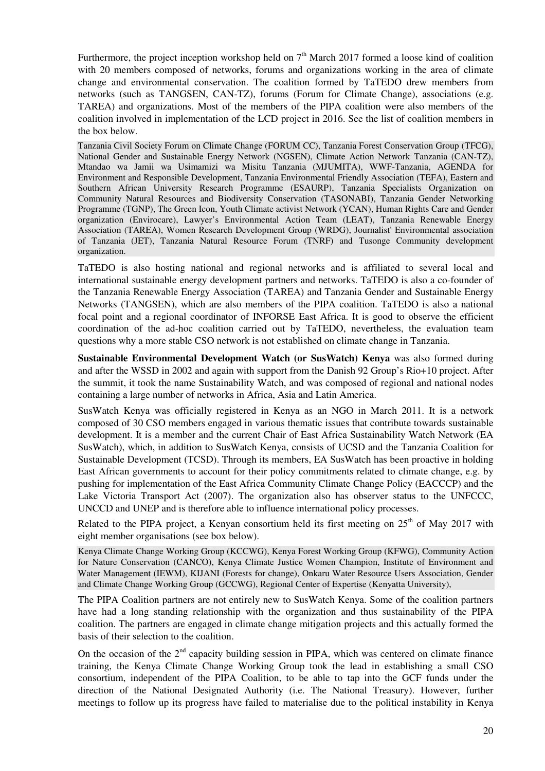Furthermore, the project inception workshop held on 7th March 2017 formed a loose kind of coalition with 20 members composed of networks, forums and organizations working in the area of climate change and environmental conservation. The coalition formed by TaTEDO drew members from networks (such as TANGSEN, CAN-TZ), forums (Forum for Climate Change), associations (e.g. TAREA) and organizations. Most of the members of the PIPA coalition were also members of the coalition involved in implementation of the LCD project in 2016. See the list of coalition members in the box below.

> Tanzania Civil Society Forum on Climate Change (FORUM CC), Tanzania Forest Conservation Group (TFCG), National Gender and Sustainable Energy Network (NGSEN), Climate Action Network Tanzania (CAN-TZ), Mtandao wa Jamii wa Usimamizi wa Misitu Tanzania (MJUMITA), WWF-Tanzania, AGENDA for Environment and Responsible Development, Tanzania Environmental Friendly Association (TEFA), Eastern and Southern African University Research Programme (ESAURP), Tanzania Specialists Organization on Community Natural Resources and Biodiversity Conservation (TASONABI), Tanzania Gender Networking Programme (TGNP), The Green Icon, Youth Climate activist Network (YCAN), Human Rights Care and Gender organization (Envirocare), Lawyer's Environmental Action Team (LEAT), Tanzania Renewable Energy Association (TAREA), Women Research Development Group (WRDG), Journalist' Environmental association of Tanzania (JET), Tanzania Natural Resource Forum (TNRF) and Tusonge Community development organization.

TaTEDO is also hosting national and regional networks and is affiliated to several local and international sustainable energy development partners and networks. TaTEDO is also a co-founder of the Tanzania Renewable Energy Association (TAREA) and Tanzania Gender and Sustainable Energy Networks (TANGSEN), which are also members of the PIPA coalition. TaTEDO is also a national focal point and a regional coordinator of INFORSE East Africa. It is good to observe the efficient coordination of the ad-hoc coalition carried out by TaTEDO, nevertheless, the evaluation team questions why a more stable CSO network is not established on climate change in Tanzania.

**Sustainable Environmental Development Watch (or SusWatch) Kenya** was also formed during and after the WSSD in 2002 and again with support from the Danish 92 Group's Rio+10 project. After the summit, it took the name Sustainability Watch, and was composed of regional and national nodes containing a large number of networks in Africa, Asia and Latin America.

SusWatch Kenya was officially registered in Kenya as an NGO in March 2011. It is a network composed of 30 CSO members engaged in various thematic issues that contribute towards sustainable development. It is a member and the current Chair of East Africa Sustainability Watch Network (EA SusWatch), which, in addition to SusWatch Kenya, consists of UCSD and the Tanzania Coalition for Sustainable Development (TCSD). Through its members, EA SusWatch has been proactive in holding East African governments to account for their policy commitments related to climate change, e.g. by pushing for implementation of the East Africa Community Climate Change Policy (EACCCP) and the Lake Victoria Transport Act (2007). The organization also has observer status to the UNFCCC, UNCCD and UNEP and is therefore able to influence international policy processes.

Related to the PIPA project, a Kenyan consortium held its first meeting on 25th of May 2017 with eight member organisations (see box below).

> Kenya Climate Change Working Group (KCCWG), Kenya Forest Working Group (KFWG), Community Action for Nature Conservation (CANCO), Kenya Climate Justice Women Champion, Institute of Environment and Water Management (IEWM), KIJANI (Forests for change), Onkaru Water Resource Users Association, Gender and Climate Change Working Group (GCCWG), Regional Center of Expertise (Kenyatta University),

The PIPA Coalition partners are not entirely new to SusWatch Kenya. Some of the coalition partners have had a long standing relationship with the organization and thus sustainability of the PIPA coalition. The partners are engaged in climate change mitigation projects and this actually formed the basis of their selection to the coalition.

On the occasion of the 2nd capacity building session in PIPA, which was centered on climate finance training, the Kenya Climate Change Working Group took the lead in establishing a small CSO consortium, independent of the PIPA Coalition, to be able to tap into the GCF funds under the direction of the National Designated Authority (i.e. The National Treasury). However, further meetings to follow up its progress have failed to materialise due to the political instability in Kenya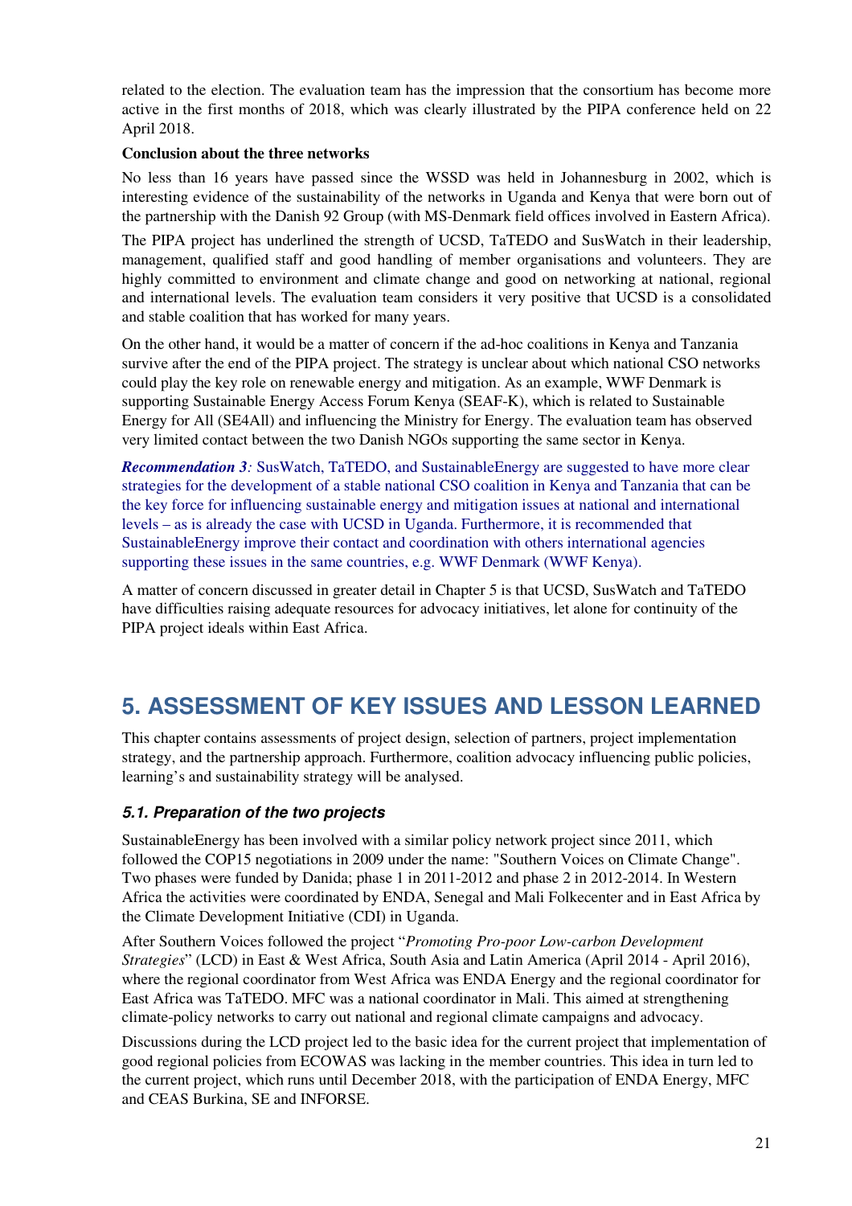related to the election. The evaluation team has the impression that the consortium has become more active in the first months of 2018, which was clearly illustrated by the PIPA conference held on 22 April 2018.

**Conclusion about the three networks**

No less than 16 years have passed since the WSSD was held in Johannesburg in 2002, which is interesting evidence of the sustainability of the networks in Uganda and Kenya that were born out of the partnership with the Danish 92 Group (with MS-Denmark field offices involved in Eastern Africa).

The PIPA project has underlined the strength of UCSD, TaTEDO and SusWatch in their leadership, management, qualified staff and good handling of member organisations and volunteers. They are highly committed to environment and climate change and good on networking at national, regional and international levels. The evaluation team considers it very positive that UCSD is a consolidated and stable coalition that has worked for many years.

On the other hand, it would be a matter of concern if the ad-hoc coalitions in Kenya and Tanzania survive after the end of the PIPA project. The strategy is unclear about which national CSO networks could play the key role on renewable energy and mitigation. As an example, WWF Denmark is supporting Sustainable Energy Access Forum Kenya (SEAF-K), which is related to Sustainable Energy for All (SE4All) and influencing the Ministry for Energy. The evaluation team has observed very limited contact between the two Danish NGOs supporting the same sector in Kenya.

***Recommendation 3**:* SusWatch, TaTEDO, and SustainableEnergy are suggested to have more clear strategies for the development of a stable national CSO coalition in Kenya and Tanzania that can be the key force for influencing sustainable energy and mitigation issues at national and international levels – as is already the case with UCSD in Uganda. Furthermore, it is recommended that SustainableEnergy improve their contact and coordination with others international agencies supporting these issues in the same countries, e.g. WWF Denmark (WWF Kenya).

A matter of concern discussed in greater detail in Chapter 5 is that UCSD, SusWatch and TaTEDO have difficulties raising adequate resources for advocacy initiatives, let alone for continuity of the PIPA project ideals within East Africa.

# 5. ASSESSMENT OF KEY ISSUES AND LESSON LEARNED

This chapter contains assessments of project design, selection of partners, project implementation strategy, and the partnership approach. Furthermore, coalition advocacy influencing public policies, learning's and sustainability strategy will be analysed.

## *5.1. Preparation of the two projects*

SustainableEnergy has been involved with a similar policy network project since 2011, which followed the COP15 negotiations in 2009 under the name: "Southern Voices on Climate Change". Two phases were funded by Danida; phase 1 in 2011-2012 and phase 2 in 2012-2014. In Western Africa the activities were coordinated by ENDA, Senegal and Mali Folkecenter and in East Africa by the Climate Development Initiative (CDI) in Uganda.

After Southern Voices followed the project "*Promoting Pro-poor Low-carbon Development Strategies*" (LCD) in East & West Africa, South Asia and Latin America (April 2014 - April 2016), where the regional coordinator from West Africa was ENDA Energy and the regional coordinator for East Africa was TaTEDO. MFC was a national coordinator in Mali. This aimed at strengthening climate-policy networks to carry out national and regional climate campaigns and advocacy.

Discussions during the LCD project led to the basic idea for the current project that implementation of good regional policies from ECOWAS was lacking in the member countries. This idea in turn led to the current project, which runs until December 2018, with the participation of ENDA Energy, MFC and CEAS Burkina, SE and INFORSE.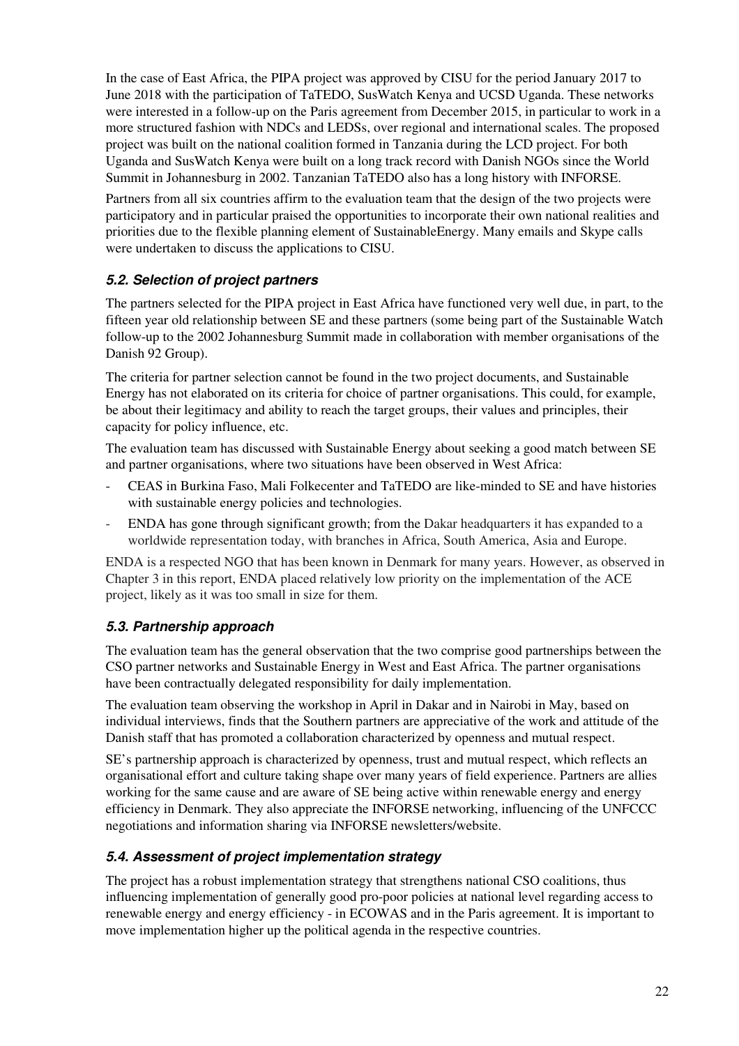In the case of East Africa, the PIPA project was approved by CISU for the period January 2017 to June 2018 with the participation of TaTEDO, SusWatch Kenya and UCSD Uganda. These networks were interested in a follow-up on the Paris agreement from December 2015, in particular to work in a more structured fashion with NDCs and LEDSs, over regional and international scales. The proposed project was built on the national coalition formed in Tanzania during the LCD project. For both Uganda and SusWatch Kenya were built on a long track record with Danish NGOs since the World Summit in Johannesburg in 2002. Tanzanian TaTEDO also has a long history with INFORSE.

Partners from all six countries affirm to the evaluation team that the design of the two projects were participatory and in particular praised the opportunities to incorporate their own national realities and priorities due to the flexible planning element of SustainableEnergy. Many emails and Skype calls were undertaken to discuss the applications to CISU.

### *5.2. Selection of project partners*

The partners selected for the PIPA project in East Africa have functioned very well due, in part, to the fifteen year old relationship between SE and these partners (some being part of the Sustainable Watch follow-up to the 2002 Johannesburg Summit made in collaboration with member organisations of the Danish 92 Group).

The criteria for partner selection cannot be found in the two project documents, and Sustainable Energy has not elaborated on its criteria for choice of partner organisations. This could, for example, be about their legitimacy and ability to reach the target groups, their values and principles, their capacity for policy influence, etc.

The evaluation team has discussed with Sustainable Energy about seeking a good match between SE and partner organisations, where two situations have been observed in West Africa:

- CEAS in Burkina Faso, Mali Folkecenter and TaTEDO are like-minded to SE and have histories with sustainable energy policies and technologies.
- ENDA has gone through significant growth; from the Dakar headquarters it has expanded to a worldwide representation today, with branches in Africa, South America, Asia and Europe.

ENDA is a respected NGO that has been known in Denmark for many years. However, as observed in Chapter 3 in this report, ENDA placed relatively low priority on the implementation of the ACE project, likely as it was too small in size for them.

### *5.3. Partnership approach*

The evaluation team has the general observation that the two comprise good partnerships between the CSO partner networks and Sustainable Energy in West and East Africa. The partner organisations have been contractually delegated responsibility for daily implementation.

The evaluation team observing the workshop in April in Dakar and in Nairobi in May, based on individual interviews, finds that the Southern partners are appreciative of the work and attitude of the Danish staff that has promoted a collaboration characterized by openness and mutual respect.

SE's partnership approach is characterized by openness, trust and mutual respect, which reflects an organisational effort and culture taking shape over many years of field experience. Partners are allies working for the same cause and are aware of SE being active within renewable energy and energy efficiency in Denmark. They also appreciate the INFORSE networking, influencing of the UNFCCC negotiations and information sharing via INFORSE newsletters/website.

### *5.4. Assessment of project implementation strategy*

The project has a robust implementation strategy that strengthens national CSO coalitions, thus influencing implementation of generally good pro-poor policies at national level regarding access to renewable energy and energy efficiency - in ECOWAS and in the Paris agreement. It is important to move implementation higher up the political agenda in the respective countries.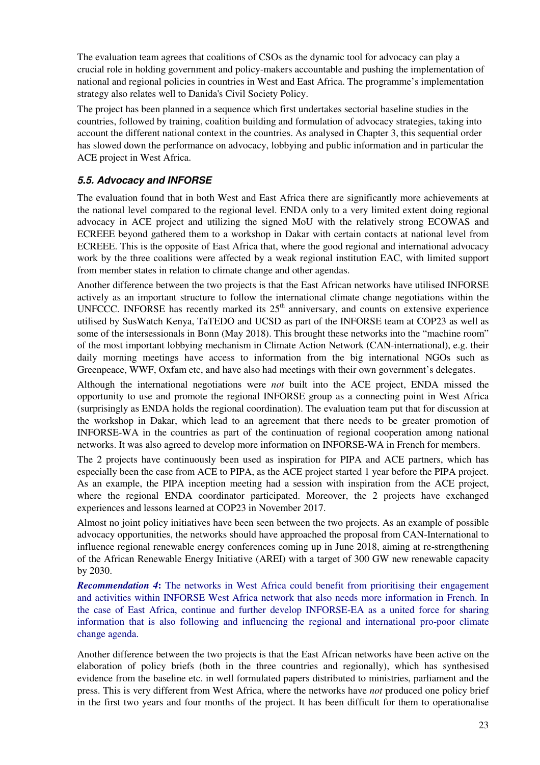The evaluation team agrees that coalitions of CSOs as the dynamic tool for advocacy can play a crucial role in holding government and policy-makers accountable and pushing the implementation of national and regional policies in countries in West and East Africa. The programme's implementation strategy also relates well to Danida's Civil Society Policy.

The project has been planned in a sequence which first undertakes sectorial baseline studies in the countries, followed by training, coalition building and formulation of advocacy strategies, taking into account the different national context in the countries. As analysed in Chapter 3, this sequential order has slowed down the performance on advocacy, lobbying and public information and in particular the ACE project in West Africa.

### 5.5. Advocacy and INFORSE

The evaluation found that in both West and East Africa there are significantly more achievements at the national level compared to the regional level. ENDA only to a very limited extent doing regional advocacy in ACE project and utilizing the signed MoU with the relatively strong ECOWAS and ECREEE beyond gathered them to a workshop in Dakar with certain contacts at national level from ECREEE. This is the opposite of East Africa that, where the good regional and international advocacy work by the three coalitions were affected by a weak regional institution EAC, with limited support from member states in relation to climate change and other agendas.

Another difference between the two projects is that the East African networks have utilised INFORSE actively as an important structure to follow the international climate change negotiations within the UNFCCC. INFORSE has recently marked its 25th anniversary, and counts on extensive experience utilised by SusWatch Kenya, TaTEDO and UCSD as part of the INFORSE team at COP23 as well as some of the intersessionals in Bonn (May 2018). This brought these networks into the "machine room" of the most important lobbying mechanism in Climate Action Network (CAN-international), e.g. their daily morning meetings have access to information from the big international NGOs such as Greenpeace, WWF, Oxfam etc, and have also had meetings with their own government's delegates.

Although the international negotiations were *not* built into the ACE project, ENDA missed the opportunity to use and promote the regional INFORSE group as a connecting point in West Africa (surprisingly as ENDA holds the regional coordination). The evaluation team put that for discussion at the workshop in Dakar, which lead to an agreement that there needs to be greater promotion of INFORSE-WA in the countries as part of the continuation of regional cooperation among national networks. It was also agreed to develop more information on INFORSE-WA in French for members.

The 2 projects have continuously been used as inspiration for PIPA and ACE partners, which has especially been the case from ACE to PIPA, as the ACE project started 1 year before the PIPA project. As an example, the PIPA inception meeting had a session with inspiration from the ACE project, where the regional ENDA coordinator participated. Moreover, the 2 projects have exchanged experiences and lessons learned at COP23 in November 2017.

Almost no joint policy initiatives have been seen between the two projects. As an example of possible advocacy opportunities, the networks should have approached the proposal from CAN-International to influence regional renewable energy conferences coming up in June 2018, aiming at re-strengthening of the African Renewable Energy Initiative (AREI) with a target of 300 GW new renewable capacity by 2030.

***Recommendation 4*****:** The networks in West Africa could benefit from prioritising their engagement and activities within INFORSE West Africa network that also needs more information in French. In the case of East Africa, continue and further develop INFORSE-EA as a united force for sharing information that is also following and influencing the regional and international pro-poor climate change agenda.

Another difference between the two projects is that the East African networks have been active on the elaboration of policy briefs (both in the three countries and regionally), which has synthesised evidence from the baseline etc. in well formulated papers distributed to ministries, parliament and the press. This is very different from West Africa, where the networks have *not* produced one policy brief in the first two years and four months of the project. It has been difficult for them to operationalise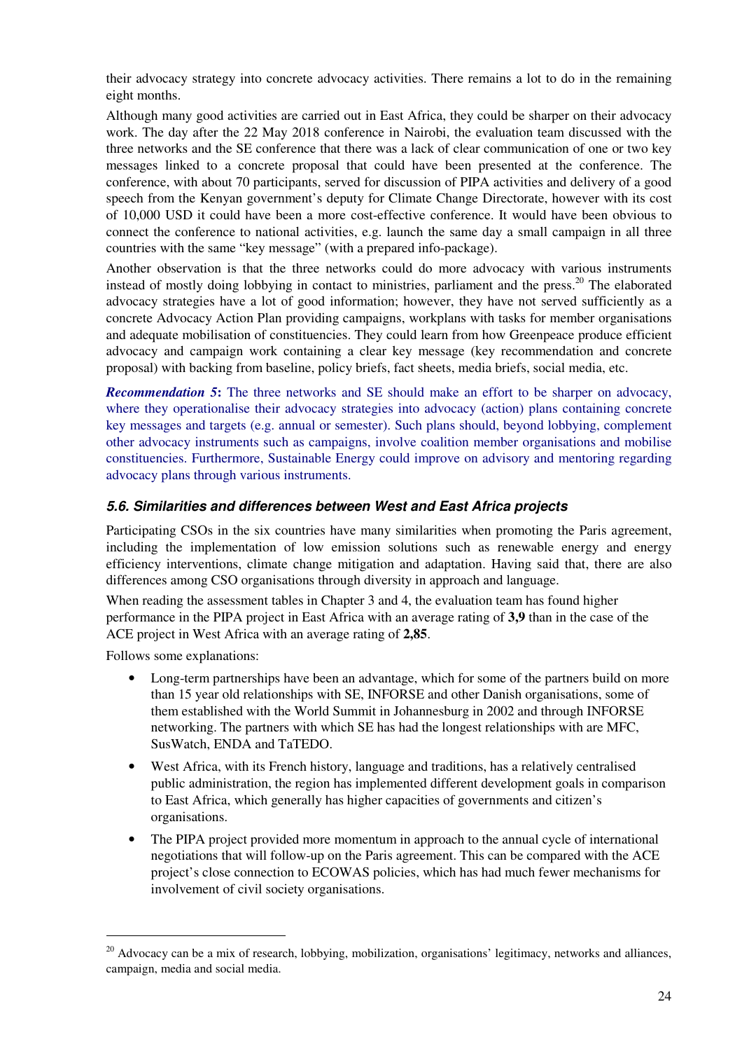their advocacy strategy into concrete advocacy activities. There remains a lot to do in the remaining eight months.

Although many good activities are carried out in East Africa, they could be sharper on their advocacy work. The day after the 22 May 2018 conference in Nairobi, the evaluation team discussed with the three networks and the SE conference that there was a lack of clear communication of one or two key messages linked to a concrete proposal that could have been presented at the conference. The conference, with about 70 participants, served for discussion of PIPA activities and delivery of a good speech from the Kenyan government's deputy for Climate Change Directorate, however with its cost of 10,000 USD it could have been a more cost-effective conference. It would have been obvious to connect the conference to national activities, e.g. launch the same day a small campaign in all three countries with the same "key message" (with a prepared info-package).

Another observation is that the three networks could do more advocacy with various instruments instead of mostly doing lobbying in contact to ministries, parliament and the press.[20] The elaborated advocacy strategies have a lot of good information; however, they have not served sufficiently as a concrete Advocacy Action Plan providing campaigns, workplans with tasks for member organisations and adequate mobilisation of constituencies. They could learn from how Greenpeace produce efficient advocacy and campaign work containing a clear key message (key recommendation and concrete proposal) with backing from baseline, policy briefs, fact sheets, media briefs, social media, etc.

***Recommendation 5*****:** The three networks and SE should make an effort to be sharper on advocacy, where they operationalise their advocacy strategies into advocacy (action) plans containing concrete key messages and targets (e.g. annual or semester). Such plans should, beyond lobbying, complement other advocacy instruments such as campaigns, involve coalition member organisations and mobilise constituencies. Furthermore, Sustainable Energy could improve on advisory and mentoring regarding advocacy plans through various instruments.

### *5.6. Similarities and differences between West and East Africa projects*

Participating CSOs in the six countries have many similarities when promoting the Paris agreement, including the implementation of low emission solutions such as renewable energy and energy efficiency interventions, climate change mitigation and adaptation. Having said that, there are also differences among CSO organisations through diversity in approach and language.

When reading the assessment tables in Chapter 3 and 4, the evaluation team has found higher performance in the PIPA project in East Africa with an average rating of **3,9** than in the case of the ACE project in West Africa with an average rating of **2,85**.

Follows some explanations:

- Long-term partnerships have been an advantage, which for some of the partners build on more than 15 year old relationships with SE, INFORSE and other Danish organisations, some of them established with the World Summit in Johannesburg in 2002 and through INFORSE networking. The partners with which SE has had the longest relationships with are MFC, SusWatch, ENDA and TaTEDO.
- West Africa, with its French history, language and traditions, has a relatively centralised public administration, the region has implemented different development goals in comparison to East Africa, which generally has higher capacities of governments and citizen's organisations.
- The PIPA project provided more momentum in approach to the annual cycle of international negotiations that will follow-up on the Paris agreement. This can be compared with the ACE project's close connection to ECOWAS policies, which has had much fewer mechanisms for involvement of civil society organisations.

---

[20] Advocacy can be a mix of research, lobbying, mobilization, organisations' legitimacy, networks and alliances, campaign, media and social media.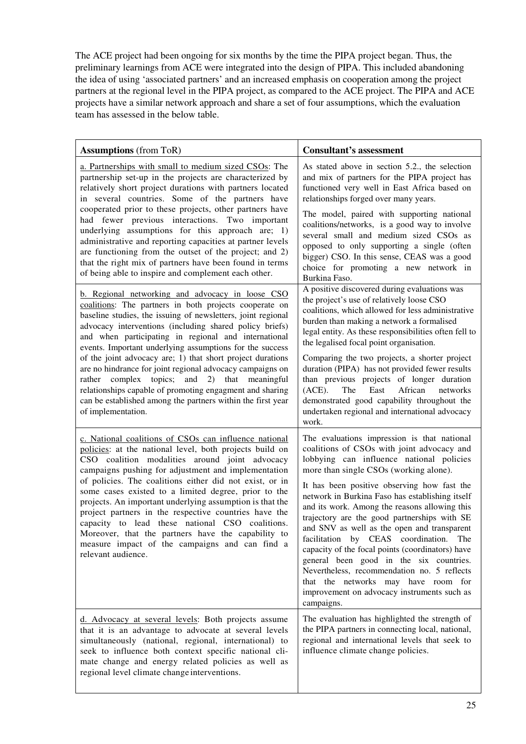The ACE project had been ongoing for six months by the time the PIPA project began. Thus, the preliminary learnings from ACE were integrated into the design of PIPA. This included abandoning the idea of using 'associated partners' and an increased emphasis on cooperation among the project partners at the regional level in the PIPA project, as compared to the ACE project. The PIPA and ACE projects have a similar network approach and share a set of four assumptions, which the evaluation team has assessed in the below table.

| **Assumptions** (from ToR) | **Consultant's assessment** |
|---|---|
| <u>a. Partnerships with small to medium sized CSOs</u>: The partnership set-up in the projects are characterized by relatively short project durations with partners located in several countries. Some of the partners have cooperated prior to these projects, other partners have had fewer previous interactions. Two important underlying assumptions for this approach are; 1) administrative and reporting capacities at partner levels are functioning from the outset of the project; and 2) that the right mix of partners have been found in terms of being able to inspire and complement each other. | As stated above in section 5.2., the selection and mix of partners for the PIPA project has functioned very well in East Africa based on relationships forged over many years.<br><br>The model, paired with supporting national coalitions/networks, is a good way to involve several small and medium sized CSOs as opposed to only supporting a single (often bigger) CSO. In this sense, CEAS was a good choice for promoting a new network in Burkina Faso. |
| <u>b. Regional networking and advocacy in loose CSO coalitions</u>: The partners in both projects cooperate on baseline studies, the issuing of newsletters, joint regional advocacy interventions (including shared policy briefs) and when participating in regional and international events. Important underlying assumptions for the success of the joint advocacy are; 1) that short project durations are no hindrance for joint regional advocacy campaigns on rather complex topics; and 2) that meaningful relationships capable of promoting engagment and sharing can be established among the partners within the first year of implementation. | A positive discovered during evaluations was the project's use of relatively loose CSO coalitions, which allowed for less administrative burden than making a network a formalised legal entity. As these responsibilities often fell to the legalised focal point organisation.<br><br>Comparing the two projects, a shorter project duration (PIPA) has not provided fewer results than previous projects of longer duration (ACE). The East African networks demonstrated good capability throughout the undertaken regional and international advocacy work. |
| <u>c. National coalitions of CSOs can influence national policies</u>: at the national level, both projects build on CSO coalition modalities around joint advocacy campaigns pushing for adjustment and implementation of policies. The coalitions either did not exist, or in some cases existed to a limited degree, prior to the projects. An important underlying assumption is that the project partners in the respective countries have the capacity to lead these national CSO coalitions. Moreover, that the partners have the capability to measure impact of the campaigns and can find a relevant audience. | The evaluations impression is that national coalitions of CSOs with joint advocacy and lobbying can influence national policies more than single CSOs (working alone).<br><br>It has been positive observing how fast the network in Burkina Faso has establishing itself and its work. Among the reasons allowing this trajectory are the good partnerships with SE and SNV as well as the open and transparent facilitation by CEAS coordination. The capacity of the focal points (coordinators) have general been good in the six countries. Nevertheless, recommendation no. 5 reflects that the networks may have room for improvement on advocacy instruments such as campaigns. |
| <u>d. Advocacy at several levels</u>: Both projects assume that it is an advantage to advocate at several levels simultaneously (national, regional, international) to seek to influence both context specific national climate change and energy related policies as well as regional level climate change interventions. | The evaluation has highlighted the strength of the PIPA partners in connecting local, national, regional and international levels that seek to influence climate change policies. |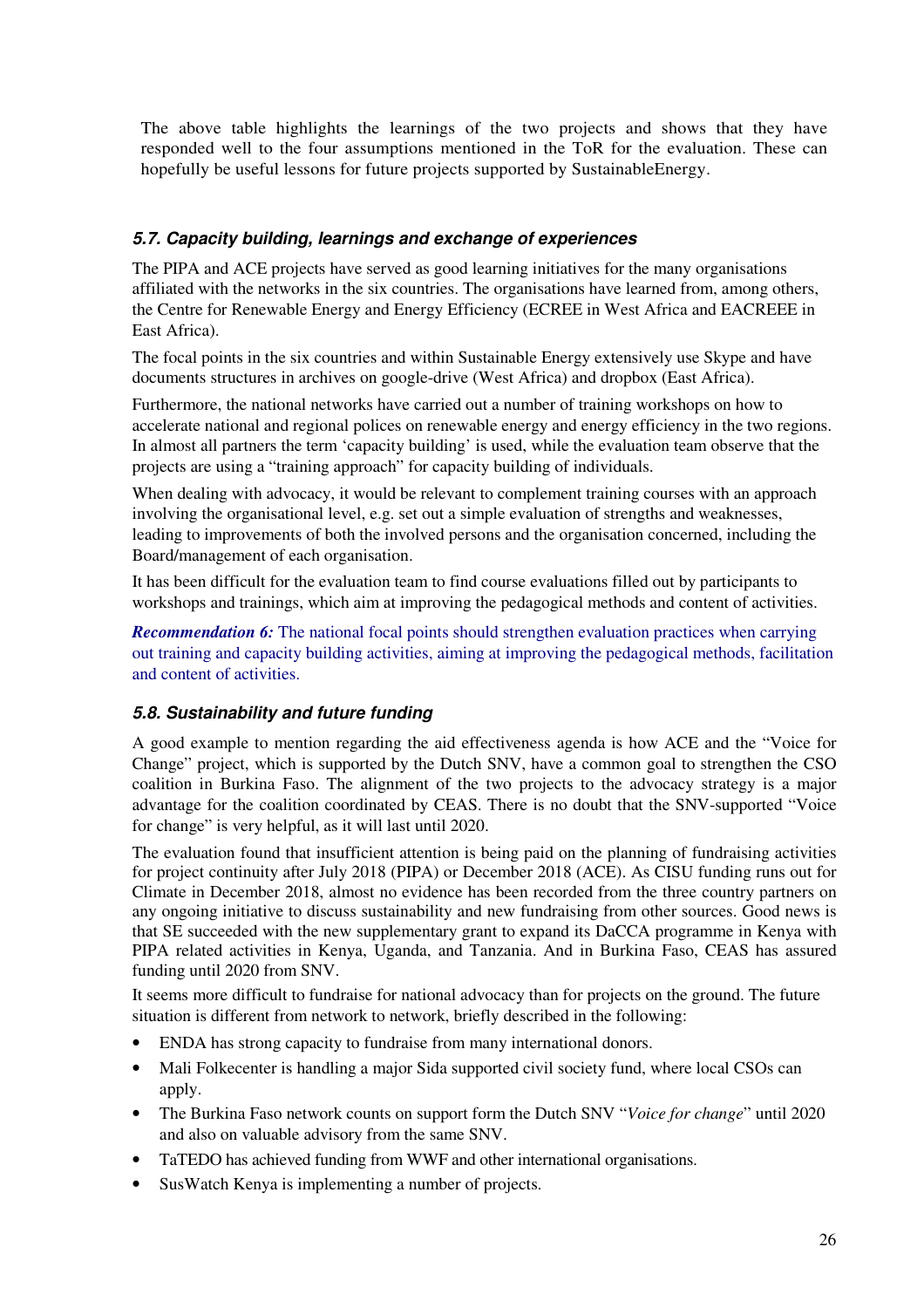The above table highlights the learnings of the two projects and shows that they have responded well to the four assumptions mentioned in the ToR for the evaluation. These can hopefully be useful lessons for future projects supported by SustainableEnergy.

### 5.7. Capacity building, learnings and exchange of experiences

The PIPA and ACE projects have served as good learning initiatives for the many organisations affiliated with the networks in the six countries. The organisations have learned from, among others, the Centre for Renewable Energy and Energy Efficiency (ECREE in West Africa and EACREEE in East Africa).

The focal points in the six countries and within Sustainable Energy extensively use Skype and have documents structures in archives on google-drive (West Africa) and dropbox (East Africa).

Furthermore, the national networks have carried out a number of training workshops on how to accelerate national and regional polices on renewable energy and energy efficiency in the two regions. In almost all partners the term 'capacity building' is used, while the evaluation team observe that the projects are using a "training approach" for capacity building of individuals.

When dealing with advocacy, it would be relevant to complement training courses with an approach involving the organisational level, e.g. set out a simple evaluation of strengths and weaknesses, leading to improvements of both the involved persons and the organisation concerned, including the Board/management of each organisation.

It has been difficult for the evaluation team to find course evaluations filled out by participants to workshops and trainings, which aim at improving the pedagogical methods and content of activities.

***Recommendation 6:*** The national focal points should strengthen evaluation practices when carrying out training and capacity building activities, aiming at improving the pedagogical methods, facilitation and content of activities.

### 5.8. Sustainability and future funding

A good example to mention regarding the aid effectiveness agenda is how ACE and the "Voice for Change" project, which is supported by the Dutch SNV, have a common goal to strengthen the CSO coalition in Burkina Faso. The alignment of the two projects to the advocacy strategy is a major advantage for the coalition coordinated by CEAS. There is no doubt that the SNV-supported "Voice for change" is very helpful, as it will last until 2020.

The evaluation found that insufficient attention is being paid on the planning of fundraising activities for project continuity after July 2018 (PIPA) or December 2018 (ACE). As CISU funding runs out for Climate in December 2018, almost no evidence has been recorded from the three country partners on any ongoing initiative to discuss sustainability and new fundraising from other sources. Good news is that SE succeeded with the new supplementary grant to expand its DaCCA programme in Kenya with PIPA related activities in Kenya, Uganda, and Tanzania. And in Burkina Faso, CEAS has assured funding until 2020 from SNV.

It seems more difficult to fundraise for national advocacy than for projects on the ground. The future situation is different from network to network, briefly described in the following:

- ENDA has strong capacity to fundraise from many international donors.
- Mali Folkecenter is handling a major Sida supported civil society fund, where local CSOs can apply.
- The Burkina Faso network counts on support form the Dutch SNV "*Voice for change*" until 2020 and also on valuable advisory from the same SNV.
- TaTEDO has achieved funding from WWF and other international organisations.
- SusWatch Kenya is implementing a number of projects.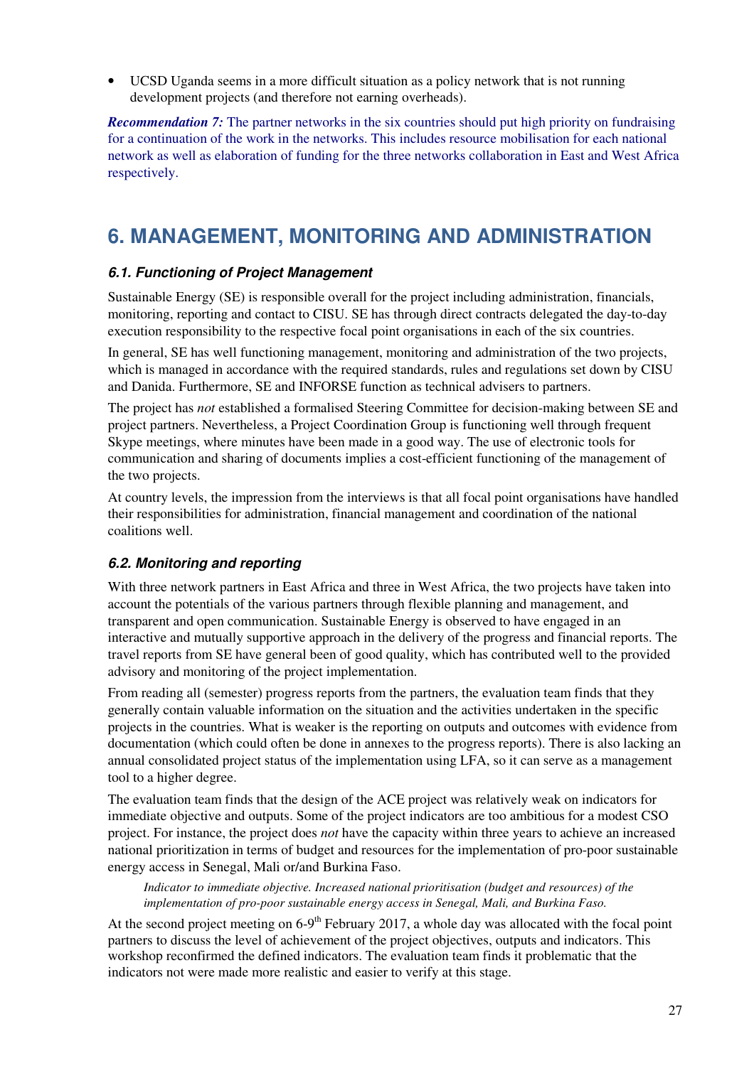- UCSD Uganda seems in a more difficult situation as a policy network that is not running development projects (and therefore not earning overheads).

***Recommendation 7:*** The partner networks in the six countries should put high priority on fundraising for a continuation of the work in the networks. This includes resource mobilisation for each national network as well as elaboration of funding for the three networks collaboration in East and West Africa respectively.

# 6. MANAGEMENT, MONITORING AND ADMINISTRATION

## *6.1. Functioning of Project Management*

Sustainable Energy (SE) is responsible overall for the project including administration, financials, monitoring, reporting and contact to CISU. SE has through direct contracts delegated the day-to-day execution responsibility to the respective focal point organisations in each of the six countries.

In general, SE has well functioning management, monitoring and administration of the two projects, which is managed in accordance with the required standards, rules and regulations set down by CISU and Danida. Furthermore, SE and INFORSE function as technical advisers to partners.

The project has *not* established a formalised Steering Committee for decision-making between SE and project partners. Nevertheless, a Project Coordination Group is functioning well through frequent Skype meetings, where minutes have been made in a good way. The use of electronic tools for communication and sharing of documents implies a cost-efficient functioning of the management of the two projects.

At country levels, the impression from the interviews is that all focal point organisations have handled their responsibilities for administration, financial management and coordination of the national coalitions well.

## *6.2. Monitoring and reporting*

With three network partners in East Africa and three in West Africa, the two projects have taken into account the potentials of the various partners through flexible planning and management, and transparent and open communication. Sustainable Energy is observed to have engaged in an interactive and mutually supportive approach in the delivery of the progress and financial reports. The travel reports from SE have general been of good quality, which has contributed well to the provided advisory and monitoring of the project implementation.

From reading all (semester) progress reports from the partners, the evaluation team finds that they generally contain valuable information on the situation and the activities undertaken in the specific projects in the countries. What is weaker is the reporting on outputs and outcomes with evidence from documentation (which could often be done in annexes to the progress reports). There is also lacking an annual consolidated project status of the implementation using LFA, so it can serve as a management tool to a higher degree.

The evaluation team finds that the design of the ACE project was relatively weak on indicators for immediate objective and outputs. Some of the project indicators are too ambitious for a modest CSO project. For instance, the project does *not* have the capacity within three years to achieve an increased national prioritization in terms of budget and resources for the implementation of pro-poor sustainable energy access in Senegal, Mali or/and Burkina Faso.

> *Indicator to immediate objective. Increased national prioritisation (budget and resources) of the implementation of pro-poor sustainable energy access in Senegal, Mali, and Burkina Faso.*

At the second project meeting on 6-9th February 2017, a whole day was allocated with the focal point partners to discuss the level of achievement of the project objectives, outputs and indicators. This workshop reconfirmed the defined indicators. The evaluation team finds it problematic that the indicators not were made more realistic and easier to verify at this stage.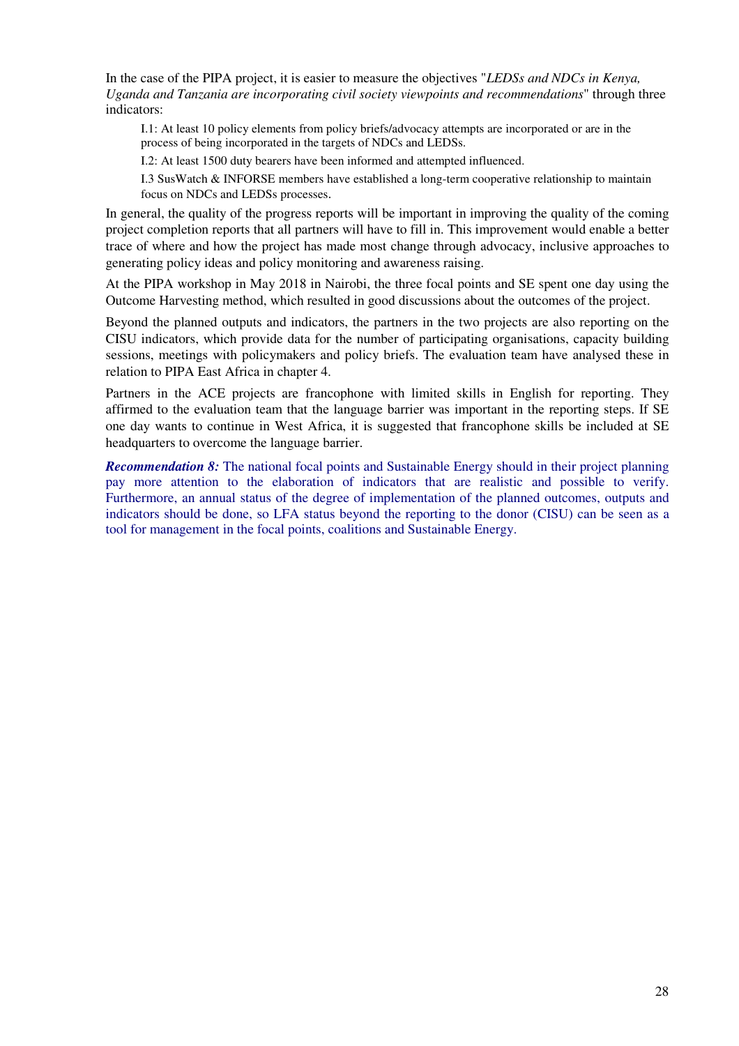In the case of the PIPA project, it is easier to measure the objectives "*LEDSs and NDCs in Kenya, Uganda and Tanzania are incorporating civil society viewpoints and recommendations*" through three indicators:

> I.1: At least 10 policy elements from policy briefs/advocacy attempts are incorporated or are in the process of being incorporated in the targets of NDCs and LEDSs.
>
> I.2: At least 1500 duty bearers have been informed and attempted influenced.
>
> I.3 SusWatch & INFORSE members have established a long-term cooperative relationship to maintain focus on NDCs and LEDSs processes.

In general, the quality of the progress reports will be important in improving the quality of the coming project completion reports that all partners will have to fill in. This improvement would enable a better trace of where and how the project has made most change through advocacy, inclusive approaches to generating policy ideas and policy monitoring and awareness raising.

At the PIPA workshop in May 2018 in Nairobi, the three focal points and SE spent one day using the Outcome Harvesting method, which resulted in good discussions about the outcomes of the project.

Beyond the planned outputs and indicators, the partners in the two projects are also reporting on the CISU indicators, which provide data for the number of participating organisations, capacity building sessions, meetings with policymakers and policy briefs. The evaluation team have analysed these in relation to PIPA East Africa in chapter 4.

Partners in the ACE projects are francophone with limited skills in English for reporting. They affirmed to the evaluation team that the language barrier was important in the reporting steps. If SE one day wants to continue in West Africa, it is suggested that francophone skills be included at SE headquarters to overcome the language barrier.

***Recommendation 8:*** The national focal points and Sustainable Energy should in their project planning pay more attention to the elaboration of indicators that are realistic and possible to verify. Furthermore, an annual status of the degree of implementation of the planned outcomes, outputs and indicators should be done, so LFA status beyond the reporting to the donor (CISU) can be seen as a tool for management in the focal points, coalitions and Sustainable Energy.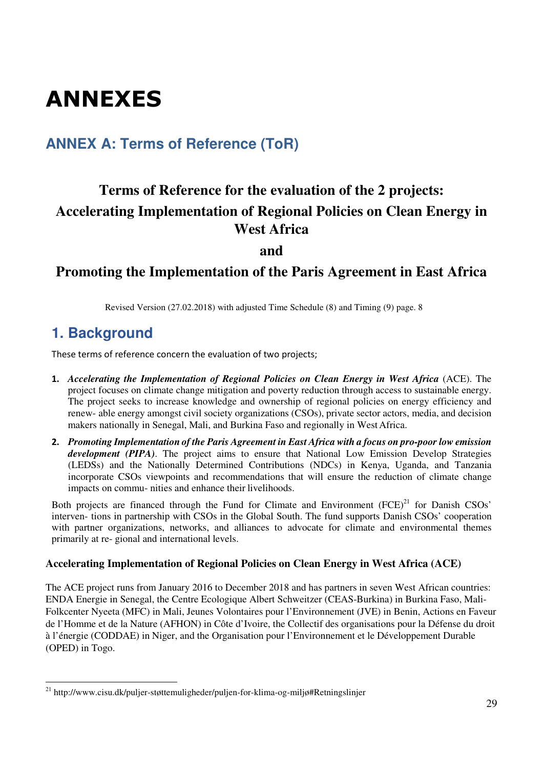# ANNEXES

## ANNEX A: Terms of Reference (ToR)

### Terms of Reference for the evaluation of the 2 projects: Accelerating Implementation of Regional Policies on Clean Energy in West Africa

### and

### Promoting the Implementation of the Paris Agreement in East Africa

Revised Version (27.02.2018) with adjusted Time Schedule (8) and Timing (9) page. 8

## 1. Background

These terms of reference concern the evaluation of two projects;

1. ***Accelerating the Implementation of Regional Policies on Clean Energy in West Africa*** (ACE). The project focuses on climate change mitigation and poverty reduction through access to sustainable energy. The project seeks to increase knowledge and ownership of regional policies on energy efficiency and renew- able energy amongst civil society organizations (CSOs), private sector actors, media, and decision makers nationally in Senegal, Mali, and Burkina Faso and regionally in West Africa.
2. ***Promoting Implementation of the Paris Agreement in East Africa with a focus on pro-poor low emission development (PIPA)***. The project aims to ensure that National Low Emission Develop Strategies (LEDSs) and the Nationally Determined Contributions (NDCs) in Kenya, Uganda, and Tanzania incorporate CSOs viewpoints and recommendations that will ensure the reduction of climate change impacts on commu- nities and enhance their livelihoods.

Both projects are financed through the Fund for Climate and Environment (FCE)[21] for Danish CSOs' interven- tions in partnership with CSOs in the Global South. The fund supports Danish CSOs' cooperation with partner organizations, networks, and alliances to advocate for climate and environmental themes primarily at re- gional and international levels.

**Accelerating Implementation of Regional Policies on Clean Energy in West Africa (ACE)**

The ACE project runs from January 2016 to December 2018 and has partners in seven West African countries: ENDA Energie in Senegal, the Centre Ecologique Albert Schweitzer (CEAS-Burkina) in Burkina Faso, Mali-Folkcenter Nyeeta (MFC) in Mali, Jeunes Volontaires pour l'Environnement (JVE) in Benin, Actions en Faveur de l'Homme et de la Nature (AFHON) in Côte d'Ivoire, the Collectif des organisations pour la Défense du droit à l'énergie (CODDAE) in Niger, and the Organisation pour l'Environnement et le Développement Durable (OPED) in Togo.

[21] http://www.cisu.dk/puljer-støttemuligheder/puljen-for-klima-og-miljø#Retningslinjer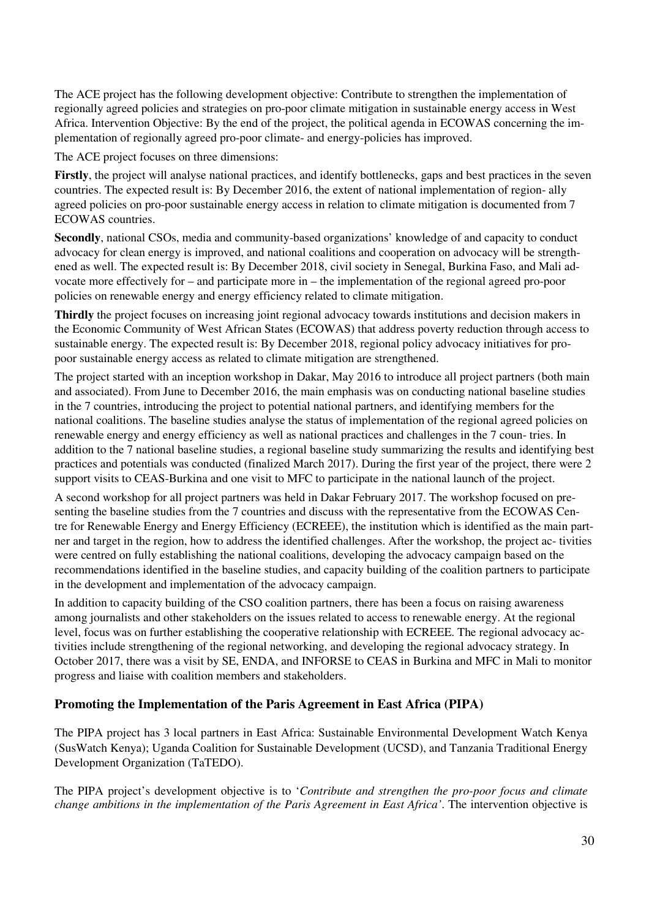The ACE project has the following development objective: Contribute to strengthen the implementation of regionally agreed policies and strategies on pro-poor climate mitigation in sustainable energy access in West Africa. Intervention Objective: By the end of the project, the political agenda in ECOWAS concerning the implementation of regionally agreed pro-poor climate- and energy-policies has improved.

The ACE project focuses on three dimensions:

**Firstly**, the project will analyse national practices, and identify bottlenecks, gaps and best practices in the seven countries. The expected result is: By December 2016, the extent of national implementation of region- ally agreed policies on pro-poor sustainable energy access in relation to climate mitigation is documented from 7 ECOWAS countries.

**Secondly**, national CSOs, media and community-based organizations' knowledge of and capacity to conduct advocacy for clean energy is improved, and national coalitions and cooperation on advocacy will be strengthened as well. The expected result is: By December 2018, civil society in Senegal, Burkina Faso, and Mali advocate more effectively for – and participate more in – the implementation of the regional agreed pro-poor policies on renewable energy and energy efficiency related to climate mitigation.

**Thirdly** the project focuses on increasing joint regional advocacy towards institutions and decision makers in the Economic Community of West African States (ECOWAS) that address poverty reduction through access to sustainable energy. The expected result is: By December 2018, regional policy advocacy initiatives for pro-poor sustainable energy access as related to climate mitigation are strengthened.

The project started with an inception workshop in Dakar, May 2016 to introduce all project partners (both main and associated). From June to December 2016, the main emphasis was on conducting national baseline studies in the 7 countries, introducing the project to potential national partners, and identifying members for the national coalitions. The baseline studies analyse the status of implementation of the regional agreed policies on renewable energy and energy efficiency as well as national practices and challenges in the 7 coun- tries. In addition to the 7 national baseline studies, a regional baseline study summarizing the results and identifying best practices and potentials was conducted (finalized March 2017). During the first year of the project, there were 2 support visits to CEAS-Burkina and one visit to MFC to participate in the national launch of the project.

A second workshop for all project partners was held in Dakar February 2017. The workshop focused on presenting the baseline studies from the 7 countries and discuss with the representative from the ECOWAS Centre for Renewable Energy and Energy Efficiency (ECREEE), the institution which is identified as the main partner and target in the region, how to address the identified challenges. After the workshop, the project ac- tivities were centred on fully establishing the national coalitions, developing the advocacy campaign based on the recommendations identified in the baseline studies, and capacity building of the coalition partners to participate in the development and implementation of the advocacy campaign.

In addition to capacity building of the CSO coalition partners, there has been a focus on raising awareness among journalists and other stakeholders on the issues related to access to renewable energy. At the regional level, focus was on further establishing the cooperative relationship with ECREEE. The regional advocacy activities include strengthening of the regional networking, and developing the regional advocacy strategy. In October 2017, there was a visit by SE, ENDA, and INFORSE to CEAS in Burkina and MFC in Mali to monitor progress and liaise with coalition members and stakeholders.

### Promoting the Implementation of the Paris Agreement in East Africa (PIPA)

The PIPA project has 3 local partners in East Africa: Sustainable Environmental Development Watch Kenya (SusWatch Kenya); Uganda Coalition for Sustainable Development (UCSD), and Tanzania Traditional Energy Development Organization (TaTEDO).

The PIPA project's development objective is to '*Contribute and strengthen the pro-poor focus and climate change ambitions in the implementation of the Paris Agreement in East Africa'*. The intervention objective is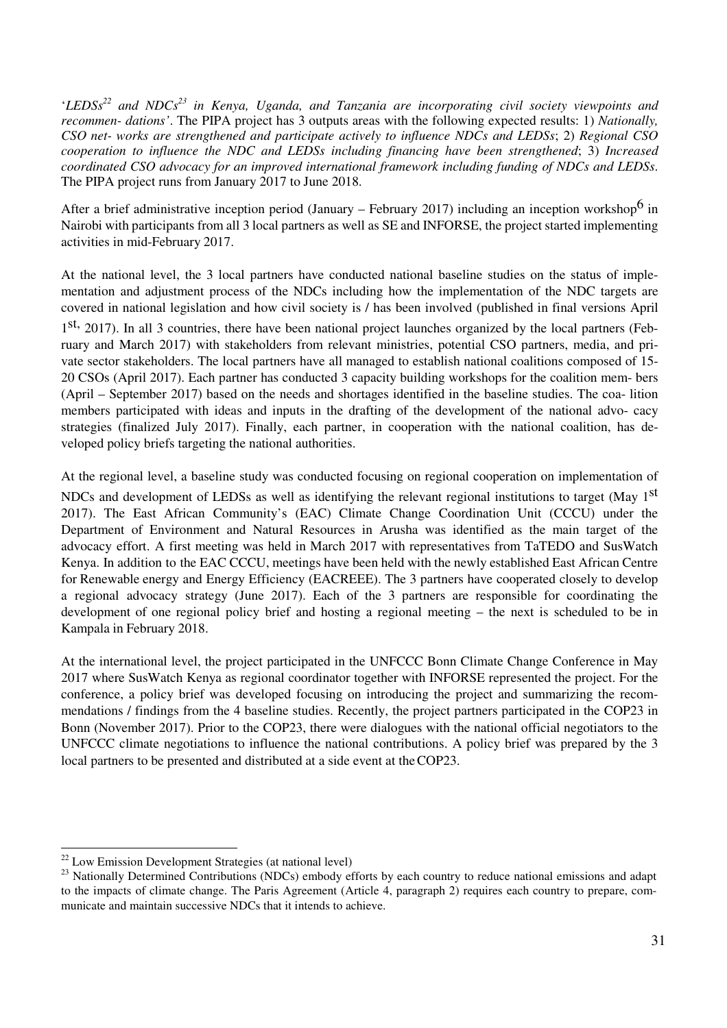'*LEDSs*[22] *and NDCs*[23] *in Kenya, Uganda, and Tanzania are incorporating civil society viewpoints and recommen- dations'*. The PIPA project has 3 outputs areas with the following expected results: 1) *Nationally, CSO net- works are strengthened and participate actively to influence NDCs and LEDSs*; 2) *Regional CSO cooperation to influence the NDC and LEDSs including financing have been strengthened*; 3) *Increased coordinated CSO advocacy for an improved international framework including funding of NDCs and LEDSs*. The PIPA project runs from January 2017 to June 2018.

After a brief administrative inception period (January – February 2017) including an inception workshop[6] in Nairobi with participants from all 3 local partners as well as SE and INFORSE, the project started implementing activities in mid-February 2017.

At the national level, the 3 local partners have conducted national baseline studies on the status of implementation and adjustment process of the NDCs including how the implementation of the NDC targets are covered in national legislation and how civil society is / has been involved (published in final versions April 1st, 2017). In all 3 countries, there have been national project launches organized by the local partners (February and March 2017) with stakeholders from relevant ministries, potential CSO partners, media, and private sector stakeholders. The local partners have all managed to establish national coalitions composed of 15-20 CSOs (April 2017). Each partner has conducted 3 capacity building workshops for the coalition mem- bers (April – September 2017) based on the needs and shortages identified in the baseline studies. The coa- lition members participated with ideas and inputs in the drafting of the development of the national advo- cacy strategies (finalized July 2017). Finally, each partner, in cooperation with the national coalition, has developed policy briefs targeting the national authorities.

At the regional level, a baseline study was conducted focusing on regional cooperation on implementation of NDCs and development of LEDSs as well as identifying the relevant regional institutions to target (May 1st 2017). The East African Community's (EAC) Climate Change Coordination Unit (CCCU) under the Department of Environment and Natural Resources in Arusha was identified as the main target of the advocacy effort. A first meeting was held in March 2017 with representatives from TaTEDO and SusWatch Kenya. In addition to the EAC CCCU, meetings have been held with the newly established East African Centre for Renewable energy and Energy Efficiency (EACREEE). The 3 partners have cooperated closely to develop a regional advocacy strategy (June 2017). Each of the 3 partners are responsible for coordinating the development of one regional policy brief and hosting a regional meeting – the next is scheduled to be in Kampala in February 2018.

At the international level, the project participated in the UNFCCC Bonn Climate Change Conference in May 2017 where SusWatch Kenya as regional coordinator together with INFORSE represented the project. For the conference, a policy brief was developed focusing on introducing the project and summarizing the recommendations / findings from the 4 baseline studies. Recently, the project partners participated in the COP23 in Bonn (November 2017). Prior to the COP23, there were dialogues with the national official negotiators to the UNFCCC climate negotiations to influence the national contributions. A policy brief was prepared by the 3 local partners to be presented and distributed at a side event at the COP23.

---

[22] Low Emission Development Strategies (at national level)

[23] Nationally Determined Contributions (NDCs) embody efforts by each country to reduce national emissions and adapt to the impacts of climate change. The Paris Agreement (Article 4, paragraph 2) requires each country to prepare, communicate and maintain successive NDCs that it intends to achieve.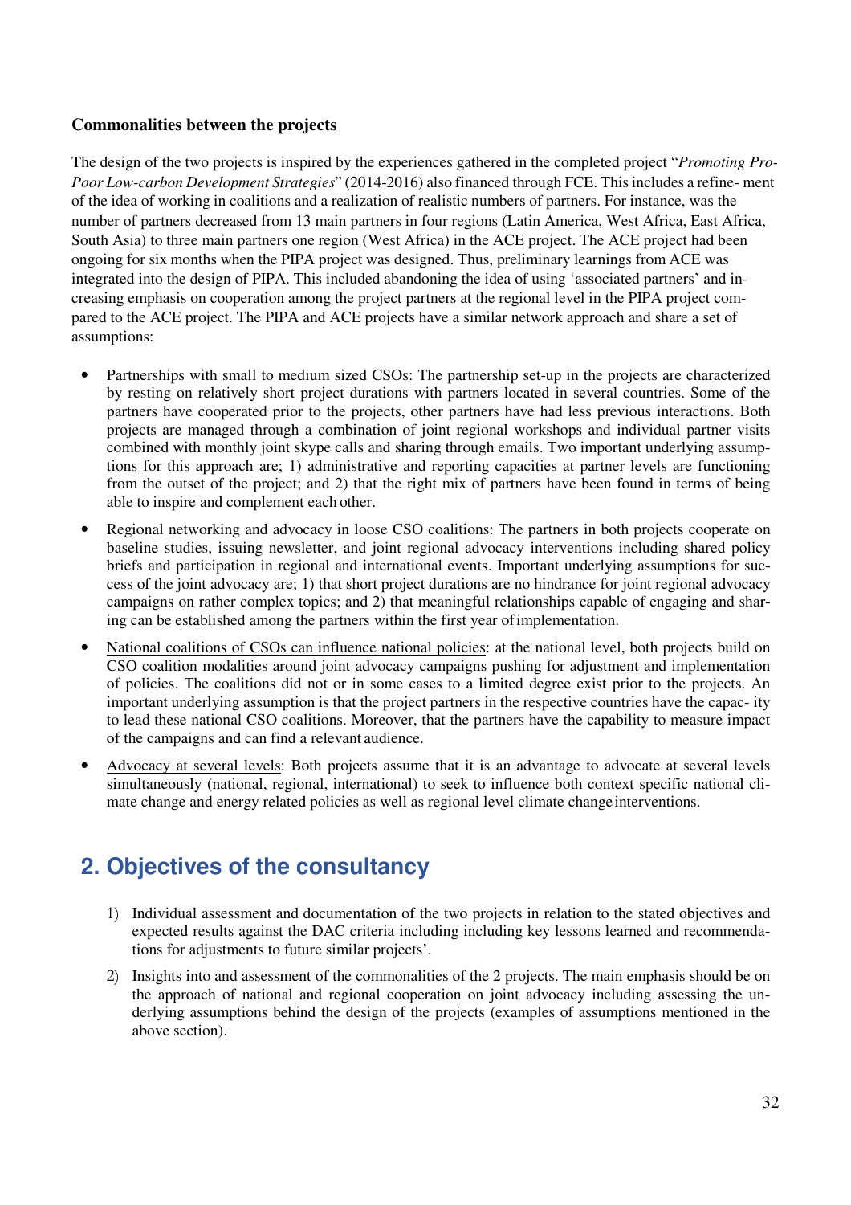**Commonalities between the projects**

The design of the two projects is inspired by the experiences gathered in the completed project "*Promoting Pro-Poor Low-carbon Development Strategies*" (2014-2016) also financed through FCE. This includes a refine- ment of the idea of working in coalitions and a realization of realistic numbers of partners. For instance, was the number of partners decreased from 13 main partners in four regions (Latin America, West Africa, East Africa, South Asia) to three main partners one region (West Africa) in the ACE project. The ACE project had been ongoing for six months when the PIPA project was designed. Thus, preliminary learnings from ACE was integrated into the design of PIPA. This included abandoning the idea of using 'associated partners' and increasing emphasis on cooperation among the project partners at the regional level in the PIPA project compared to the ACE project. The PIPA and ACE projects have a similar network approach and share a set of assumptions:

- Partnerships with small to medium sized CSOs: The partnership set-up in the projects are characterized by resting on relatively short project durations with partners located in several countries. Some of the partners have cooperated prior to the projects, other partners have had less previous interactions. Both projects are managed through a combination of joint regional workshops and individual partner visits combined with monthly joint skype calls and sharing through emails. Two important underlying assumptions for this approach are; 1) administrative and reporting capacities at partner levels are functioning from the outset of the project; and 2) that the right mix of partners have been found in terms of being able to inspire and complement each other.
- Regional networking and advocacy in loose CSO coalitions: The partners in both projects cooperate on baseline studies, issuing newsletter, and joint regional advocacy interventions including shared policy briefs and participation in regional and international events. Important underlying assumptions for success of the joint advocacy are; 1) that short project durations are no hindrance for joint regional advocacy campaigns on rather complex topics; and 2) that meaningful relationships capable of engaging and sharing can be established among the partners within the first year of implementation.
- National coalitions of CSOs can influence national policies: at the national level, both projects build on CSO coalition modalities around joint advocacy campaigns pushing for adjustment and implementation of policies. The coalitions did not or in some cases to a limited degree exist prior to the projects. An important underlying assumption is that the project partners in the respective countries have the capac- ity to lead these national CSO coalitions. Moreover, that the partners have the capability to measure impact of the campaigns and can find a relevant audience.
- Advocacy at several levels: Both projects assume that it is an advantage to advocate at several levels simultaneously (national, regional, international) to seek to influence both context specific national climate change and energy related policies as well as regional level climate change interventions.

## 2. Objectives of the consultancy

1) Individual assessment and documentation of the two projects in relation to the stated objectives and expected results against the DAC criteria including including key lessons learned and recommendations for adjustments to future similar projects'.
2) Insights into and assessment of the commonalities of the 2 projects. The main emphasis should be on the approach of national and regional cooperation on joint advocacy including assessing the underlying assumptions behind the design of the projects (examples of assumptions mentioned in the above section).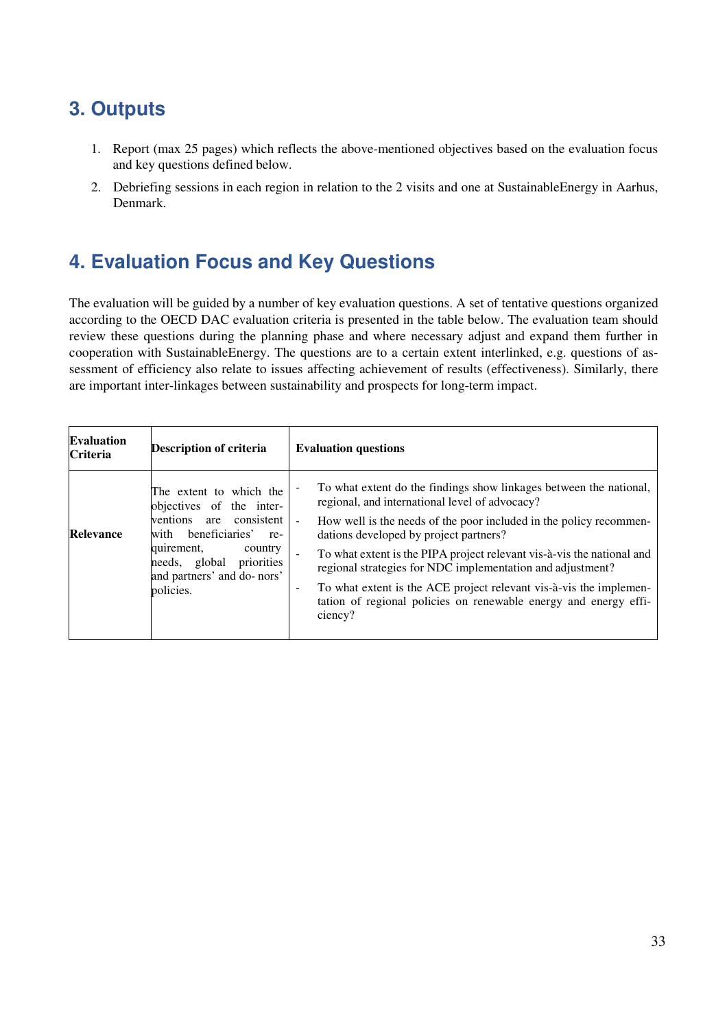## 3. Outputs

1. Report (max 25 pages) which reflects the above-mentioned objectives based on the evaluation focus and key questions defined below.
2. Debriefing sessions in each region in relation to the 2 visits and one at SustainableEnergy in Aarhus, Denmark.

## 4. Evaluation Focus and Key Questions

The evaluation will be guided by a number of key evaluation questions. A set of tentative questions organized according to the OECD DAC evaluation criteria is presented in the table below. The evaluation team should review these questions during the planning phase and where necessary adjust and expand them further in cooperation with SustainableEnergy. The questions are to a certain extent interlinked, e.g. questions of assessment of efficiency also relate to issues affecting achievement of results (effectiveness). Similarly, there are important inter-linkages between sustainability and prospects for long-term impact.

| Evaluation Criteria | Description of criteria | Evaluation questions |
|---|---|---|
| **Relevance** | The extent to which the objectives of the interventions are consistent with beneficiaries' requirement, country needs, global priorities and partners' and donors' policies. | - To what extent do the findings show linkages between the national, regional, and international level of advocacy?<br>- How well is the needs of the poor included in the policy recommendations developed by project partners?<br>- To what extent is the PIPA project relevant vis-à-vis the national and regional strategies for NDC implementation and adjustment?<br>- To what extent is the ACE project relevant vis-à-vis the implementation of regional policies on renewable energy and energy efficiency? |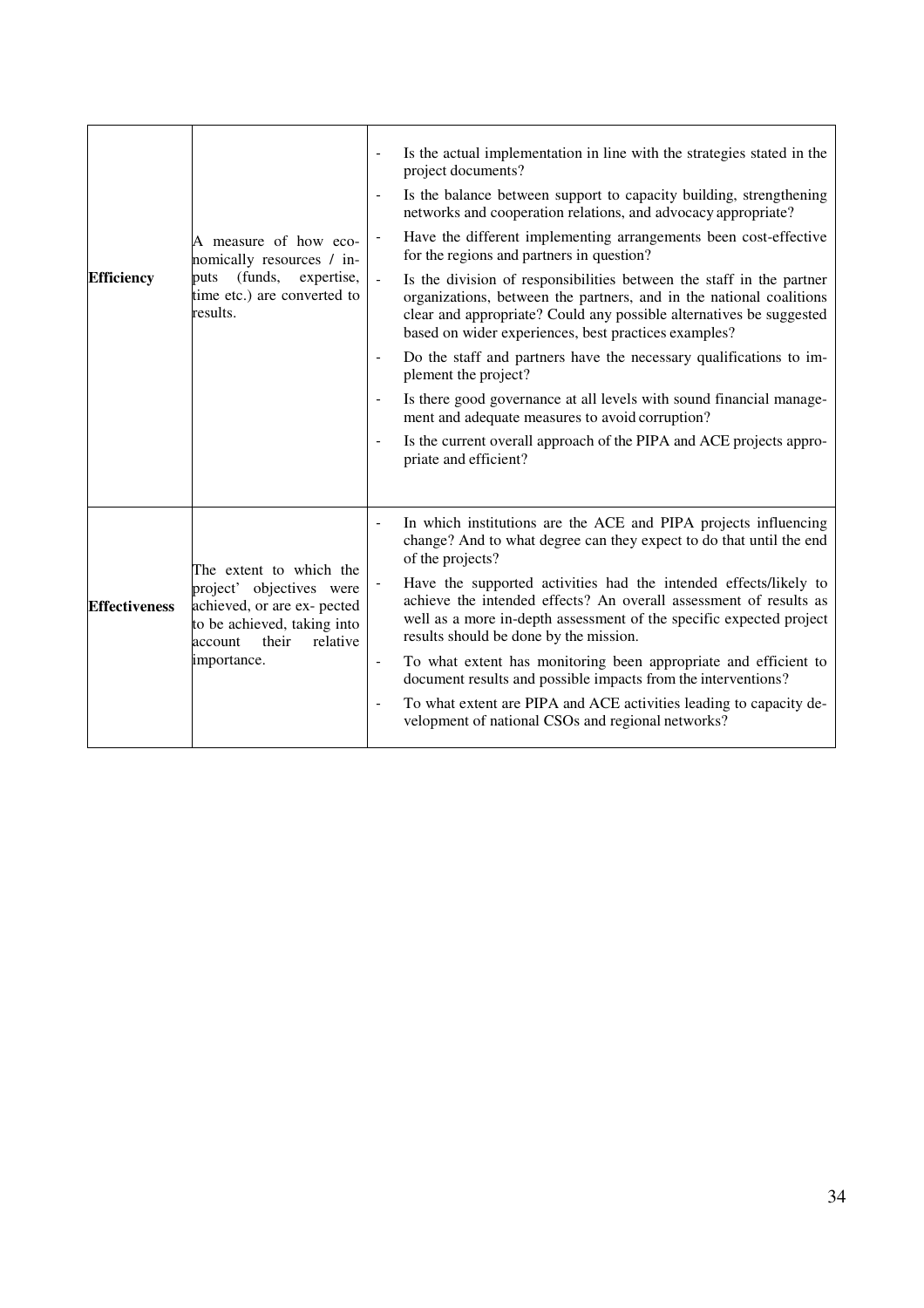| | | |
|---|---|---|
| **Efficiency** | A measure of how economically resources / inputs (funds, expertise, time etc.) are converted to results. | - Is the actual implementation in line with the strategies stated in the project documents?<br>- Is the balance between support to capacity building, strengthening networks and cooperation relations, and advocacy appropriate?<br>- Have the different implementing arrangements been cost-effective for the regions and partners in question?<br>- Is the division of responsibilities between the staff in the partner organizations, between the partners, and in the national coalitions clear and appropriate? Could any possible alternatives be suggested based on wider experiences, best practices examples?<br>- Do the staff and partners have the necessary qualifications to implement the project?<br>- Is there good governance at all levels with sound financial management and adequate measures to avoid corruption?<br>- Is the current overall approach of the PIPA and ACE projects appropriate and efficient? |
| **Effectiveness** | The extent to which the project' objectives were achieved, or are expected to be achieved, taking into account their relative importance. | - In which institutions are the ACE and PIPA projects influencing change? And to what degree can they expect to do that until the end of the projects?<br>- Have the supported activities had the intended effects/likely to achieve the intended effects? An overall assessment of results as well as a more in-depth assessment of the specific expected project results should be done by the mission.<br>- To what extent has monitoring been appropriate and efficient to document results and possible impacts from the interventions?<br>- To what extent are PIPA and ACE activities leading to capacity development of national CSOs and regional networks? |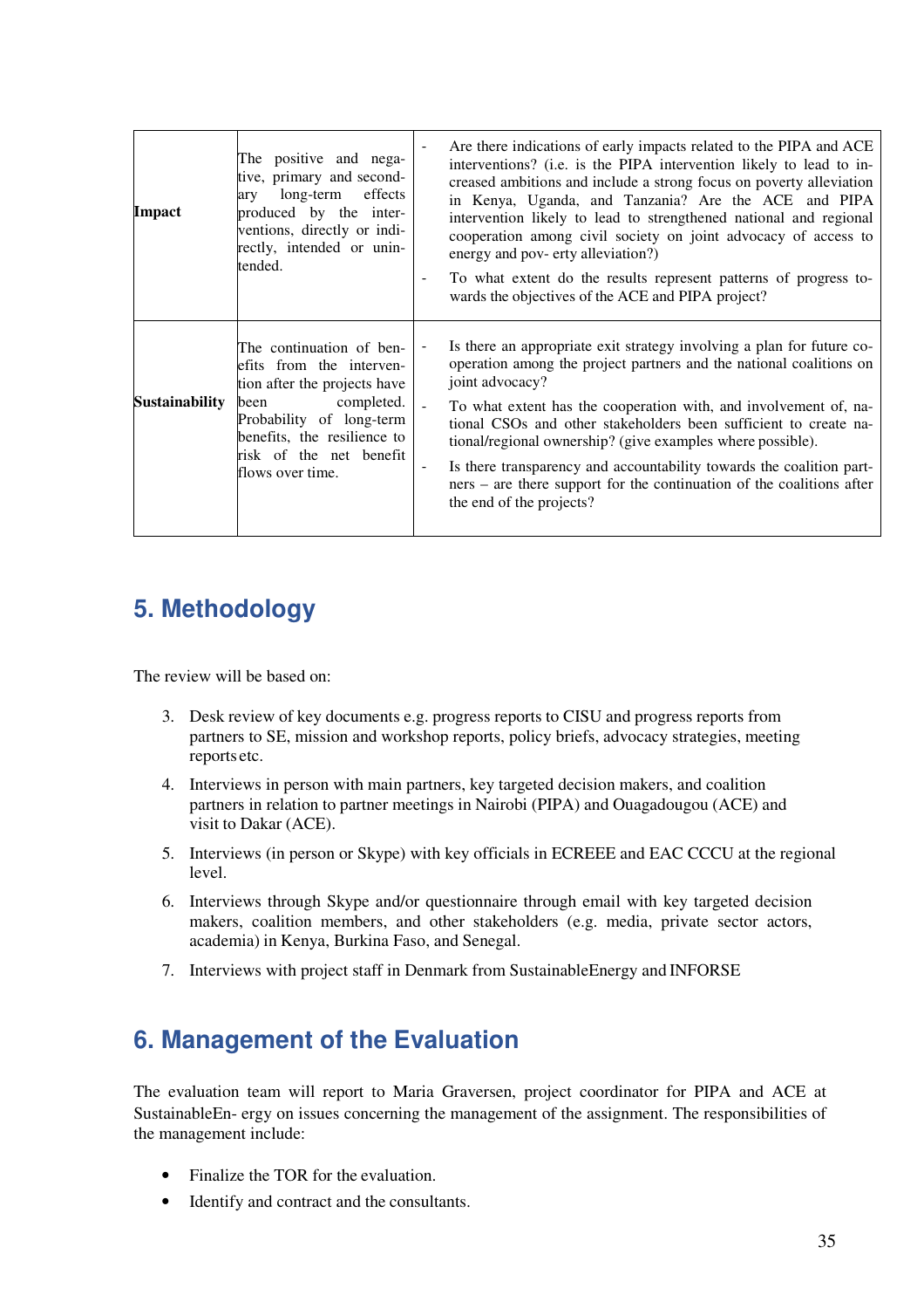| Impact | The positive and negative, primary and secondary long-term effects produced by the interventions, directly or indirectly, intended or unintended. | - Are there indications of early impacts related to the PIPA and ACE interventions? (i.e. is the PIPA intervention likely to lead to increased ambitions and include a strong focus on poverty alleviation in Kenya, Uganda, and Tanzania? Are the ACE and PIPA intervention likely to lead to strengthened national and regional cooperation among civil society on joint advocacy of access to energy and pov- erty alleviation?)<br>- To what extent do the results represent patterns of progress towards the objectives of the ACE and PIPA project? |
|---|---|---|
| Sustainability | The continuation of benefits from the intervention after the projects have been completed. Probability of long-term benefits, the resilience to risk of the net benefit flows over time. | - Is there an appropriate exit strategy involving a plan for future co-operation among the project partners and the national coalitions on joint advocacy?<br>- To what extent has the cooperation with, and involvement of, national CSOs and other stakeholders been sufficient to create national/regional ownership? (give examples where possible).<br>- Is there transparency and accountability towards the coalition partners – are there support for the continuation of the coalitions after the end of the projects? |

## 5. Methodology

The review will be based on:

3. Desk review of key documents e.g. progress reports to CISU and progress reports from partners to SE, mission and workshop reports, policy briefs, advocacy strategies, meeting reports etc.
4. Interviews in person with main partners, key targeted decision makers, and coalition partners in relation to partner meetings in Nairobi (PIPA) and Ouagadougou (ACE) and visit to Dakar (ACE).
5. Interviews (in person or Skype) with key officials in ECREEE and EAC CCCU at the regional level.
6. Interviews through Skype and/or questionnaire through email with key targeted decision makers, coalition members, and other stakeholders (e.g. media, private sector actors, academia) in Kenya, Burkina Faso, and Senegal.
7. Interviews with project staff in Denmark from SustainableEnergy and INFORSE

## 6. Management of the Evaluation

The evaluation team will report to Maria Graversen, project coordinator for PIPA and ACE at SustainableEn- ergy on issues concerning the management of the assignment. The responsibilities of the management include:

- Finalize the TOR for the evaluation.
- Identify and contract and the consultants.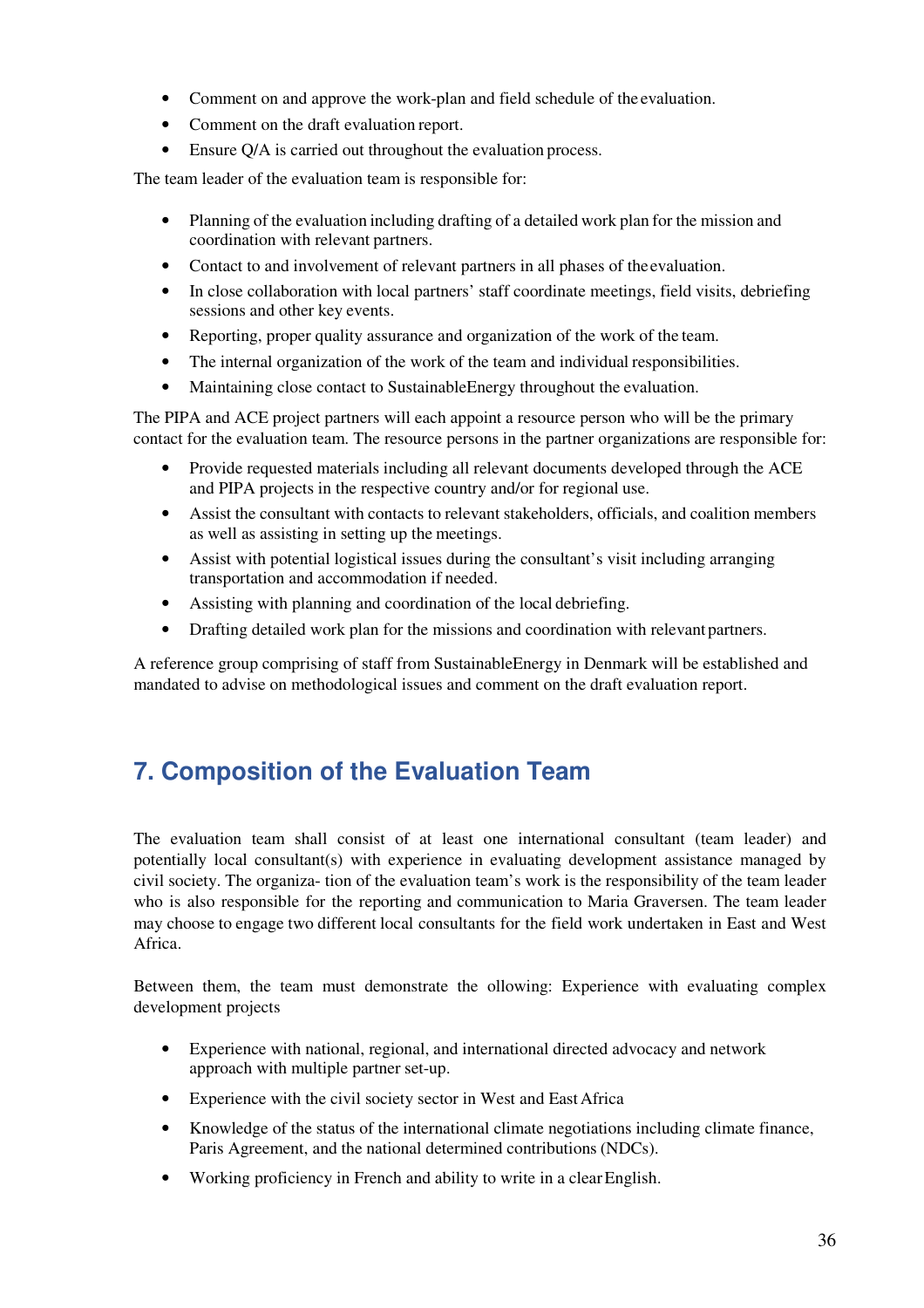- Comment on and approve the work-plan and field schedule of the evaluation.
- Comment on the draft evaluation report.
- Ensure Q/A is carried out throughout the evaluation process.

The team leader of the evaluation team is responsible for:

- Planning of the evaluation including drafting of a detailed work plan for the mission and coordination with relevant partners.
- Contact to and involvement of relevant partners in all phases of the evaluation.
- In close collaboration with local partners' staff coordinate meetings, field visits, debriefing sessions and other key events.
- Reporting, proper quality assurance and organization of the work of the team.
- The internal organization of the work of the team and individual responsibilities.
- Maintaining close contact to SustainableEnergy throughout the evaluation.

The PIPA and ACE project partners will each appoint a resource person who will be the primary contact for the evaluation team. The resource persons in the partner organizations are responsible for:

- Provide requested materials including all relevant documents developed through the ACE and PIPA projects in the respective country and/or for regional use.
- Assist the consultant with contacts to relevant stakeholders, officials, and coalition members as well as assisting in setting up the meetings.
- Assist with potential logistical issues during the consultant's visit including arranging transportation and accommodation if needed.
- Assisting with planning and coordination of the local debriefing.
- Drafting detailed work plan for the missions and coordination with relevant partners.

A reference group comprising of staff from SustainableEnergy in Denmark will be established and mandated to advise on methodological issues and comment on the draft evaluation report.

## 7. Composition of the Evaluation Team

The evaluation team shall consist of at least one international consultant (team leader) and potentially local consultant(s) with experience in evaluating development assistance managed by civil society. The organiza- tion of the evaluation team's work is the responsibility of the team leader who is also responsible for the reporting and communication to Maria Graversen. The team leader may choose to engage two different local consultants for the field work undertaken in East and West Africa.

Between them, the team must demonstrate the ollowing: Experience with evaluating complex development projects

- Experience with national, regional, and international directed advocacy and network approach with multiple partner set-up.
- Experience with the civil society sector in West and East Africa
- Knowledge of the status of the international climate negotiations including climate finance, Paris Agreement, and the national determined contributions (NDCs).
- Working proficiency in French and ability to write in a clear English.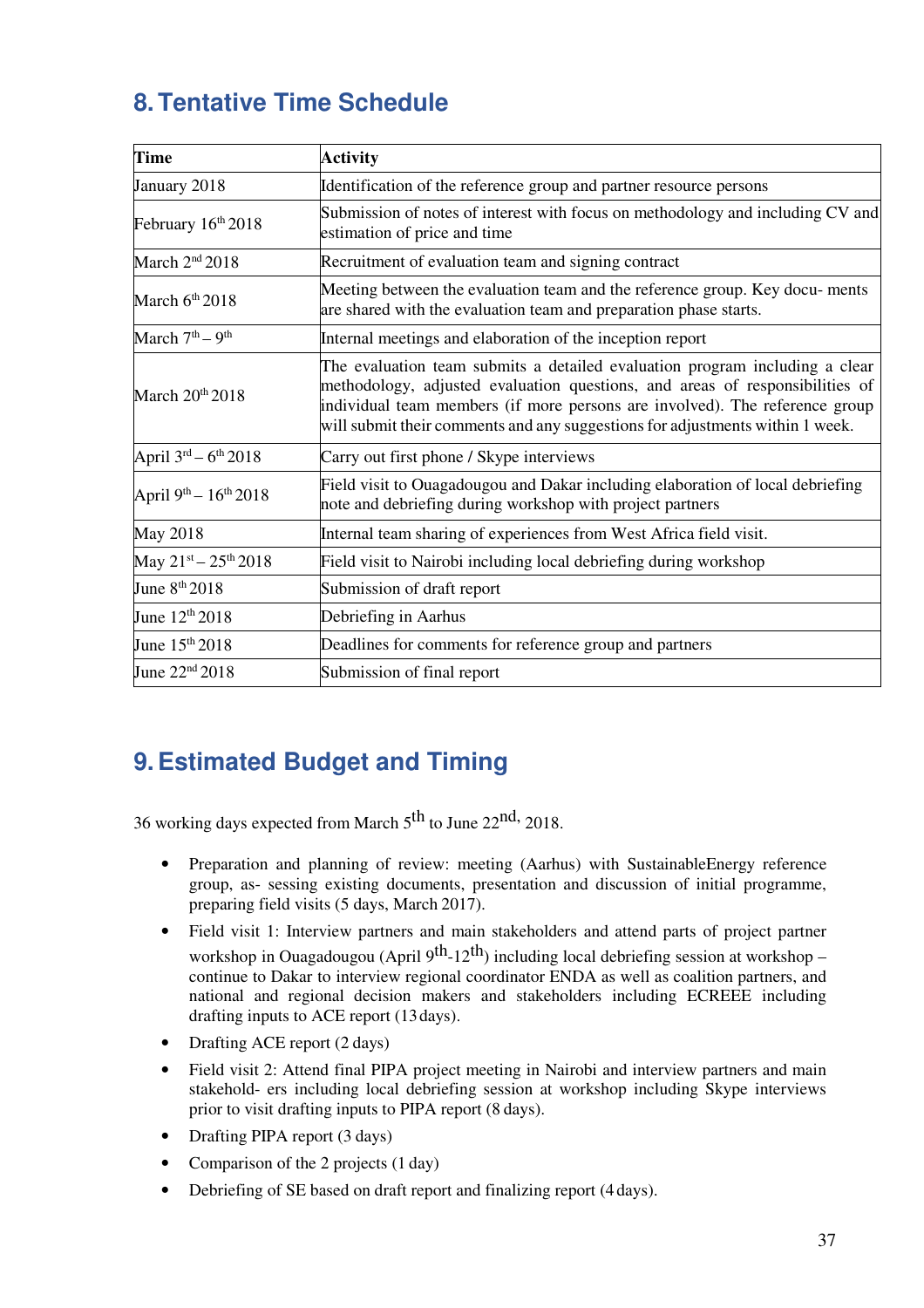# 8. Tentative Time Schedule

| Time | Activity |
|---|---|
| January 2018 | Identification of the reference group and partner resource persons |
| February 16th 2018 | Submission of notes of interest with focus on methodology and including CV and estimation of price and time |
| March 2nd 2018 | Recruitment of evaluation team and signing contract |
| March 6th 2018 | Meeting between the evaluation team and the reference group. Key docu- ments are shared with the evaluation team and preparation phase starts. |
| March 7th – 9th | Internal meetings and elaboration of the inception report |
| March 20th 2018 | The evaluation team submits a detailed evaluation program including a clear methodology, adjusted evaluation questions, and areas of responsibilities of individual team members (if more persons are involved). The reference group will submit their comments and any suggestions for adjustments within 1 week. |
| April 3rd – 6th 2018 | Carry out first phone / Skype interviews |
| April 9th – 16th 2018 | Field visit to Ouagadougou and Dakar including elaboration of local debriefing note and debriefing during workshop with project partners |
| May 2018 | Internal team sharing of experiences from West Africa field visit. |
| May 21st – 25th 2018 | Field visit to Nairobi including local debriefing during workshop |
| June 8th 2018 | Submission of draft report |
| June 12th 2018 | Debriefing in Aarhus |
| June 15th 2018 | Deadlines for comments for reference group and partners |
| June 22nd 2018 | Submission of final report |

# 9. Estimated Budget and Timing

36 working days expected from March 5th to June 22nd, 2018.

- Preparation and planning of review: meeting (Aarhus) with SustainableEnergy reference group, as- sessing existing documents, presentation and discussion of initial programme, preparing field visits (5 days, March 2017).
- Field visit 1: Interview partners and main stakeholders and attend parts of project partner workshop in Ouagadougou (April 9th-12th) including local debriefing session at workshop – continue to Dakar to interview regional coordinator ENDA as well as coalition partners, and national and regional decision makers and stakeholders including ECREEE including drafting inputs to ACE report (13 days).
- Drafting ACE report (2 days)
- Field visit 2: Attend final PIPA project meeting in Nairobi and interview partners and main stakehold- ers including local debriefing session at workshop including Skype interviews prior to visit drafting inputs to PIPA report (8 days).
- Drafting PIPA report (3 days)
- Comparison of the 2 projects (1 day)
- Debriefing of SE based on draft report and finalizing report (4 days).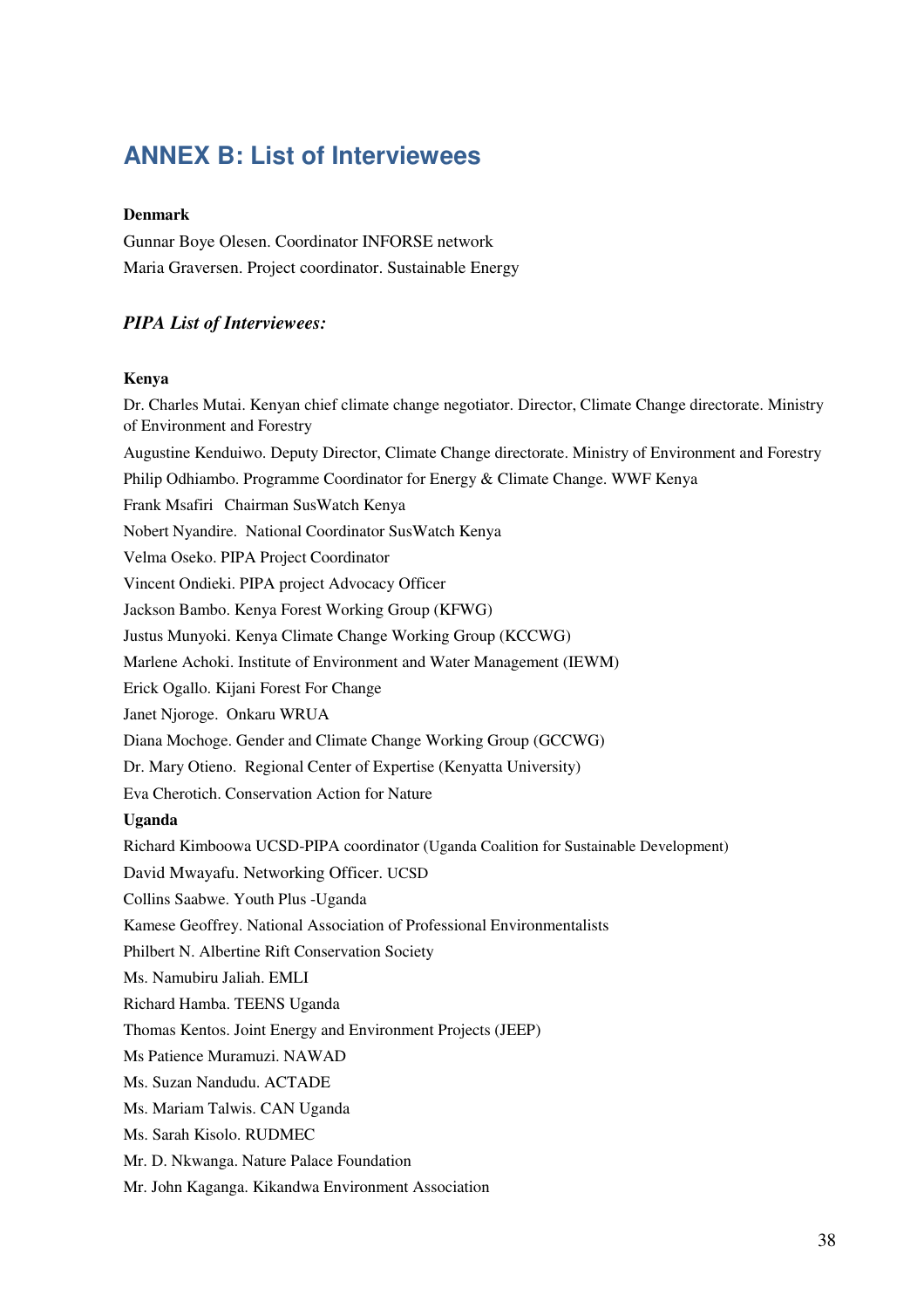# ANNEX B: List of Interviewees

**Denmark**

Gunnar Boye Olesen. Coordinator INFORSE network

Maria Graversen. Project coordinator. Sustainable Energy

### *PIPA List of Interviewees:*

**Kenya**

Dr. Charles Mutai. Kenyan chief climate change negotiator. Director, Climate Change directorate. Ministry of Environment and Forestry

Augustine Kenduiwo. Deputy Director, Climate Change directorate. Ministry of Environment and Forestry

Philip Odhiambo. Programme Coordinator for Energy & Climate Change. WWF Kenya

Frank Msafiri  Chairman SusWatch Kenya

Nobert Nyandire.  National Coordinator SusWatch Kenya

Velma Oseko. PIPA Project Coordinator

Vincent Ondieki. PIPA project Advocacy Officer

Jackson Bambo. Kenya Forest Working Group (KFWG)

Justus Munyoki. Kenya Climate Change Working Group (KCCWG)

Marlene Achoki. Institute of Environment and Water Management (IEWM)

Erick Ogallo. Kijani Forest For Change

Janet Njoroge.  Onkaru WRUA

Diana Mochoge. Gender and Climate Change Working Group (GCCWG)

Dr. Mary Otieno.  Regional Center of Expertise (Kenyatta University)

Eva Cherotich. Conservation Action for Nature

**Uganda**

Richard Kimboowa UCSD-PIPA coordinator (Uganda Coalition for Sustainable Development)

David Mwayafu. Networking Officer. UCSD

Collins Saabwe. Youth Plus -Uganda

Kamese Geoffrey. National Association of Professional Environmentalists

Philbert N. Albertine Rift Conservation Society

Ms. Namubiru Jaliah. EMLI

Richard Hamba. TEENS Uganda

Thomas Kentos. Joint Energy and Environment Projects (JEEP)

Ms Patience Muramuzi. NAWAD

Ms. Suzan Nandudu. ACTADE

Ms. Mariam Talwis. CAN Uganda

Ms. Sarah Kisolo. RUDMEC

Mr. D. Nkwanga. Nature Palace Foundation

Mr. John Kaganga. Kikandwa Environment Association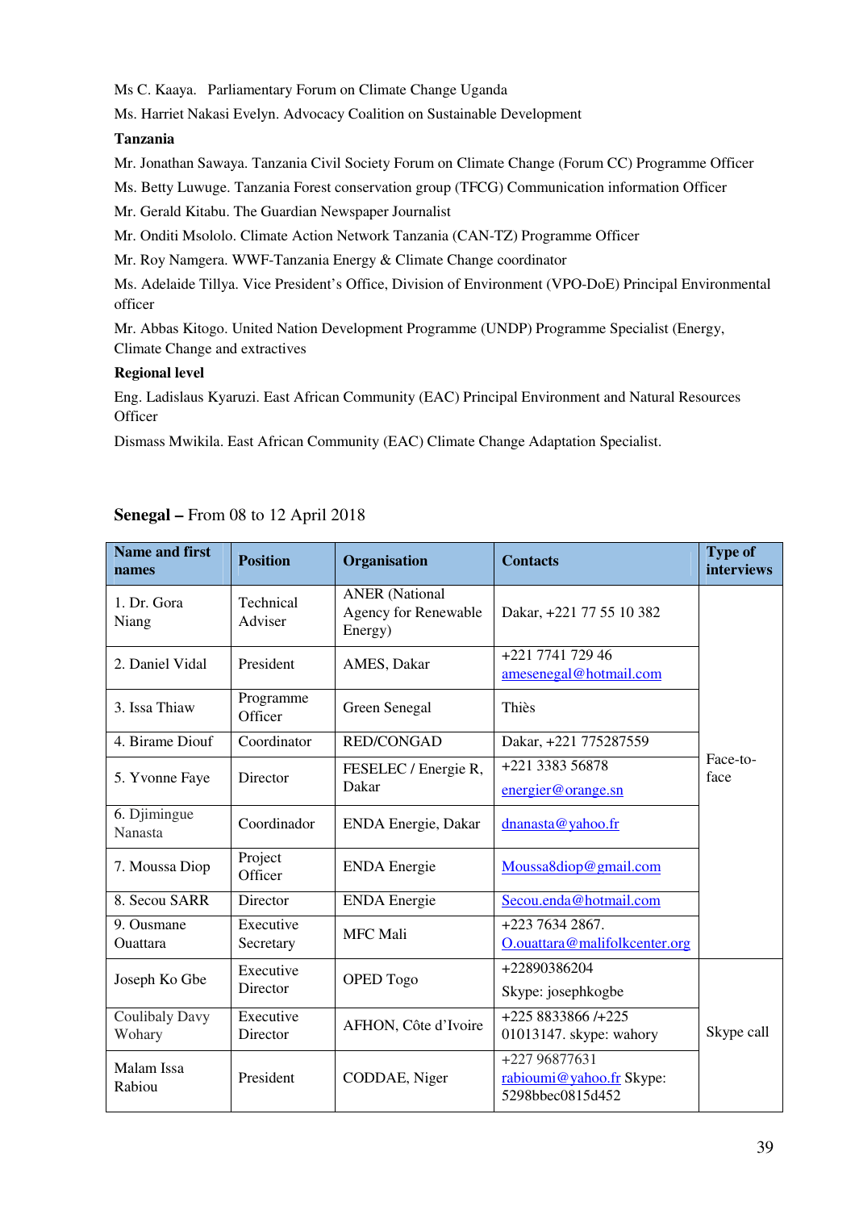Ms C. Kaaya. Parliamentary Forum on Climate Change Uganda

Ms. Harriet Nakasi Evelyn. Advocacy Coalition on Sustainable Development

**Tanzania**

Mr. Jonathan Sawaya. Tanzania Civil Society Forum on Climate Change (Forum CC) Programme Officer

Ms. Betty Luwuge. Tanzania Forest conservation group (TFCG) Communication information Officer

Mr. Gerald Kitabu. The Guardian Newspaper Journalist

Mr. Onditi Msololo. Climate Action Network Tanzania (CAN-TZ) Programme Officer

Mr. Roy Namgera. WWF-Tanzania Energy & Climate Change coordinator

Ms. Adelaide Tillya. Vice President's Office, Division of Environment (VPO-DoE) Principal Environmental officer

Mr. Abbas Kitogo. United Nation Development Programme (UNDP) Programme Specialist (Energy, Climate Change and extractives

**Regional level**

Eng. Ladislaus Kyaruzi. East African Community (EAC) Principal Environment and Natural Resources Officer

Dismass Mwikila. East African Community (EAC) Climate Change Adaptation Specialist.

**Senegal –** From 08 to 12 April 2018

| Name and first names | Position | Organisation | Contacts | Type of interviews |
|---|---|---|---|---|
| 1. Dr. Gora Niang | Technical Adviser | ANER (National Agency for Renewable Energy) | Dakar, +221 77 55 10 382 | Face-to-face |
| 2. Daniel Vidal | President | AMES, Dakar | +221 7741 729 46 amesenegal@hotmail.com | |
| 3. Issa Thiaw | Programme Officer | Green Senegal | Thiès | |
| 4. Birame Diouf | Coordinator | RED/CONGAD | Dakar, +221 775287559 | |
| 5. Yvonne Faye | Director | FESELEC / Energie R, Dakar | +221 3383 56878 energier@orange.sn | |
| 6. Djimingue Nanasta | Coordinador | ENDA Energie, Dakar | dnanasta@yahoo.fr | |
| 7. Moussa Diop | Project Officer | ENDA Energie | Moussa8diop@gmail.com | |
| 8. Secou SARR | Director | ENDA Energie | Secou.enda@hotmail.com | |
| 9. Ousmane Ouattara | Executive Secretary | MFC Mali | +223 7634 2867. O.ouattara@malifolkcenter.org | |
| Joseph Ko Gbe | Executive Director | OPED Togo | +22890386204 Skype: josephkogbe | Skype call |
| Coulibaly Davy Wohary | Executive Director | AFHON, Côte d'Ivoire | +225 8833866 /+225 01013147. skype: wahory | |
| Malam Issa Rabiou | President | CODDAE, Niger | +227 96877631 rabioumi@yahoo.fr Skype: 5298bbec0815d452 | |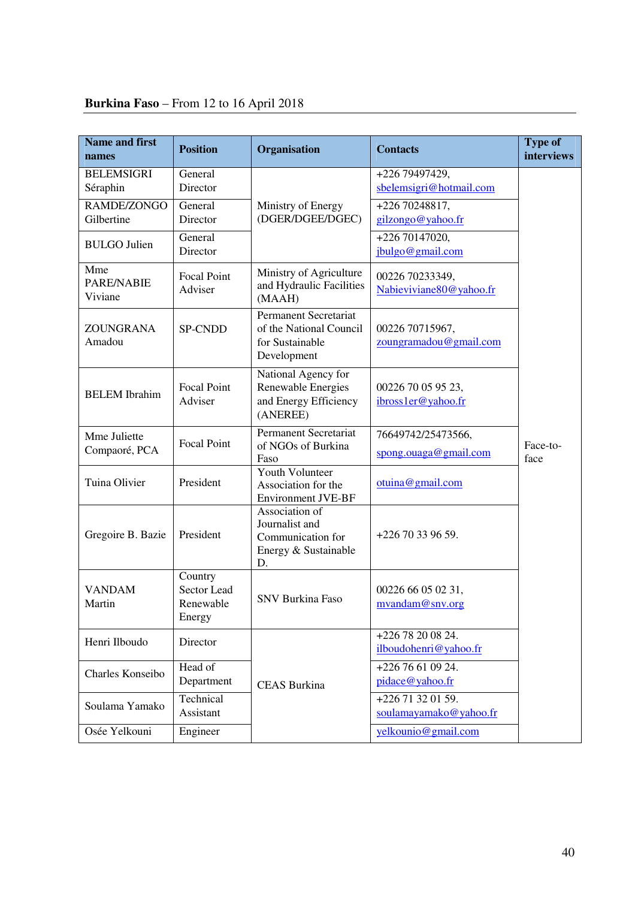**Burkina Faso** – From 12 to 16 April 2018

| Name and first names | Position | Organisation | Contacts | Type of interviews |
|---|---|---|---|---|
| BELEMSIGRI Séraphin | General Director | Ministry of Energy (DGER/DGEE/DGEC) | +226 79497429, sbelemsigri@hotmail.com | Face-to-face |
| RAMDE/ZONGO Gilbertine | General Director | | +226 70248817, gilzongo@yahoo.fr | |
| BULGO Julien | General Director | | +226 70147020, jbulgo@gmail.com | |
| Mme PARE/NABIE Viviane | Focal Point Adviser | Ministry of Agriculture and Hydraulic Facilities (MAAH) | 00226 70233349, Nabieviviane80@yahoo.fr | |
| ZOUNGRANA Amadou | SP-CNDD | Permanent Secretariat of the National Council for Sustainable Development | 00226 70715967, zoungramadou@gmail.com | |
| BELEM Ibrahim | Focal Point Adviser | National Agency for Renewable Energies and Energy Efficiency (ANEREE) | 00226 70 05 95 23, ibross1er@yahoo.fr | |
| Mme Juliette Compaoré, PCA | Focal Point | Permanent Secretariat of NGOs of Burkina Faso | 76649742/25473566, spong.ouaga@gmail.com | |
| Tuina Olivier | President | Youth Volunteer Association for the Environment JVE-BF | otuina@gmail.com | |
| Gregoire B. Bazie | President | Association of Journalist and Communication for Energy & Sustainable D. | +226 70 33 96 59. | |
| VANDAM Martin | Country Sector Lead Renewable Energy | SNV Burkina Faso | 00226 66 05 02 31, mvandam@snv.org | |
| Henri Ilboudo | Director | CEAS Burkina | +226 78 20 08 24. ilboudohenri@yahoo.fr | |
| Charles Konseibo | Head of Department | | +226 76 61 09 24. pidace@yahoo.fr | |
| Soulama Yamako | Technical Assistant | | +226 71 32 01 59. soulamayamako@yahoo.fr | |
| Osée Yelkouni | Engineer | | yelkounio@gmail.com | |